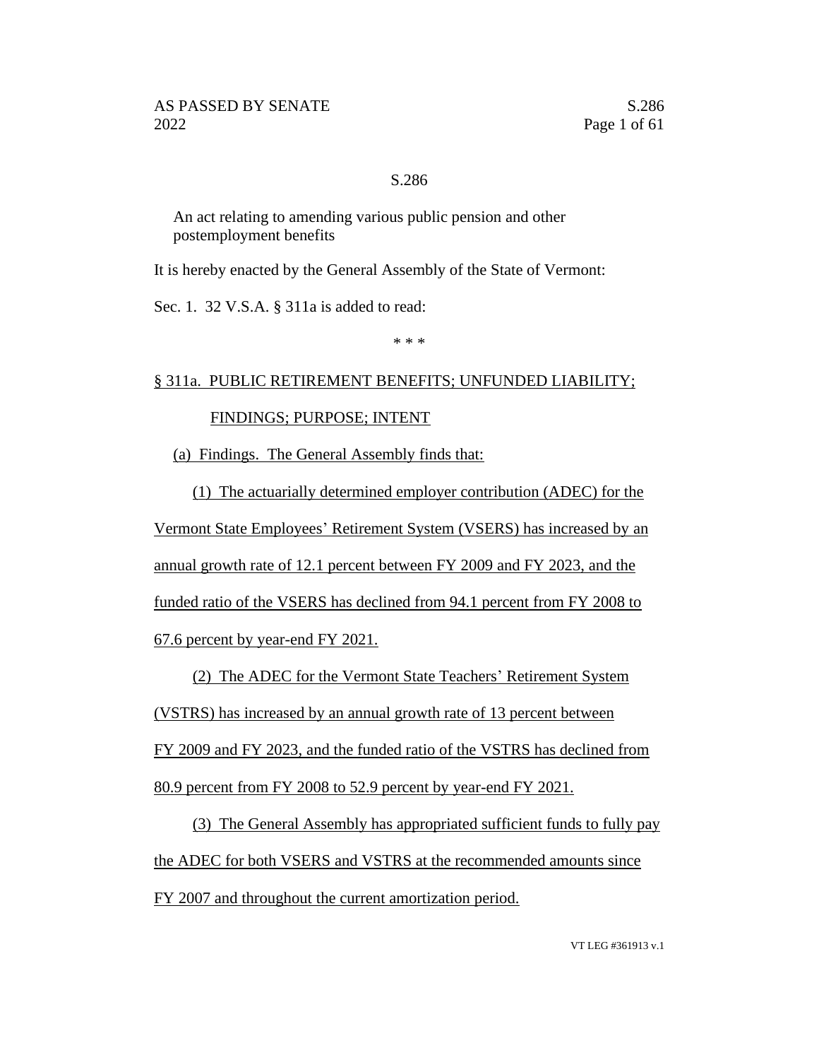S.286

An act relating to amending various public pension and other postemployment benefits

It is hereby enacted by the General Assembly of the State of Vermont:

Sec. 1. 32 V.S.A. § 311a is added to read:

\* \* \*

§ 311a. PUBLIC RETIREMENT BENEFITS; UNFUNDED LIABILITY; FINDINGS; PURPOSE; INTENT

(a) Findings. The General Assembly finds that:

(1) The actuarially determined employer contribution (ADEC) for the Vermont State Employees' Retirement System (VSERS) has increased by an annual growth rate of 12.1 percent between FY 2009 and FY 2023, and the funded ratio of the VSERS has declined from 94.1 percent from FY 2008 to 67.6 percent by year-end FY 2021.

(2) The ADEC for the Vermont State Teachers' Retirement System (VSTRS) has increased by an annual growth rate of 13 percent between FY 2009 and FY 2023, and the funded ratio of the VSTRS has declined from 80.9 percent from FY 2008 to 52.9 percent by year-end FY 2021.

(3) The General Assembly has appropriated sufficient funds to fully pay the ADEC for both VSERS and VSTRS at the recommended amounts since FY 2007 and throughout the current amortization period.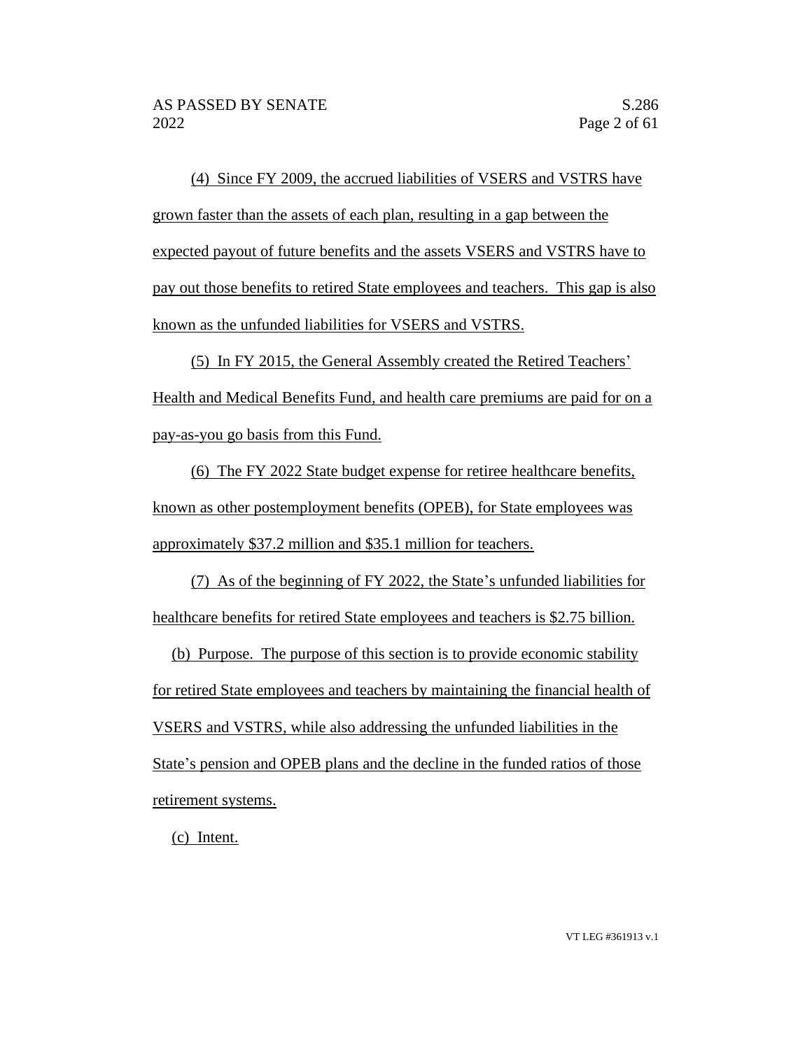(4) Since FY 2009, the accrued liabilities of VSERS and VSTRS have grown faster than the assets of each plan, resulting in a gap between the expected payout of future benefits and the assets VSERS and VSTRS have to pay out those benefits to retired State employees and teachers. This gap is also known as the unfunded liabilities for VSERS and VSTRS.

(5) In FY 2015, the General Assembly created the Retired Teachers' Health and Medical Benefits Fund, and health care premiums are paid for on a pay-as-you go basis from this Fund.

(6) The FY 2022 State budget expense for retiree healthcare benefits, known as other postemployment benefits (OPEB), for State employees was approximately $37.2 million and $35.1 million for teachers.

(7) As of the beginning of FY 2022, the State's unfunded liabilities for healthcare benefits for retired State employees and teachers is $2.75 billion.

(b) Purpose. The purpose of this section is to provide economic stability for retired State employees and teachers by maintaining the financial health of VSERS and VSTRS, while also addressing the unfunded liabilities in the State's pension and OPEB plans and the decline in the funded ratios of those retirement systems.

(c) Intent.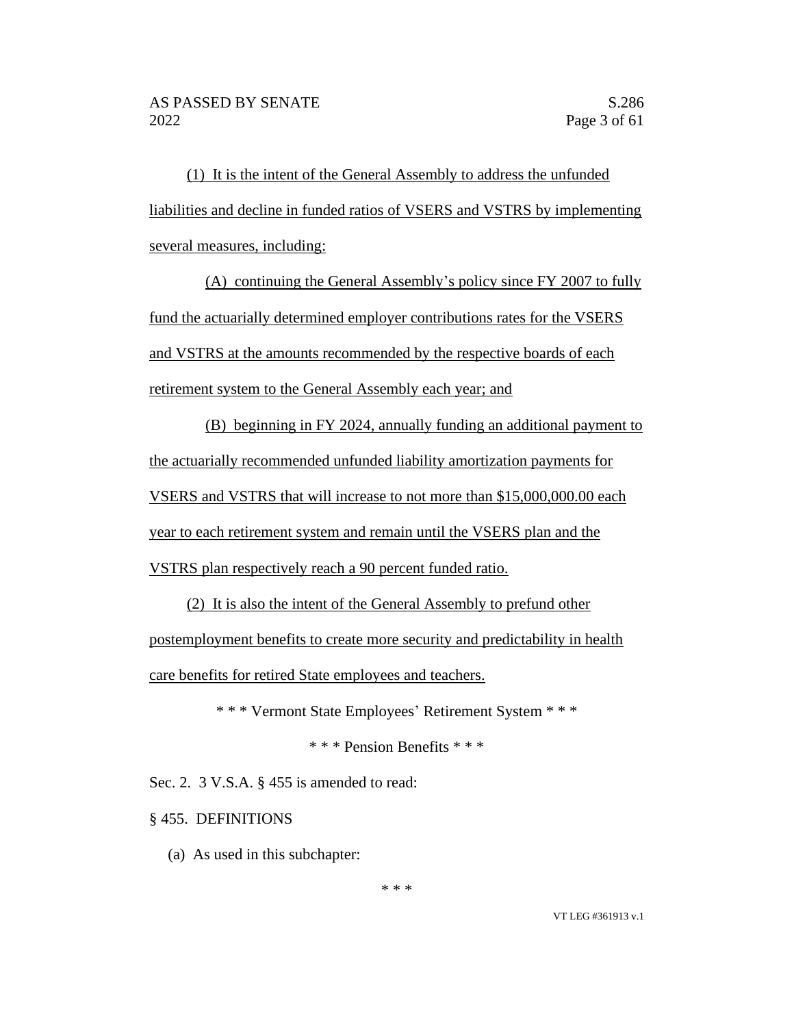(1) It is the intent of the General Assembly to address the unfunded liabilities and decline in funded ratios of VSERS and VSTRS by implementing several measures, including:

(A) continuing the General Assembly's policy since FY 2007 to fully fund the actuarially determined employer contributions rates for the VSERS and VSTRS at the amounts recommended by the respective boards of each retirement system to the General Assembly each year; and

(B) beginning in FY 2024, annually funding an additional payment to the actuarially recommended unfunded liability amortization payments for VSERS and VSTRS that will increase to not more than $15,000,000.00 each year to each retirement system and remain until the VSERS plan and the VSTRS plan respectively reach a 90 percent funded ratio.

(2) It is also the intent of the General Assembly to prefund other postemployment benefits to create more security and predictability in health care benefits for retired State employees and teachers.

\* \* \* Vermont State Employees' Retirement System \* \* \*

\* \* \* Pension Benefits \* \* \*

Sec. 2. 3 V.S.A. § 455 is amended to read:

§ 455. DEFINITIONS

(a) As used in this subchapter:

\* \* \*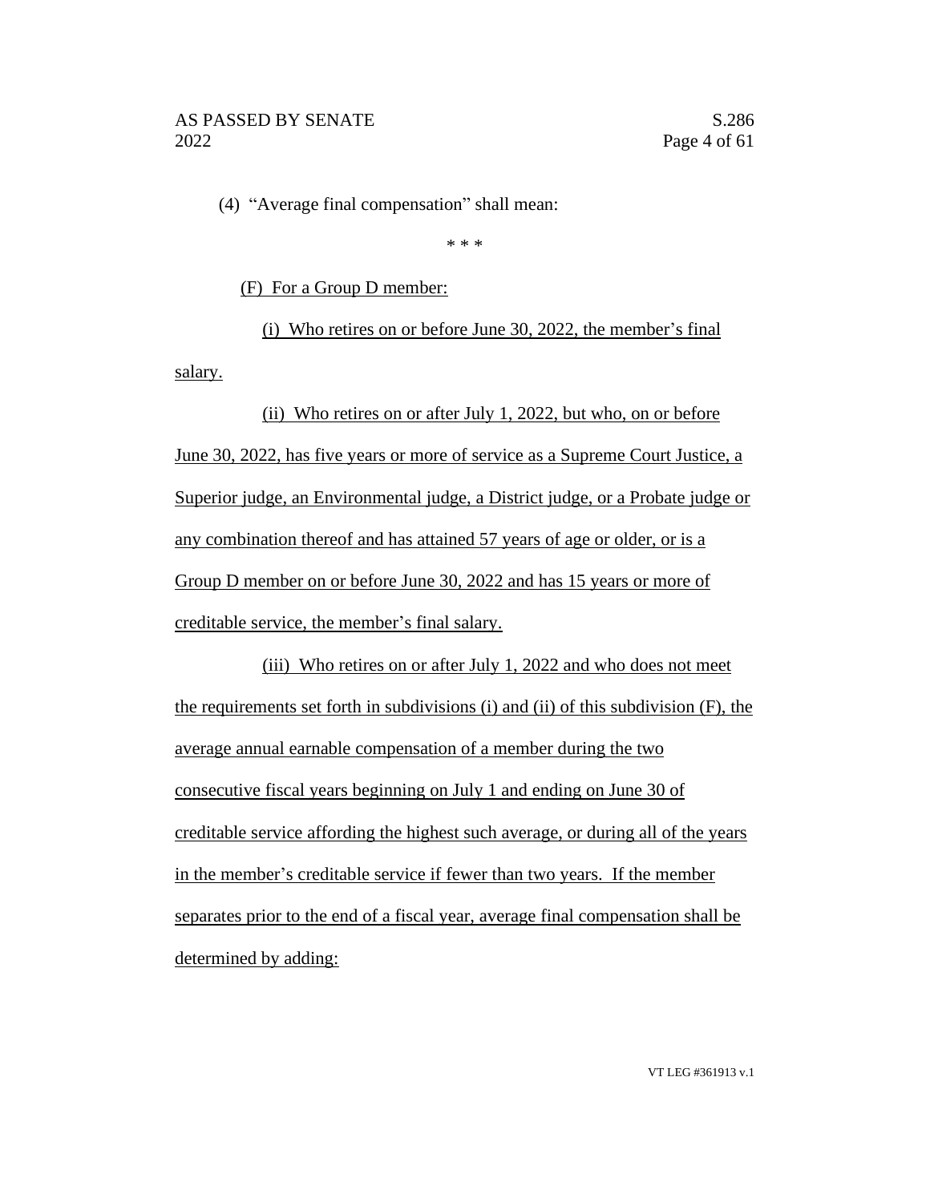(4) "Average final compensation" shall mean:

\* \* \*

(F) For a Group D member:

(i) Who retires on or before June 30, 2022, the member's final salary.

(ii) Who retires on or after July 1, 2022, but who, on or before June 30, 2022, has five years or more of service as a Supreme Court Justice, a Superior judge, an Environmental judge, a District judge, or a Probate judge or any combination thereof and has attained 57 years of age or older, or is a Group D member on or before June 30, 2022 and has 15 years or more of creditable service, the member's final salary.

(iii) Who retires on or after July 1, 2022 and who does not meet the requirements set forth in subdivisions (i) and (ii) of this subdivision (F), the average annual earnable compensation of a member during the two consecutive fiscal years beginning on July 1 and ending on June 30 of creditable service affording the highest such average, or during all of the years in the member's creditable service if fewer than two years. If the member separates prior to the end of a fiscal year, average final compensation shall be determined by adding: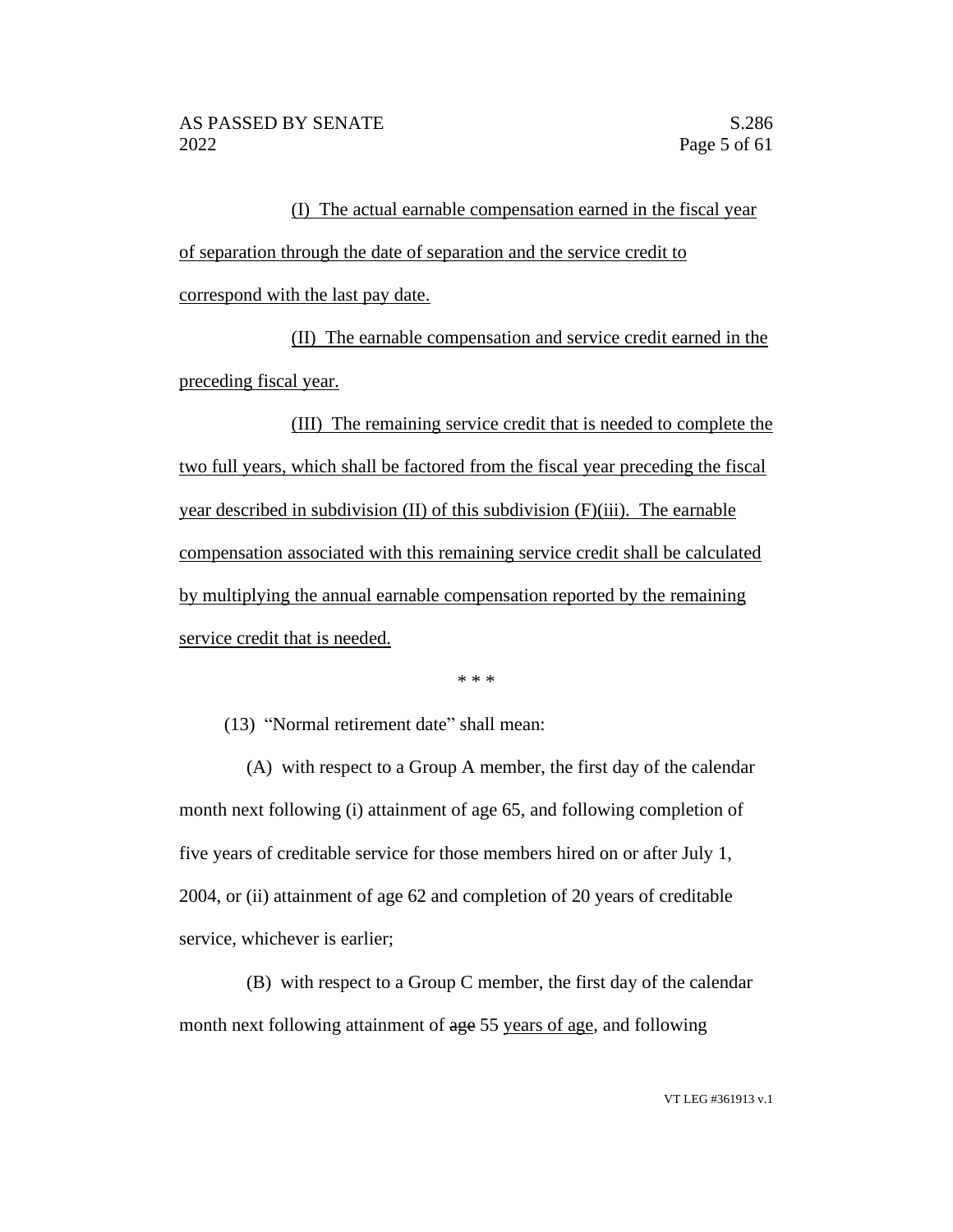(I) The actual earnable compensation earned in the fiscal year of separation through the date of separation and the service credit to correspond with the last pay date.

(II) The earnable compensation and service credit earned in the preceding fiscal year.

(III) The remaining service credit that is needed to complete the two full years, which shall be factored from the fiscal year preceding the fiscal year described in subdivision (II) of this subdivision (F)(iii). The earnable compensation associated with this remaining service credit shall be calculated by multiplying the annual earnable compensation reported by the remaining service credit that is needed.

\* \* \*

(13) "Normal retirement date" shall mean:

(A) with respect to a Group A member, the first day of the calendar month next following (i) attainment of age 65, and following completion of five years of creditable service for those members hired on or after July 1, 2004, or (ii) attainment of age 62 and completion of 20 years of creditable service, whichever is earlier;

(B) with respect to a Group C member, the first day of the calendar month next following attainment of ~~age~~ 55 years of age, and following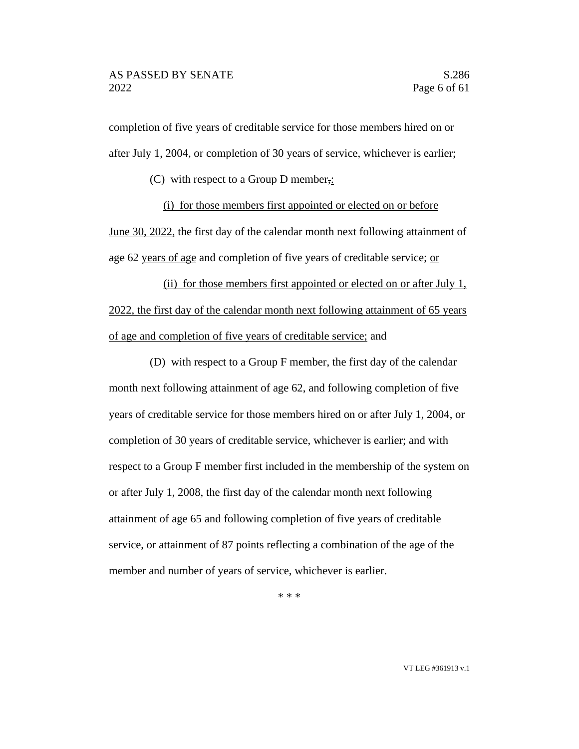completion of five years of creditable service for those members hired on or after July 1, 2004, or completion of 30 years of service, whichever is earlier;

(C) with respect to a Group D member, :

(i) for those members first appointed or elected on or before June 30, 2022, the first day of the calendar month next following attainment of age 62 years of age and completion of five years of creditable service; or

(ii) for those members first appointed or elected on or after July 1, 2022, the first day of the calendar month next following attainment of 65 years of age and completion of five years of creditable service; and

(D) with respect to a Group F member, the first day of the calendar month next following attainment of age 62, and following completion of five years of creditable service for those members hired on or after July 1, 2004, or completion of 30 years of creditable service, whichever is earlier; and with respect to a Group F member first included in the membership of the system on or after July 1, 2008, the first day of the calendar month next following attainment of age 65 and following completion of five years of creditable service, or attainment of 87 points reflecting a combination of the age of the member and number of years of service, whichever is earlier.

\* \* \*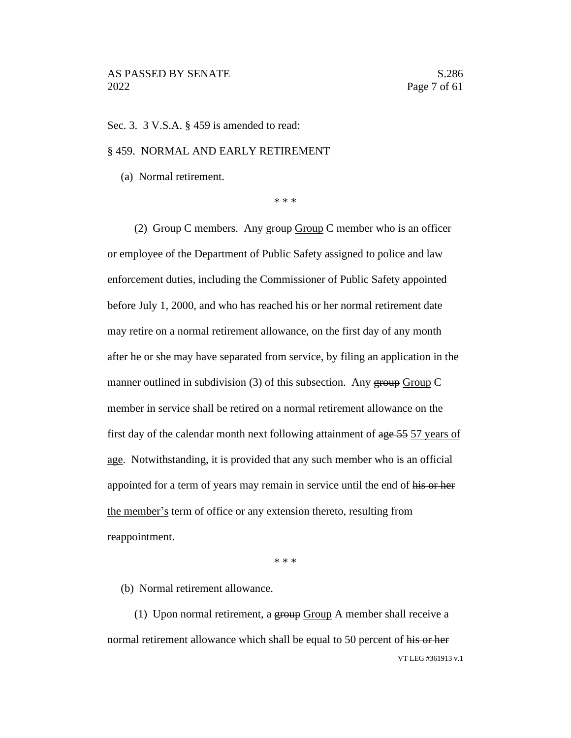Sec. 3. 3 V.S.A. § 459 is amended to read:

§ 459. NORMAL AND EARLY RETIREMENT

(a) Normal retirement.

\* \* \*

(2) Group C members. Any ~~group~~ Group C member who is an officer or employee of the Department of Public Safety assigned to police and law enforcement duties, including the Commissioner of Public Safety appointed before July 1, 2000, and who has reached his or her normal retirement date may retire on a normal retirement allowance, on the first day of any month after he or she may have separated from service, by filing an application in the manner outlined in subdivision (3) of this subsection. Any ~~group~~ Group C member in service shall be retired on a normal retirement allowance on the first day of the calendar month next following attainment of ~~age 55~~ 57 years of age. Notwithstanding, it is provided that any such member who is an official appointed for a term of years may remain in service until the end of ~~his or her~~ the member's term of office or any extension thereto, resulting from reappointment.

\* \* \*

(b) Normal retirement allowance.

(1) Upon normal retirement, a ~~group~~ Group A member shall receive a normal retirement allowance which shall be equal to 50 percent of ~~his or her~~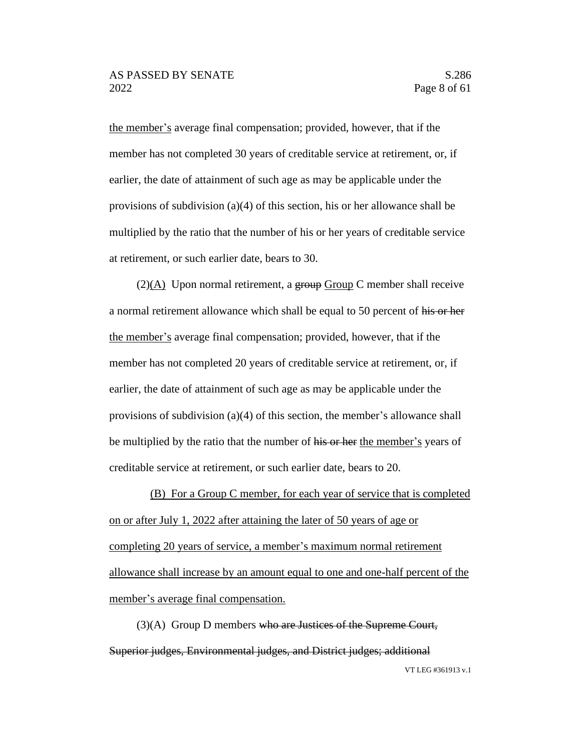<u>the member's</u> average final compensation; provided, however, that if the member has not completed 30 years of creditable service at retirement, or, if earlier, the date of attainment of such age as may be applicable under the provisions of subdivision (a)(4) of this section, his or her allowance shall be multiplied by the ratio that the number of his or her years of creditable service at retirement, or such earlier date, bears to 30.

(2)<u>(A)</u> Upon normal retirement, a ~~group~~ <u>Group</u> C member shall receive a normal retirement allowance which shall be equal to 50 percent of ~~his or her~~ <u>the member's</u> average final compensation; provided, however, that if the member has not completed 20 years of creditable service at retirement, or, if earlier, the date of attainment of such age as may be applicable under the provisions of subdivision (a)(4) of this section, the member's allowance shall be multiplied by the ratio that the number of ~~his or her~~ <u>the member's</u> years of creditable service at retirement, or such earlier date, bears to 20.

<u>(B) For a Group C member, for each year of service that is completed on or after July 1, 2022 after attaining the later of 50 years of age or completing 20 years of service, a member's maximum normal retirement allowance shall increase by an amount equal to one and one-half percent of the member's average final compensation.</u>

(3)(A) Group D members ~~who are Justices of the Supreme Court, Superior judges, Environmental judges, and District judges; additional~~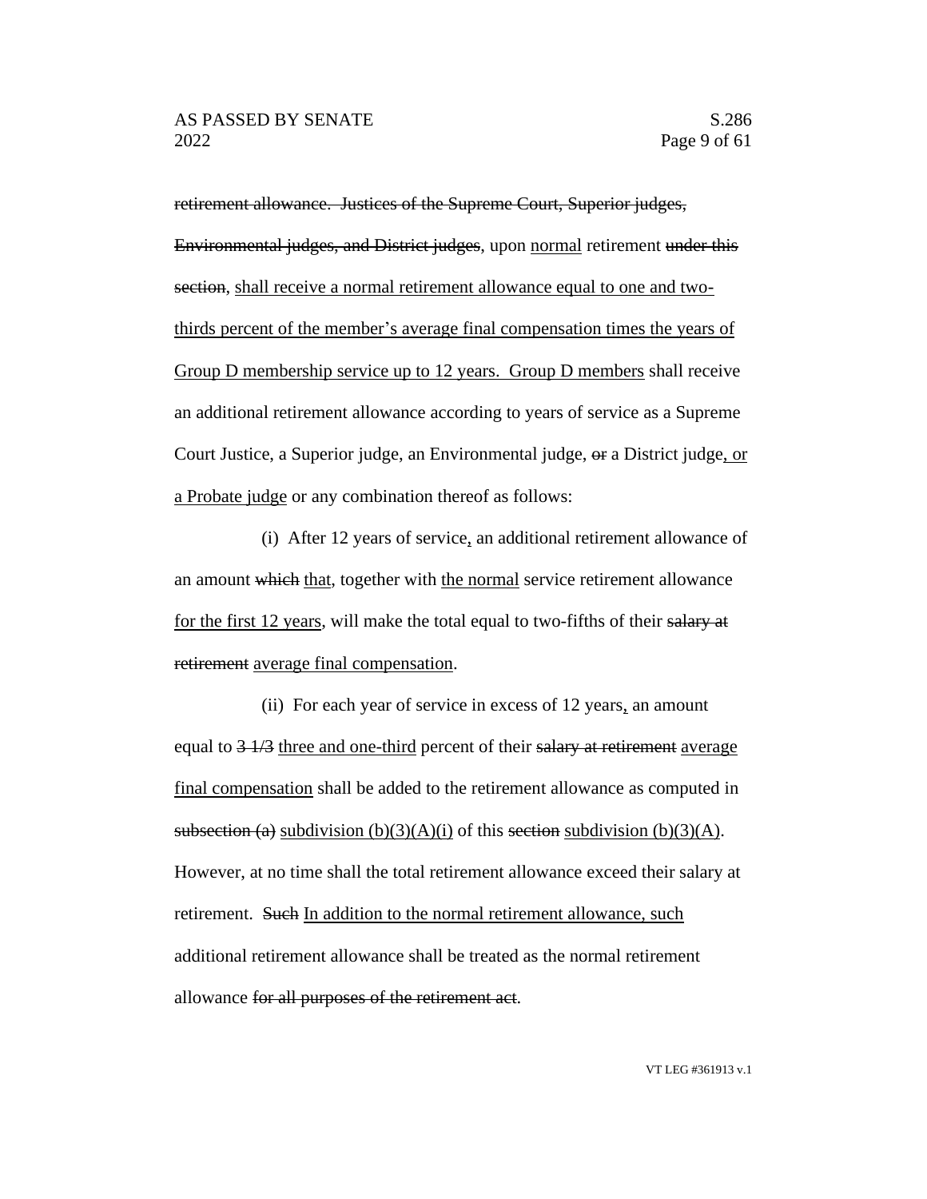~~retirement allowance. Justices of the Supreme Court, Superior judges, Environmental judges, and District judges~~, upon <u>normal</u> retirement ~~under this section~~, <u>shall receive a normal retirement allowance equal to one and two-thirds percent of the member's average final compensation times the years of Group D membership service up to 12 years. Group D members</u> shall receive an additional retirement allowance according to years of service as a Supreme Court Justice, a Superior judge, an Environmental judge, ~~or~~ a District judge<u>, or a Probate judge</u> or any combination thereof as follows:

(i) After 12 years of service<u>,</u> an additional retirement allowance of an amount ~~which~~ <u>that</u>, together with <u>the normal</u> service retirement allowance <u>for the first 12 years</u>, will make the total equal to two-fifths of their ~~salary at retirement~~ <u>average final compensation</u>.

(ii) For each year of service in excess of 12 years<u>,</u> an amount equal to ~~3 1/3~~ <u>three and one-third</u> percent of their ~~salary at retirement~~ <u>average final compensation</u> shall be added to the retirement allowance as computed in ~~subsection (a)~~ <u>subdivision (b)(3)(A)(i)</u> of this ~~section~~ <u>subdivision (b)(3)(A)</u>. However, at no time shall the total retirement allowance exceed their salary at retirement. ~~Such~~ <u>In addition to the normal retirement allowance, such</u> additional retirement allowance shall be treated as the normal retirement allowance ~~for all purposes of the retirement act~~.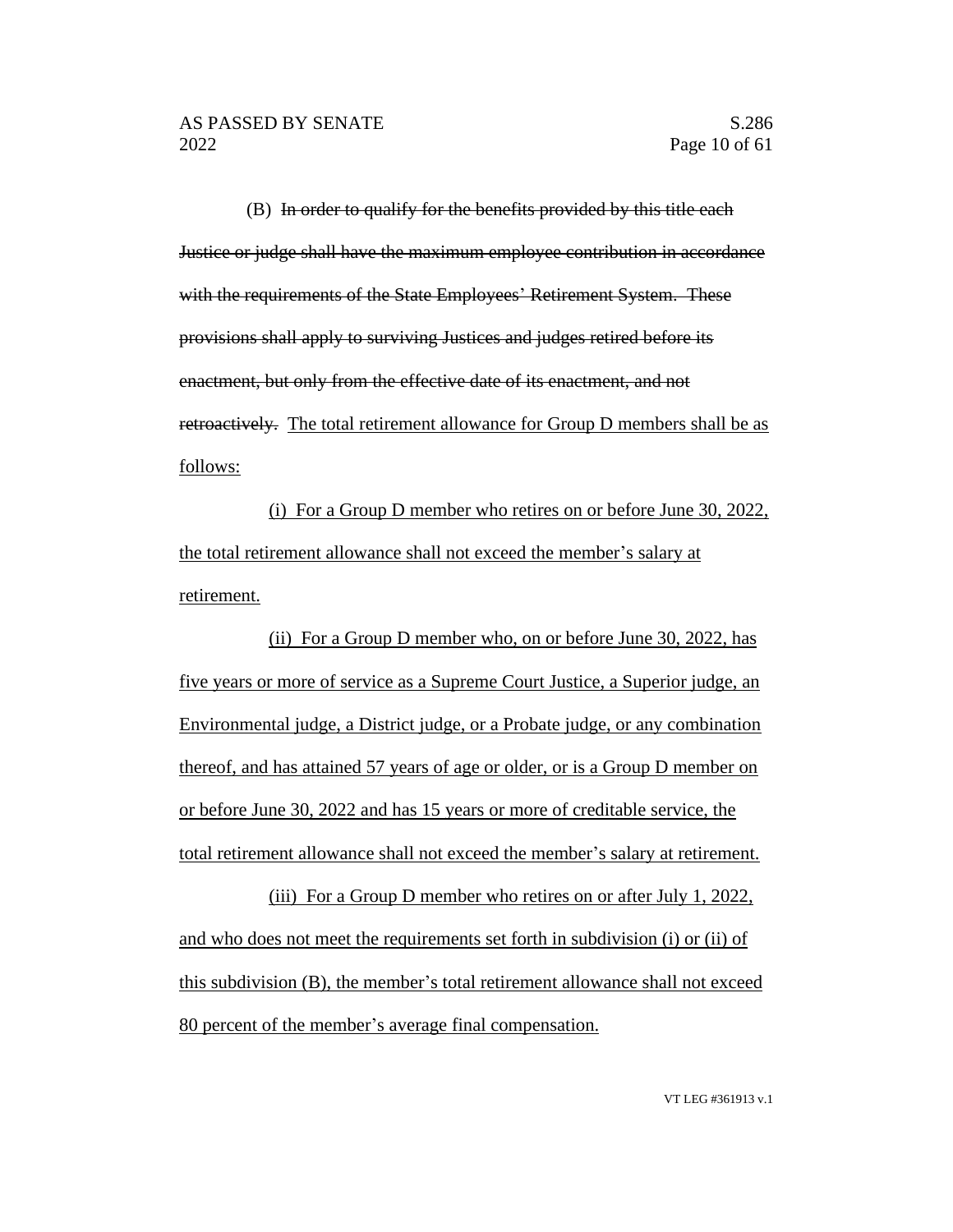(B) ~~In order to qualify for the benefits provided by this title each Justice or judge shall have the maximum employee contribution in accordance with the requirements of the State Employees' Retirement System. These provisions shall apply to surviving Justices and judges retired before its enactment, but only from the effective date of its enactment, and not retroactively.~~ <u>The total retirement allowance for Group D members shall be as follows:</u>

<u>(i) For a Group D member who retires on or before June 30, 2022, the total retirement allowance shall not exceed the member's salary at retirement.</u>

<u>(ii) For a Group D member who, on or before June 30, 2022, has five years or more of service as a Supreme Court Justice, a Superior judge, an Environmental judge, a District judge, or a Probate judge, or any combination thereof, and has attained 57 years of age or older, or is a Group D member on or before June 30, 2022 and has 15 years or more of creditable service, the total retirement allowance shall not exceed the member's salary at retirement.</u>

<u>(iii) For a Group D member who retires on or after July 1, 2022, and who does not meet the requirements set forth in subdivision (i) or (ii) of this subdivision (B), the member's total retirement allowance shall not exceed 80 percent of the member's average final compensation.</u>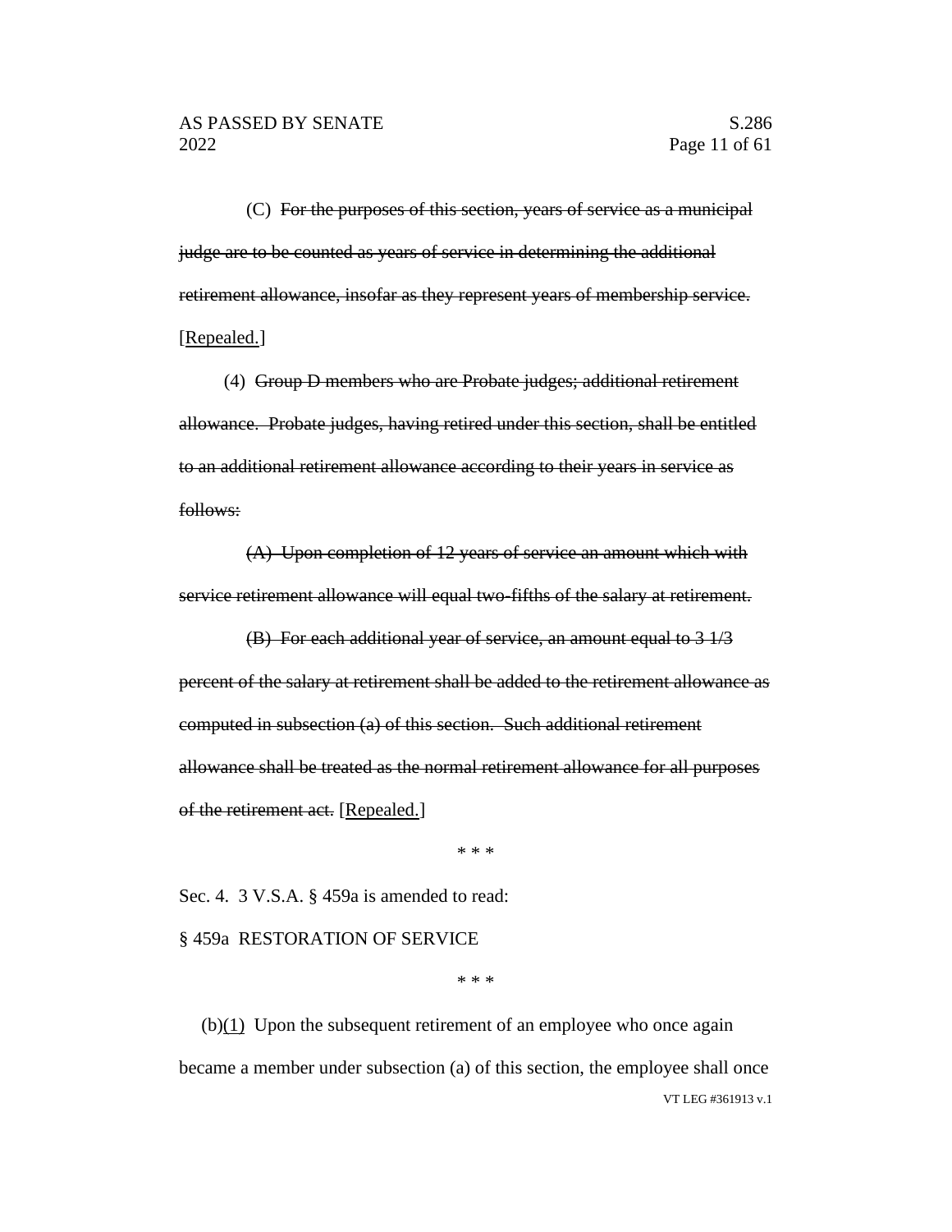(C) ~~For the purposes of this section, years of service as a municipal judge are to be counted as years of service in determining the additional retirement allowance, insofar as they represent years of membership service.~~ [Repealed.]

(4) ~~Group D members who are Probate judges; additional retirement allowance. Probate judges, having retired under this section, shall be entitled to an additional retirement allowance according to their years in service as follows:~~

~~(A) Upon completion of 12 years of service an amount which with service retirement allowance will equal two-fifths of the salary at retirement.~~

~~(B) For each additional year of service, an amount equal to 3 1/3 percent of the salary at retirement shall be added to the retirement allowance as computed in subsection (a) of this section. Such additional retirement allowance shall be treated as the normal retirement allowance for all purposes of the retirement act.~~ [Repealed.]

\* \* \*

Sec. 4. 3 V.S.A. § 459a is amended to read:

§ 459a RESTORATION OF SERVICE

\* \* \*

(b)(1) Upon the subsequent retirement of an employee who once again became a member under subsection (a) of this section, the employee shall once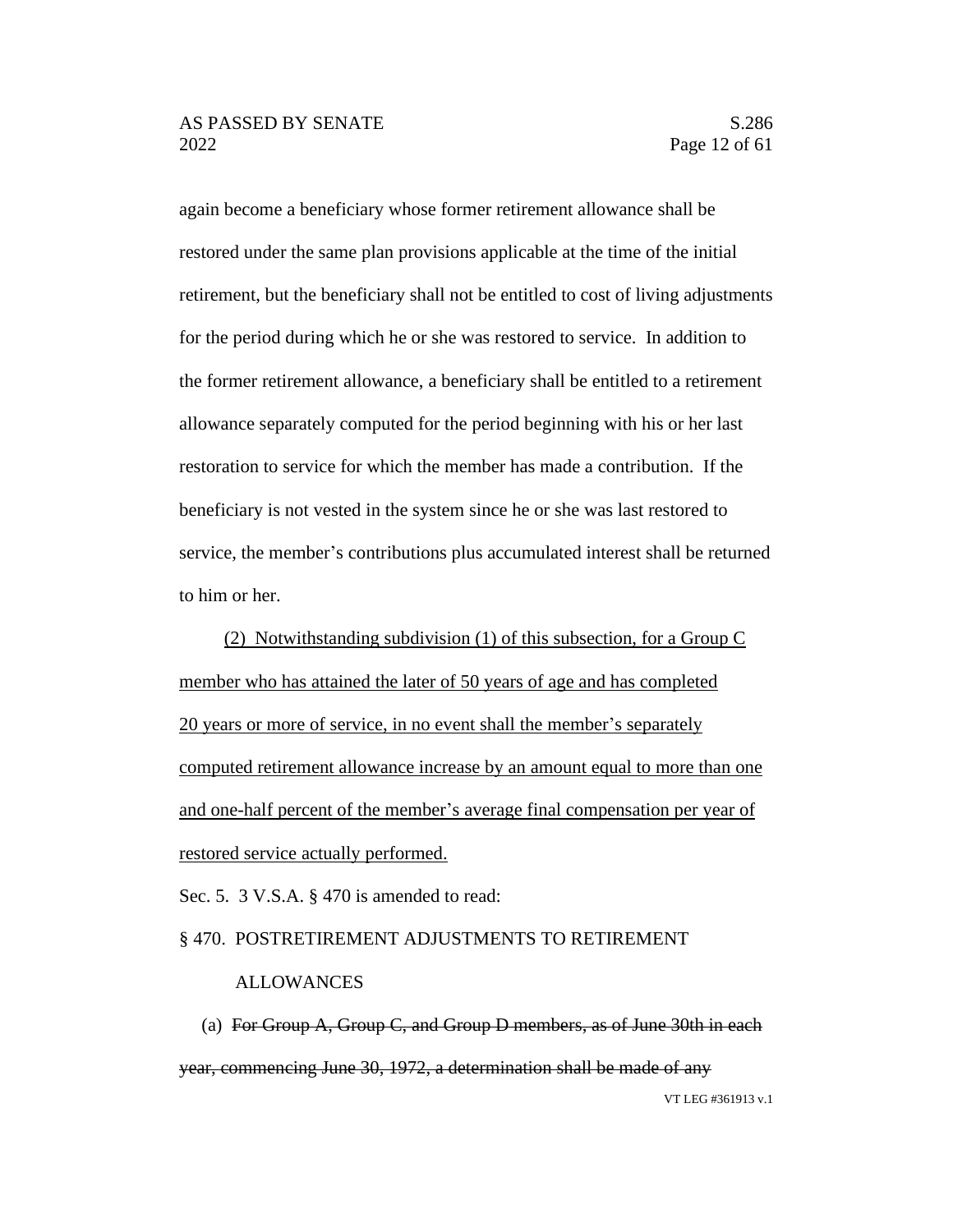again become a beneficiary whose former retirement allowance shall be restored under the same plan provisions applicable at the time of the initial retirement, but the beneficiary shall not be entitled to cost of living adjustments for the period during which he or she was restored to service. In addition to the former retirement allowance, a beneficiary shall be entitled to a retirement allowance separately computed for the period beginning with his or her last restoration to service for which the member has made a contribution. If the beneficiary is not vested in the system since he or she was last restored to service, the member's contributions plus accumulated interest shall be returned to him or her.

<u>(2) Notwithstanding subdivision (1) of this subsection, for a Group C member who has attained the later of 50 years of age and has completed 20 years or more of service, in no event shall the member's separately computed retirement allowance increase by an amount equal to more than one and one-half percent of the member's average final compensation per year of restored service actually performed.</u>

Sec. 5. 3 V.S.A. § 470 is amended to read:

§ 470. POSTRETIREMENT ADJUSTMENTS TO RETIREMENT ALLOWANCES

(a) ~~For Group A, Group C, and Group D members, as of June 30th in each year, commencing June 30, 1972, a determination shall be made of any~~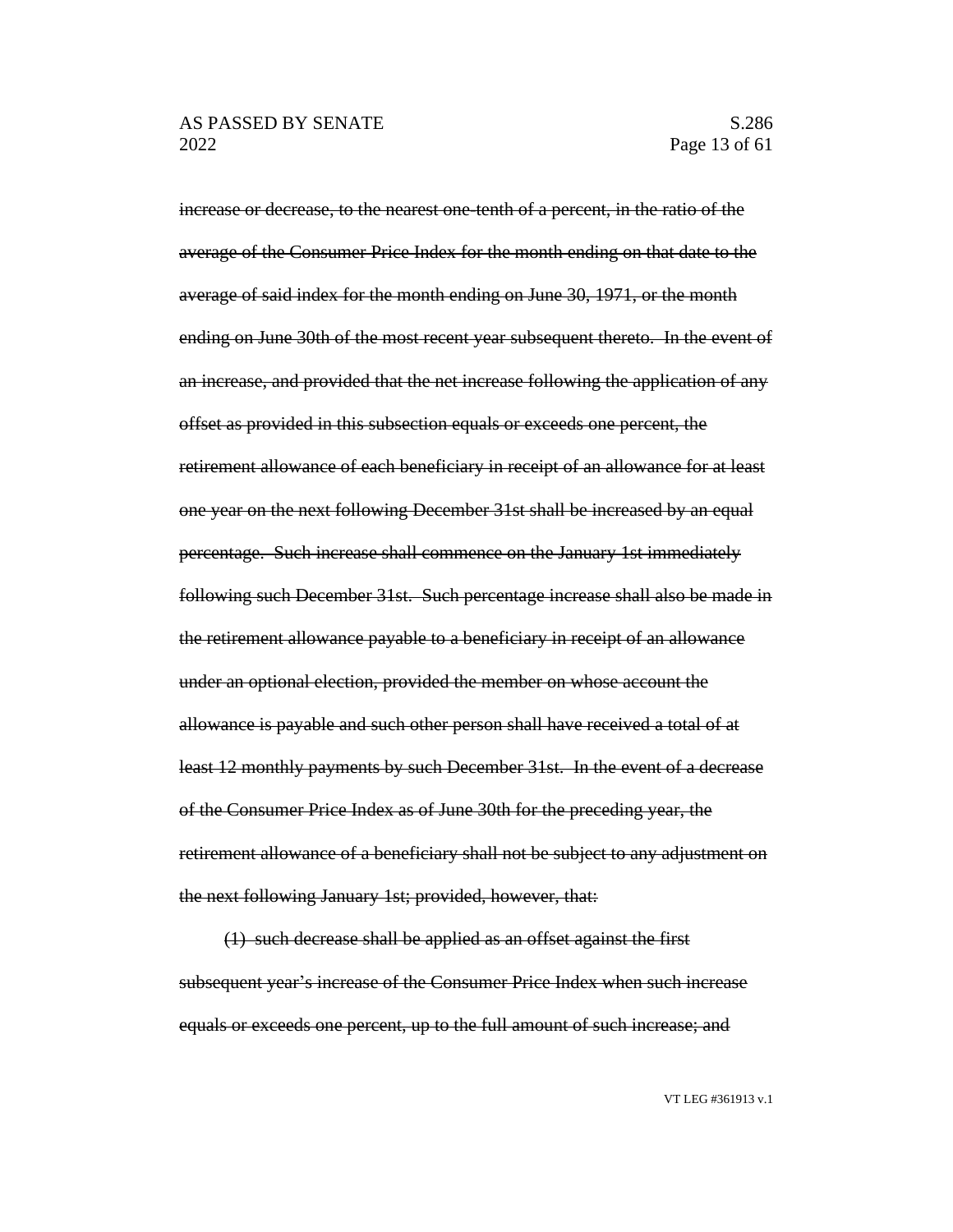~~increase or decrease, to the nearest one-tenth of a percent, in the ratio of the average of the Consumer Price Index for the month ending on that date to the average of said index for the month ending on June 30, 1971, or the month ending on June 30th of the most recent year subsequent thereto. In the event of an increase, and provided that the net increase following the application of any offset as provided in this subsection equals or exceeds one percent, the retirement allowance of each beneficiary in receipt of an allowance for at least one year on the next following December 31st shall be increased by an equal percentage. Such increase shall commence on the January 1st immediately following such December 31st. Such percentage increase shall also be made in the retirement allowance payable to a beneficiary in receipt of an allowance under an optional election, provided the member on whose account the allowance is payable and such other person shall have received a total of at least 12 monthly payments by such December 31st. In the event of a decrease of the Consumer Price Index as of June 30th for the preceding year, the retirement allowance of a beneficiary shall not be subject to any adjustment on the next following January 1st; provided, however, that:~~

~~(1) such decrease shall be applied as an offset against the first subsequent year's increase of the Consumer Price Index when such increase equals or exceeds one percent, up to the full amount of such increase; and~~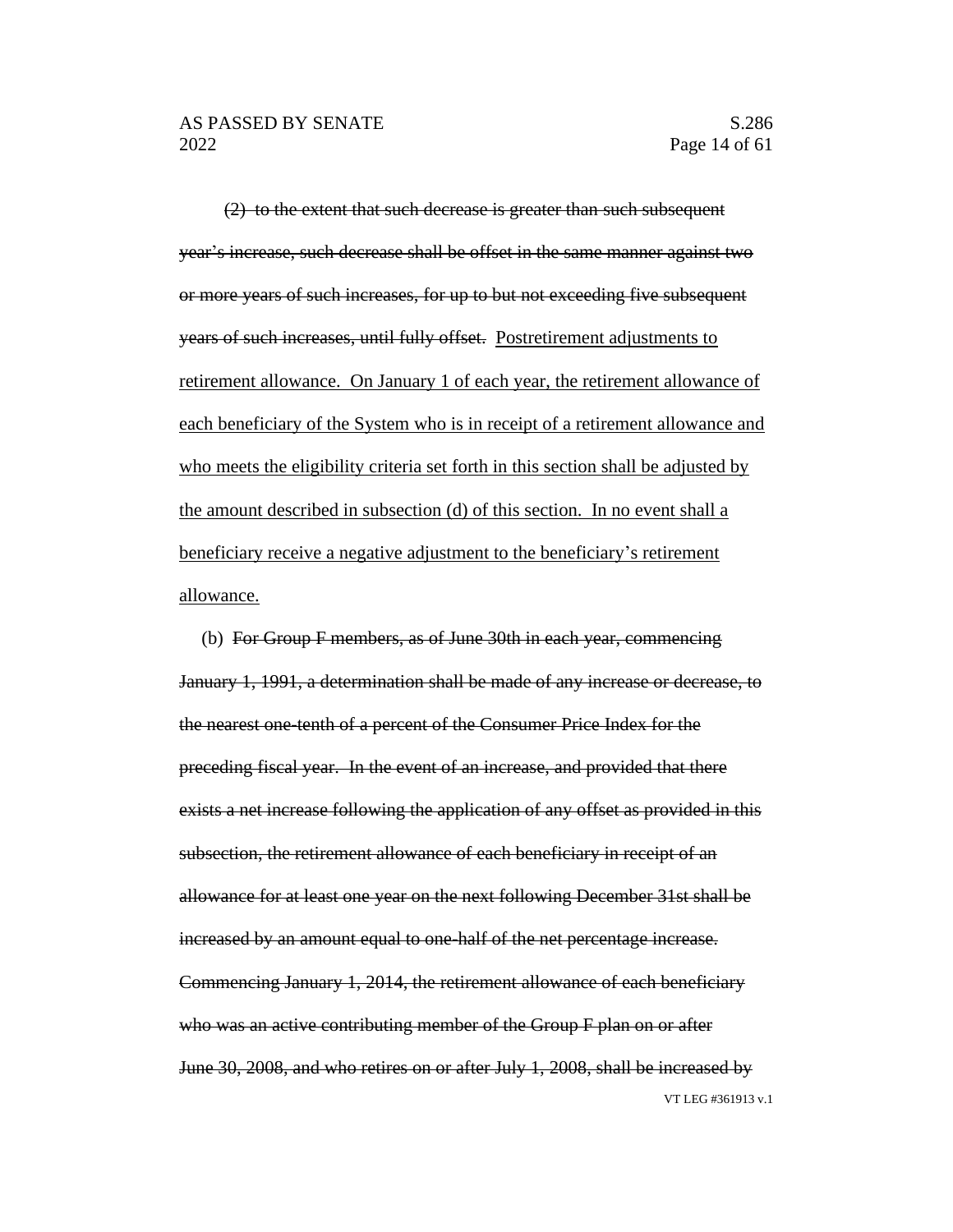~~(2) to the extent that such decrease is greater than such subsequent year's increase, such decrease shall be offset in the same manner against two or more years of such increases, for up to but not exceeding five subsequent years of such increases, until fully offset.~~ <u>Postretirement adjustments to retirement allowance. On January 1 of each year, the retirement allowance of each beneficiary of the System who is in receipt of a retirement allowance and who meets the eligibility criteria set forth in this section shall be adjusted by the amount described in subsection (d) of this section. In no event shall a beneficiary receive a negative adjustment to the beneficiary's retirement allowance.</u>

(b) ~~For Group F members, as of June 30th in each year, commencing January 1, 1991, a determination shall be made of any increase or decrease, to the nearest one-tenth of a percent of the Consumer Price Index for the preceding fiscal year. In the event of an increase, and provided that there exists a net increase following the application of any offset as provided in this subsection, the retirement allowance of each beneficiary in receipt of an allowance for at least one year on the next following December 31st shall be increased by an amount equal to one-half of the net percentage increase. Commencing January 1, 2014, the retirement allowance of each beneficiary who was an active contributing member of the Group F plan on or after June 30, 2008, and who retires on or after July 1, 2008, shall be increased by~~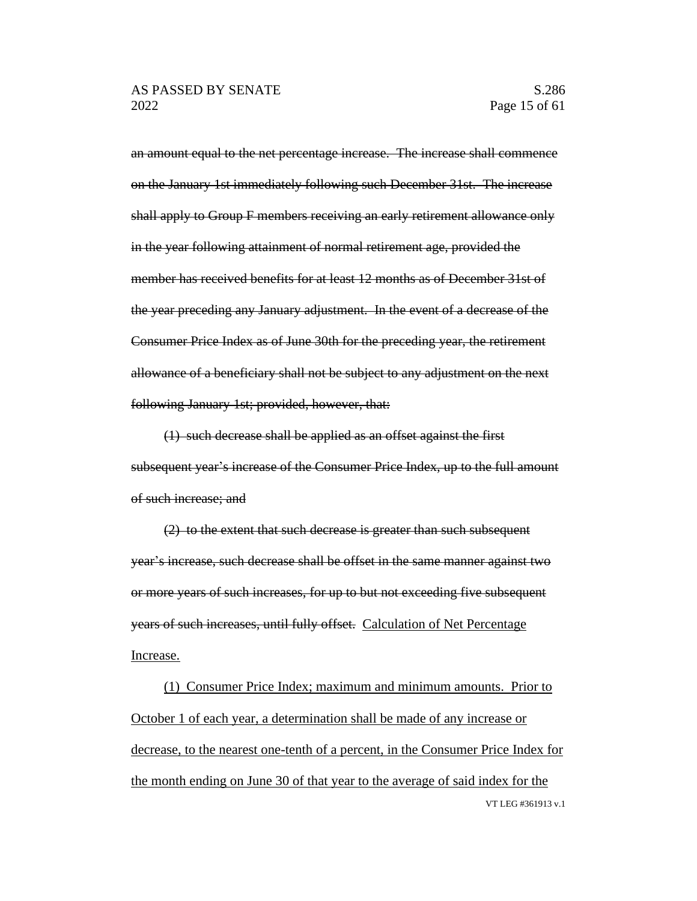~~an amount equal to the net percentage increase. The increase shall commence on the January 1st immediately following such December 31st. The increase shall apply to Group F members receiving an early retirement allowance only in the year following attainment of normal retirement age, provided the member has received benefits for at least 12 months as of December 31st of the year preceding any January adjustment. In the event of a decrease of the Consumer Price Index as of June 30th for the preceding year, the retirement allowance of a beneficiary shall not be subject to any adjustment on the next following January 1st; provided, however, that:~~

~~(1) such decrease shall be applied as an offset against the first subsequent year's increase of the Consumer Price Index, up to the full amount of such increase; and~~

~~(2) to the extent that such decrease is greater than such subsequent year's increase, such decrease shall be offset in the same manner against two or more years of such increases, for up to but not exceeding five subsequent years of such increases, until fully offset.~~ <u>Calculation of Net Percentage Increase.</u>

<u>(1) Consumer Price Index; maximum and minimum amounts. Prior to October 1 of each year, a determination shall be made of any increase or decrease, to the nearest one-tenth of a percent, in the Consumer Price Index for the month ending on June 30 of that year to the average of said index for the</u>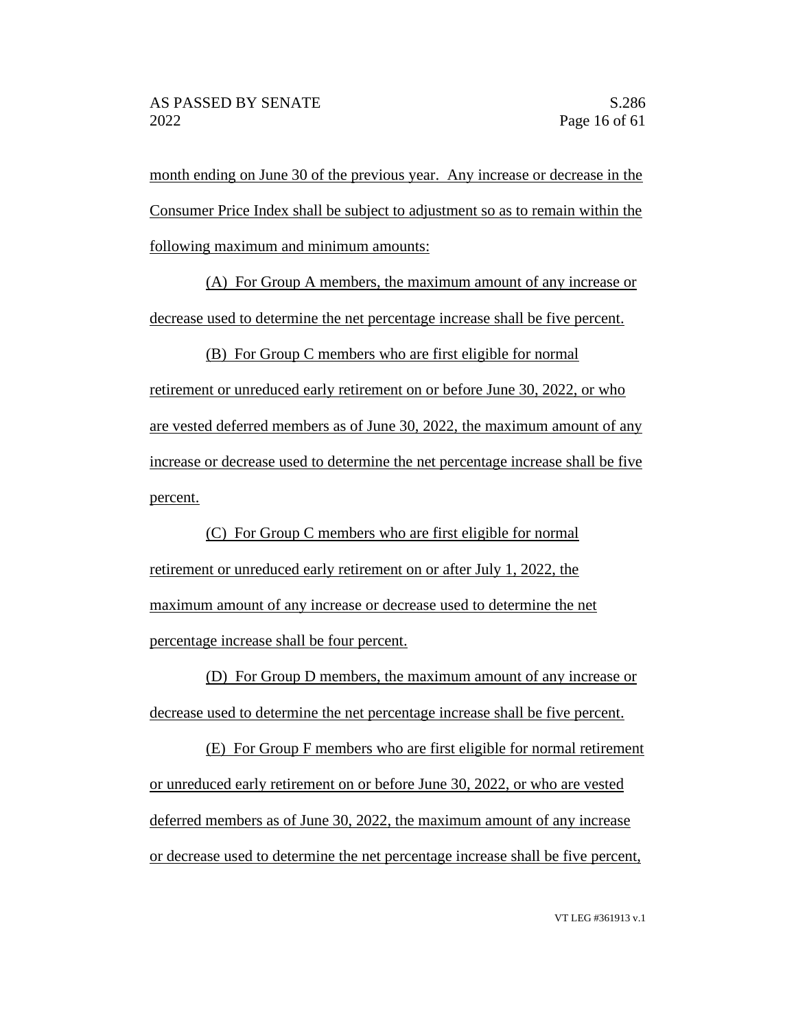month ending on June 30 of the previous year. Any increase or decrease in the Consumer Price Index shall be subject to adjustment so as to remain within the following maximum and minimum amounts:

(A) For Group A members, the maximum amount of any increase or decrease used to determine the net percentage increase shall be five percent.

(B) For Group C members who are first eligible for normal retirement or unreduced early retirement on or before June 30, 2022, or who are vested deferred members as of June 30, 2022, the maximum amount of any increase or decrease used to determine the net percentage increase shall be five percent.

(C) For Group C members who are first eligible for normal retirement or unreduced early retirement on or after July 1, 2022, the maximum amount of any increase or decrease used to determine the net percentage increase shall be four percent.

(D) For Group D members, the maximum amount of any increase or decrease used to determine the net percentage increase shall be five percent.

(E) For Group F members who are first eligible for normal retirement or unreduced early retirement on or before June 30, 2022, or who are vested deferred members as of June 30, 2022, the maximum amount of any increase or decrease used to determine the net percentage increase shall be five percent,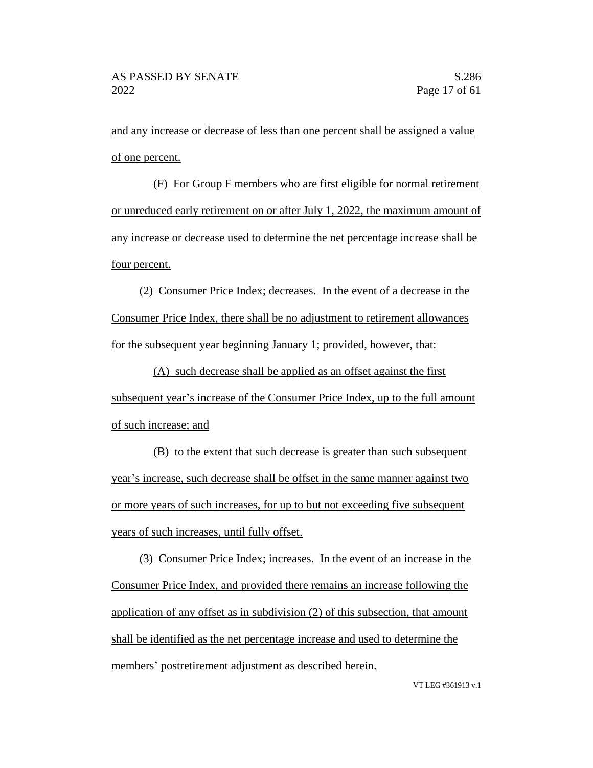and any increase or decrease of less than one percent shall be assigned a value of one percent.

(F) For Group F members who are first eligible for normal retirement or unreduced early retirement on or after July 1, 2022, the maximum amount of any increase or decrease used to determine the net percentage increase shall be four percent.

(2) Consumer Price Index; decreases. In the event of a decrease in the Consumer Price Index, there shall be no adjustment to retirement allowances for the subsequent year beginning January 1; provided, however, that:

(A) such decrease shall be applied as an offset against the first subsequent year's increase of the Consumer Price Index, up to the full amount of such increase; and

(B) to the extent that such decrease is greater than such subsequent year's increase, such decrease shall be offset in the same manner against two or more years of such increases, for up to but not exceeding five subsequent years of such increases, until fully offset.

(3) Consumer Price Index; increases. In the event of an increase in the Consumer Price Index, and provided there remains an increase following the application of any offset as in subdivision (2) of this subsection, that amount shall be identified as the net percentage increase and used to determine the members' postretirement adjustment as described herein.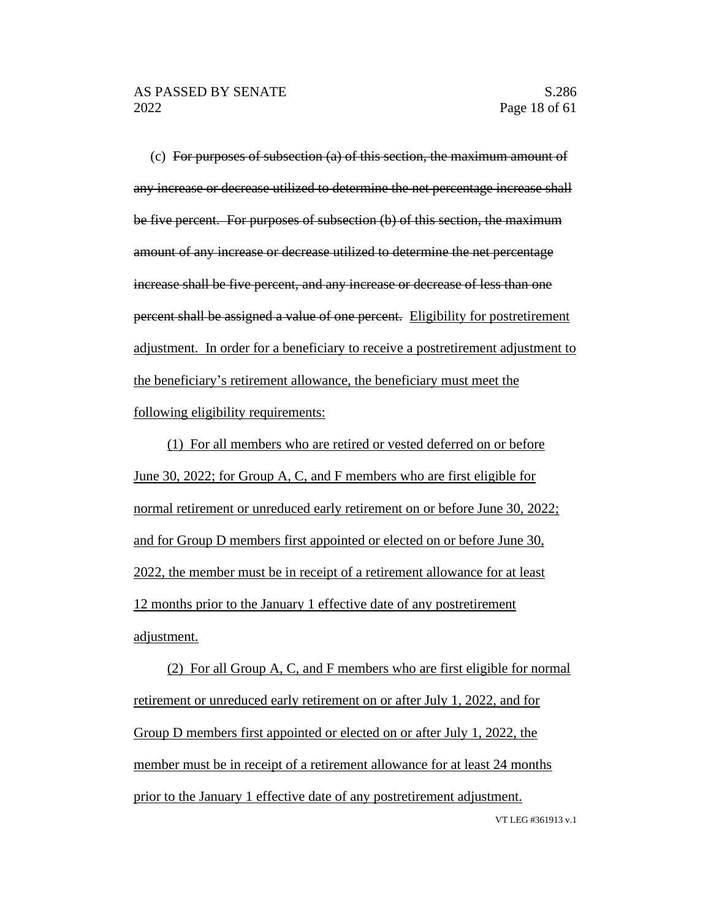(c) ~~For purposes of subsection (a) of this section, the maximum amount of any increase or decrease utilized to determine the net percentage increase shall be five percent. For purposes of subsection (b) of this section, the maximum amount of any increase or decrease utilized to determine the net percentage increase shall be five percent, and any increase or decrease of less than one percent shall be assigned a value of one percent.~~ <u>Eligibility for postretirement adjustment. In order for a beneficiary to receive a postretirement adjustment to the beneficiary's retirement allowance, the beneficiary must meet the following eligibility requirements:</u>

<u>(1) For all members who are retired or vested deferred on or before June 30, 2022; for Group A, C, and F members who are first eligible for normal retirement or unreduced early retirement on or before June 30, 2022; and for Group D members first appointed or elected on or before June 30, 2022, the member must be in receipt of a retirement allowance for at least 12 months prior to the January 1 effective date of any postretirement adjustment.</u>

<u>(2) For all Group A, C, and F members who are first eligible for normal retirement or unreduced early retirement on or after July 1, 2022, and for Group D members first appointed or elected on or after July 1, 2022, the member must be in receipt of a retirement allowance for at least 24 months prior to the January 1 effective date of any postretirement adjustment.</u>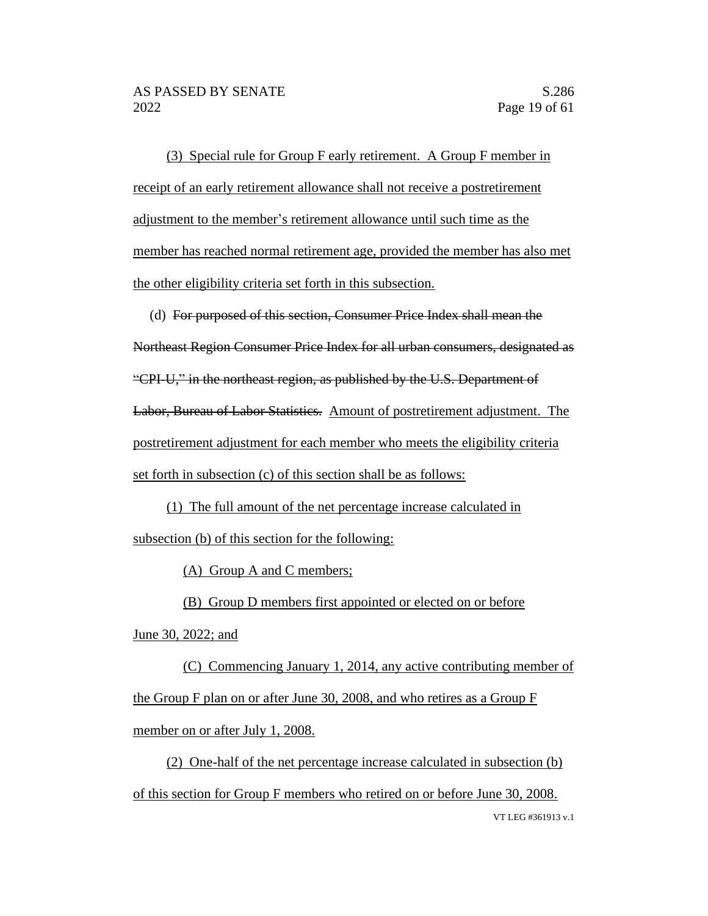(3) Special rule for Group F early retirement. A Group F member in receipt of an early retirement allowance shall not receive a postretirement adjustment to the member's retirement allowance until such time as the member has reached normal retirement age, provided the member has also met the other eligibility criteria set forth in this subsection.

(d) ~~For purposed of this section, Consumer Price Index shall mean the Northeast Region Consumer Price Index for all urban consumers, designated as "CPI-U," in the northeast region, as published by the U.S. Department of Labor, Bureau of Labor Statistics.~~ Amount of postretirement adjustment. The postretirement adjustment for each member who meets the eligibility criteria set forth in subsection (c) of this section shall be as follows:

(1) The full amount of the net percentage increase calculated in subsection (b) of this section for the following:

(A) Group A and C members;

(B) Group D members first appointed or elected on or before June 30, 2022; and

(C) Commencing January 1, 2014, any active contributing member of the Group F plan on or after June 30, 2008, and who retires as a Group F member on or after July 1, 2008.

(2) One-half of the net percentage increase calculated in subsection (b) of this section for Group F members who retired on or before June 30, 2008.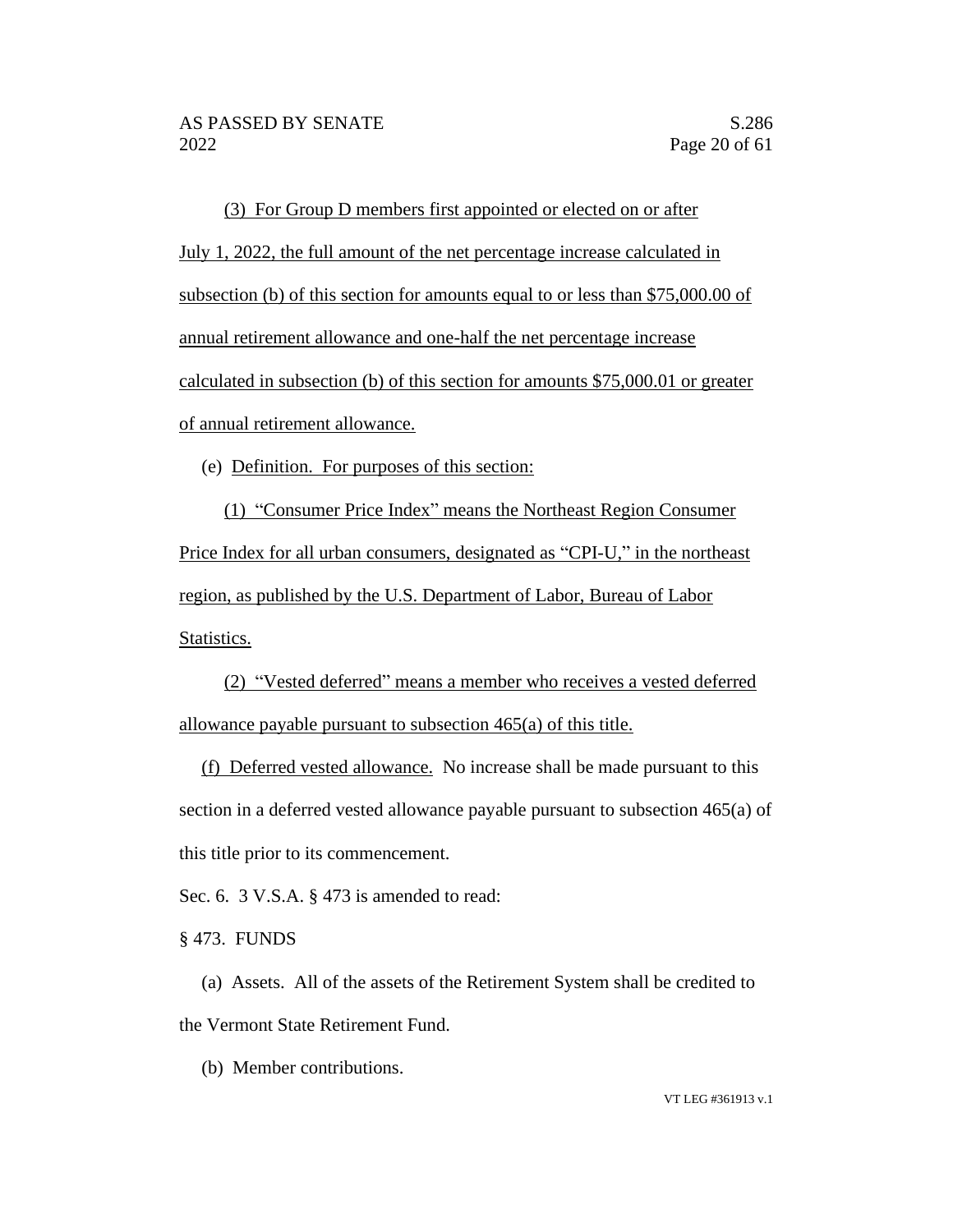(3) For Group D members first appointed or elected on or after July 1, 2022, the full amount of the net percentage increase calculated in subsection (b) of this section for amounts equal to or less than $75,000.00 of annual retirement allowance and one-half the net percentage increase calculated in subsection (b) of this section for amounts $75,000.01 or greater of annual retirement allowance.

(e) Definition. For purposes of this section:

(1) "Consumer Price Index" means the Northeast Region Consumer Price Index for all urban consumers, designated as "CPI-U," in the northeast region, as published by the U.S. Department of Labor, Bureau of Labor Statistics.

(2) "Vested deferred" means a member who receives a vested deferred allowance payable pursuant to subsection 465(a) of this title.

(f) Deferred vested allowance. No increase shall be made pursuant to this section in a deferred vested allowance payable pursuant to subsection 465(a) of this title prior to its commencement.

Sec. 6. 3 V.S.A. § 473 is amended to read:

§ 473. FUNDS

(a) Assets. All of the assets of the Retirement System shall be credited to the Vermont State Retirement Fund.

(b) Member contributions.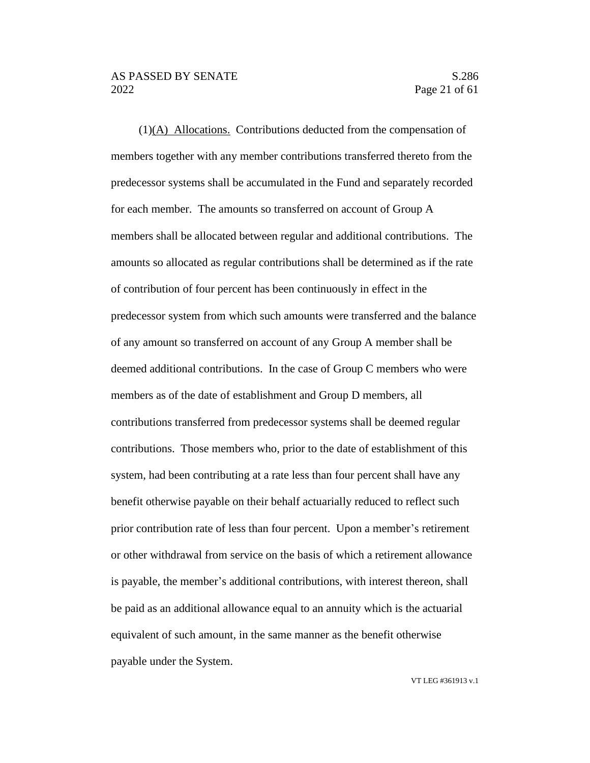(1)<u>(A) Allocations.</u> Contributions deducted from the compensation of members together with any member contributions transferred thereto from the predecessor systems shall be accumulated in the Fund and separately recorded for each member. The amounts so transferred on account of Group A members shall be allocated between regular and additional contributions. The amounts so allocated as regular contributions shall be determined as if the rate of contribution of four percent has been continuously in effect in the predecessor system from which such amounts were transferred and the balance of any amount so transferred on account of any Group A member shall be deemed additional contributions. In the case of Group C members who were members as of the date of establishment and Group D members, all contributions transferred from predecessor systems shall be deemed regular contributions. Those members who, prior to the date of establishment of this system, had been contributing at a rate less than four percent shall have any benefit otherwise payable on their behalf actuarially reduced to reflect such prior contribution rate of less than four percent. Upon a member's retirement or other withdrawal from service on the basis of which a retirement allowance is payable, the member's additional contributions, with interest thereon, shall be paid as an additional allowance equal to an annuity which is the actuarial equivalent of such amount, in the same manner as the benefit otherwise payable under the System.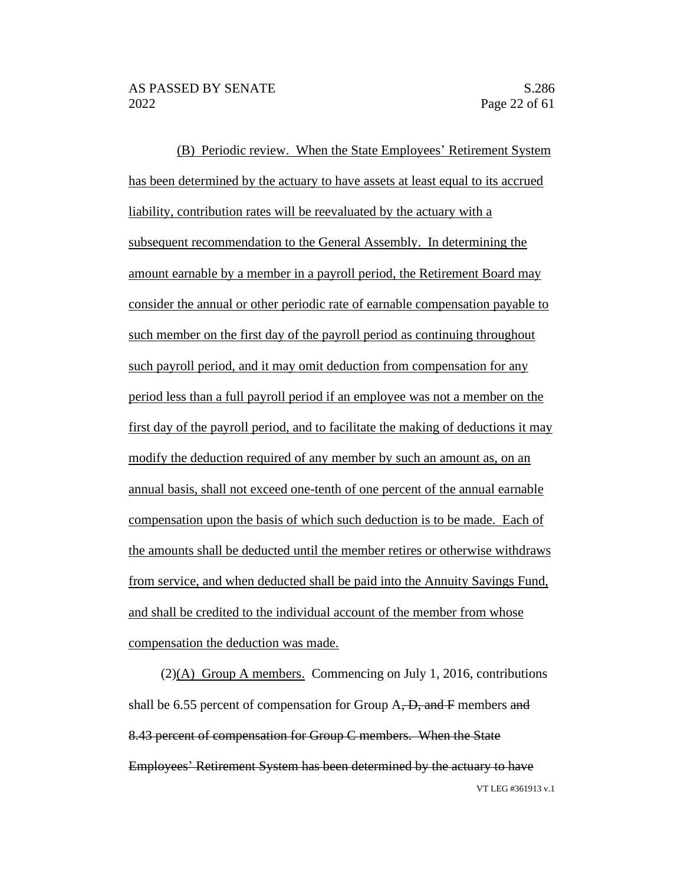(B) Periodic review. When the State Employees' Retirement System has been determined by the actuary to have assets at least equal to its accrued liability, contribution rates will be reevaluated by the actuary with a subsequent recommendation to the General Assembly. In determining the amount earnable by a member in a payroll period, the Retirement Board may consider the annual or other periodic rate of earnable compensation payable to such member on the first day of the payroll period as continuing throughout such payroll period, and it may omit deduction from compensation for any period less than a full payroll period if an employee was not a member on the first day of the payroll period, and to facilitate the making of deductions it may modify the deduction required of any member by such an amount as, on an annual basis, shall not exceed one-tenth of one percent of the annual earnable compensation upon the basis of which such deduction is to be made. Each of the amounts shall be deducted until the member retires or otherwise withdraws from service, and when deducted shall be paid into the Annuity Savings Fund, and shall be credited to the individual account of the member from whose compensation the deduction was made.

(2)(A) Group A members. Commencing on July 1, 2016, contributions shall be 6.55 percent of compensation for Group A~~, D, and F~~ members ~~and 8.43 percent of compensation for Group C members. When the State Employees' Retirement System has been determined by the actuary to have~~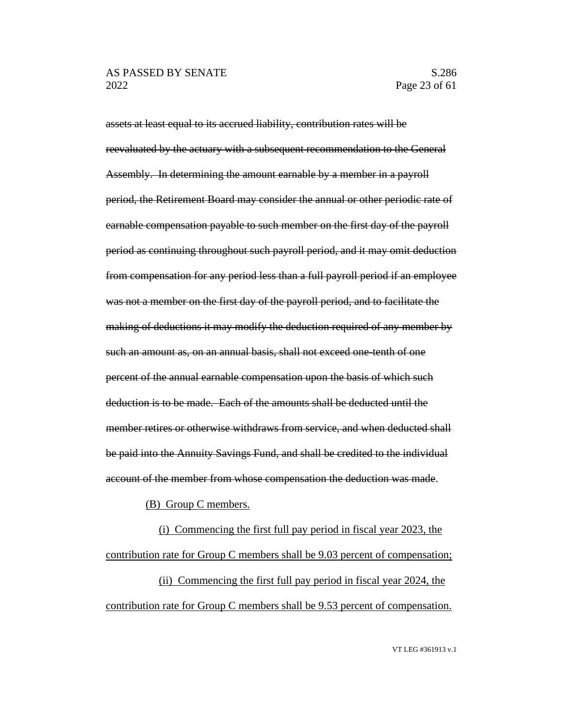~~assets at least equal to its accrued liability, contribution rates will be reevaluated by the actuary with a subsequent recommendation to the General Assembly. In determining the amount earnable by a member in a payroll period, the Retirement Board may consider the annual or other periodic rate of earnable compensation payable to such member on the first day of the payroll period as continuing throughout such payroll period, and it may omit deduction from compensation for any period less than a full payroll period if an employee was not a member on the first day of the payroll period, and to facilitate the making of deductions it may modify the deduction required of any member by such an amount as, on an annual basis, shall not exceed one-tenth of one percent of the annual earnable compensation upon the basis of which such deduction is to be made. Each of the amounts shall be deducted until the member retires or otherwise withdraws from service, and when deducted shall be paid into the Annuity Savings Fund, and shall be credited to the individual account of the member from whose compensation the deduction was made~~.

<u>(B) Group C members.</u>

<u>(i) Commencing the first full pay period in fiscal year 2023, the contribution rate for Group C members shall be 9.03 percent of compensation;</u>

<u>(ii) Commencing the first full pay period in fiscal year 2024, the contribution rate for Group C members shall be 9.53 percent of compensation.</u>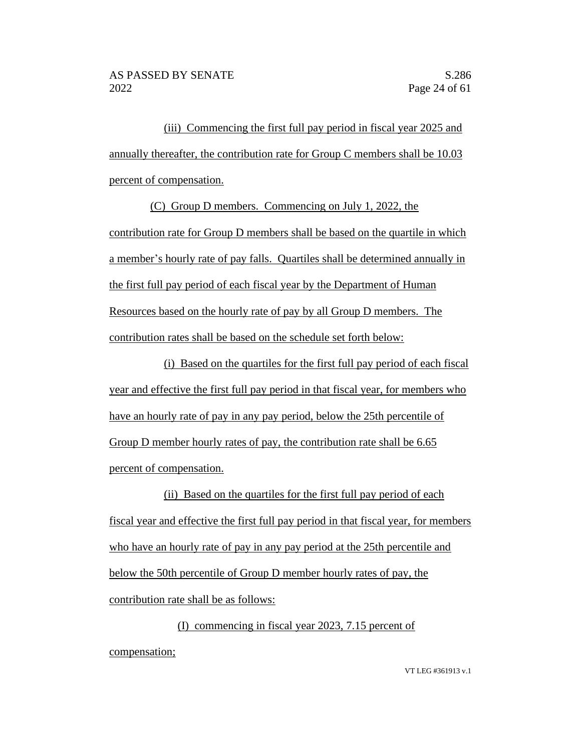(iii) Commencing the first full pay period in fiscal year 2025 and annually thereafter, the contribution rate for Group C members shall be 10.03 percent of compensation.

(C) Group D members. Commencing on July 1, 2022, the contribution rate for Group D members shall be based on the quartile in which a member's hourly rate of pay falls. Quartiles shall be determined annually in the first full pay period of each fiscal year by the Department of Human Resources based on the hourly rate of pay by all Group D members. The contribution rates shall be based on the schedule set forth below:

(i) Based on the quartiles for the first full pay period of each fiscal year and effective the first full pay period in that fiscal year, for members who have an hourly rate of pay in any pay period, below the 25th percentile of Group D member hourly rates of pay, the contribution rate shall be 6.65 percent of compensation.

(ii) Based on the quartiles for the first full pay period of each fiscal year and effective the first full pay period in that fiscal year, for members who have an hourly rate of pay in any pay period at the 25th percentile and below the 50th percentile of Group D member hourly rates of pay, the contribution rate shall be as follows:

(I) commencing in fiscal year 2023, 7.15 percent of compensation;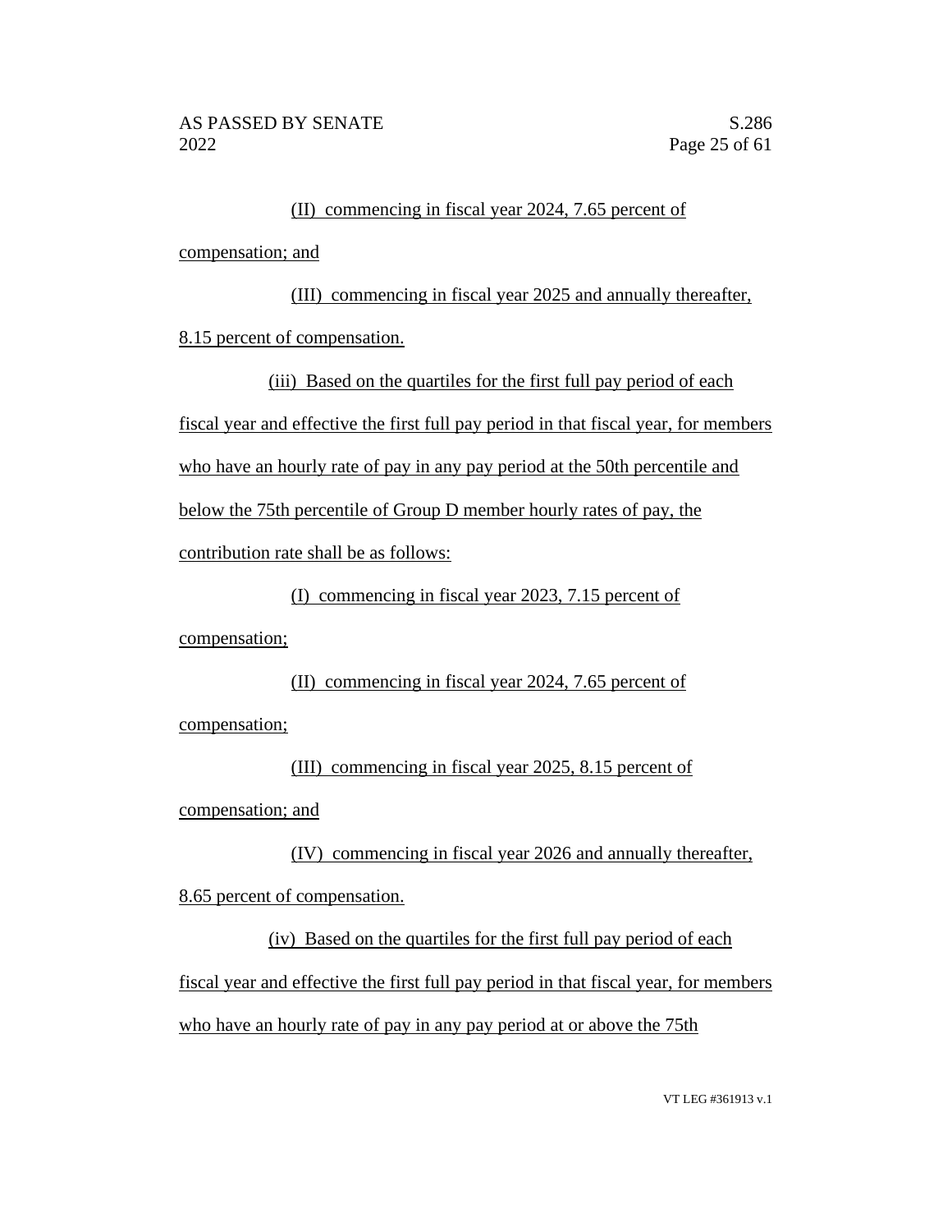(II) commencing in fiscal year 2024, 7.65 percent of compensation; and

(III) commencing in fiscal year 2025 and annually thereafter, 8.15 percent of compensation.

(iii) Based on the quartiles for the first full pay period of each fiscal year and effective the first full pay period in that fiscal year, for members who have an hourly rate of pay in any pay period at the 50th percentile and below the 75th percentile of Group D member hourly rates of pay, the contribution rate shall be as follows:

(I) commencing in fiscal year 2023, 7.15 percent of compensation;

(II) commencing in fiscal year 2024, 7.65 percent of compensation;

(III) commencing in fiscal year 2025, 8.15 percent of compensation; and

(IV) commencing in fiscal year 2026 and annually thereafter, 8.65 percent of compensation.

(iv) Based on the quartiles for the first full pay period of each fiscal year and effective the first full pay period in that fiscal year, for members who have an hourly rate of pay in any pay period at or above the 75th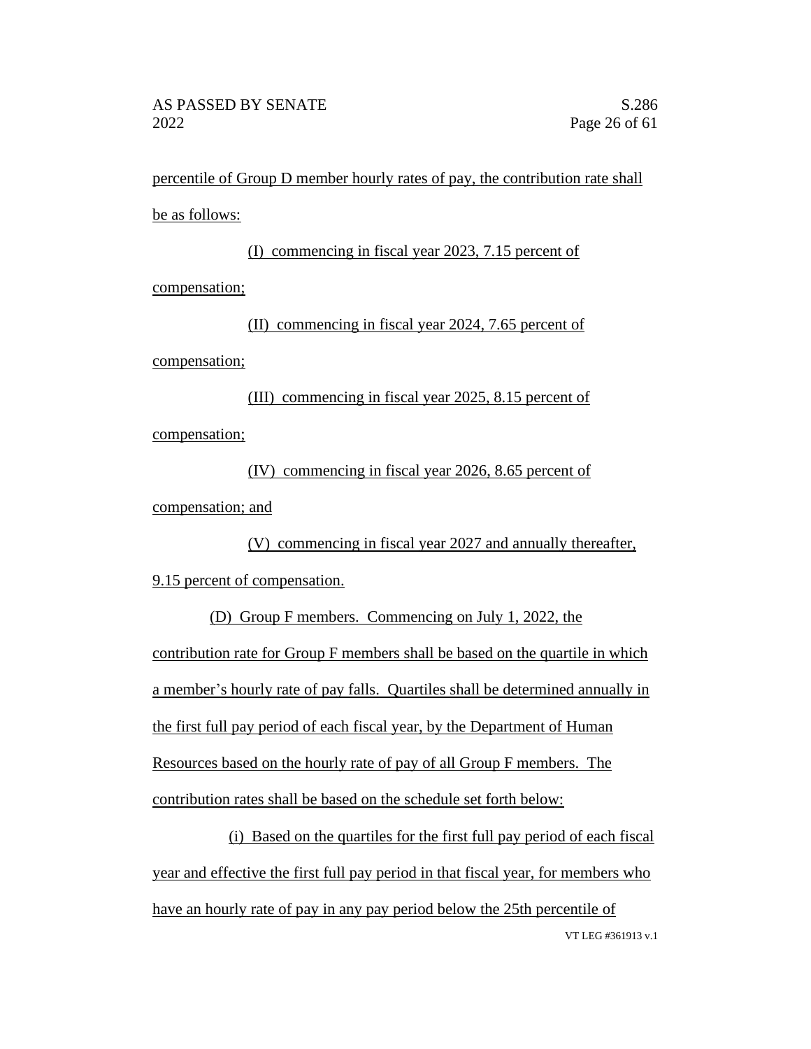percentile of Group D member hourly rates of pay, the contribution rate shall be as follows:

(I) commencing in fiscal year 2023, 7.15 percent of compensation;

(II) commencing in fiscal year 2024, 7.65 percent of compensation;

(III) commencing in fiscal year 2025, 8.15 percent of compensation;

(IV) commencing in fiscal year 2026, 8.65 percent of compensation; and

(V) commencing in fiscal year 2027 and annually thereafter, 9.15 percent of compensation.

(D) Group F members. Commencing on July 1, 2022, the contribution rate for Group F members shall be based on the quartile in which a member's hourly rate of pay falls. Quartiles shall be determined annually in the first full pay period of each fiscal year, by the Department of Human Resources based on the hourly rate of pay of all Group F members. The contribution rates shall be based on the schedule set forth below:

(i) Based on the quartiles for the first full pay period of each fiscal year and effective the first full pay period in that fiscal year, for members who have an hourly rate of pay in any pay period below the 25th percentile of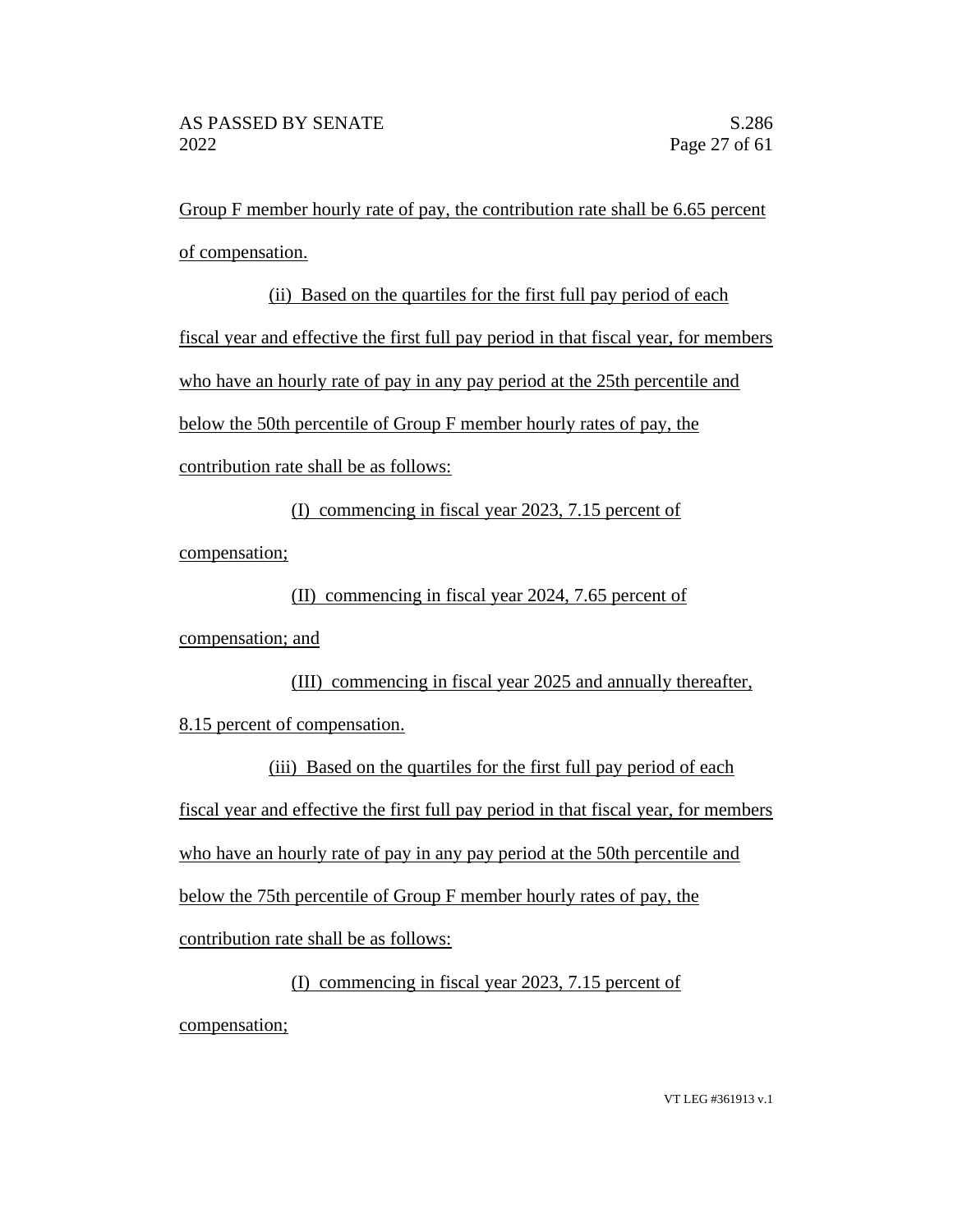Group F member hourly rate of pay, the contribution rate shall be 6.65 percent of compensation.

(ii) Based on the quartiles for the first full pay period of each fiscal year and effective the first full pay period in that fiscal year, for members who have an hourly rate of pay in any pay period at the 25th percentile and below the 50th percentile of Group F member hourly rates of pay, the contribution rate shall be as follows:

(I) commencing in fiscal year 2023, 7.15 percent of compensation;

(II) commencing in fiscal year 2024, 7.65 percent of compensation; and

(III) commencing in fiscal year 2025 and annually thereafter, 8.15 percent of compensation.

(iii) Based on the quartiles for the first full pay period of each fiscal year and effective the first full pay period in that fiscal year, for members who have an hourly rate of pay in any pay period at the 50th percentile and below the 75th percentile of Group F member hourly rates of pay, the contribution rate shall be as follows:

(I) commencing in fiscal year 2023, 7.15 percent of compensation;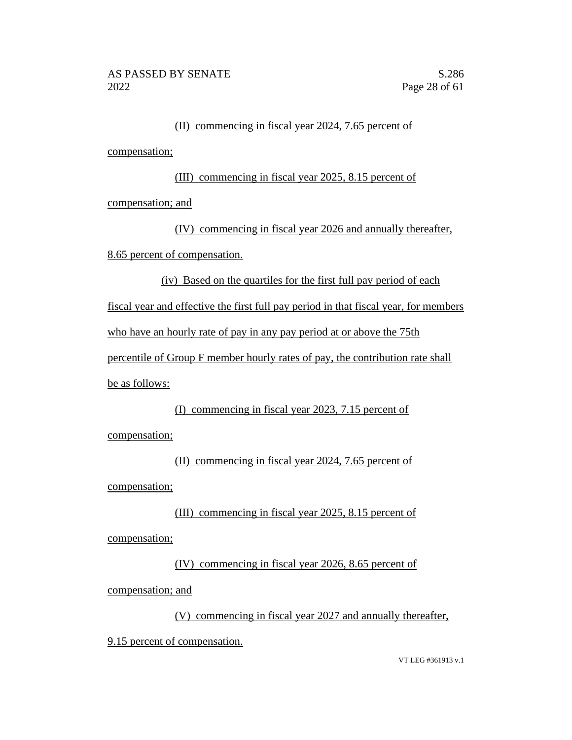(II) commencing in fiscal year 2024, 7.65 percent of compensation;

(III) commencing in fiscal year 2025, 8.15 percent of compensation; and

(IV) commencing in fiscal year 2026 and annually thereafter, 8.65 percent of compensation.

(iv) Based on the quartiles for the first full pay period of each fiscal year and effective the first full pay period in that fiscal year, for members who have an hourly rate of pay in any pay period at or above the 75th percentile of Group F member hourly rates of pay, the contribution rate shall be as follows:

(I) commencing in fiscal year 2023, 7.15 percent of compensation;

(II) commencing in fiscal year 2024, 7.65 percent of compensation;

(III) commencing in fiscal year 2025, 8.15 percent of compensation;

(IV) commencing in fiscal year 2026, 8.65 percent of compensation; and

(V) commencing in fiscal year 2027 and annually thereafter, 9.15 percent of compensation.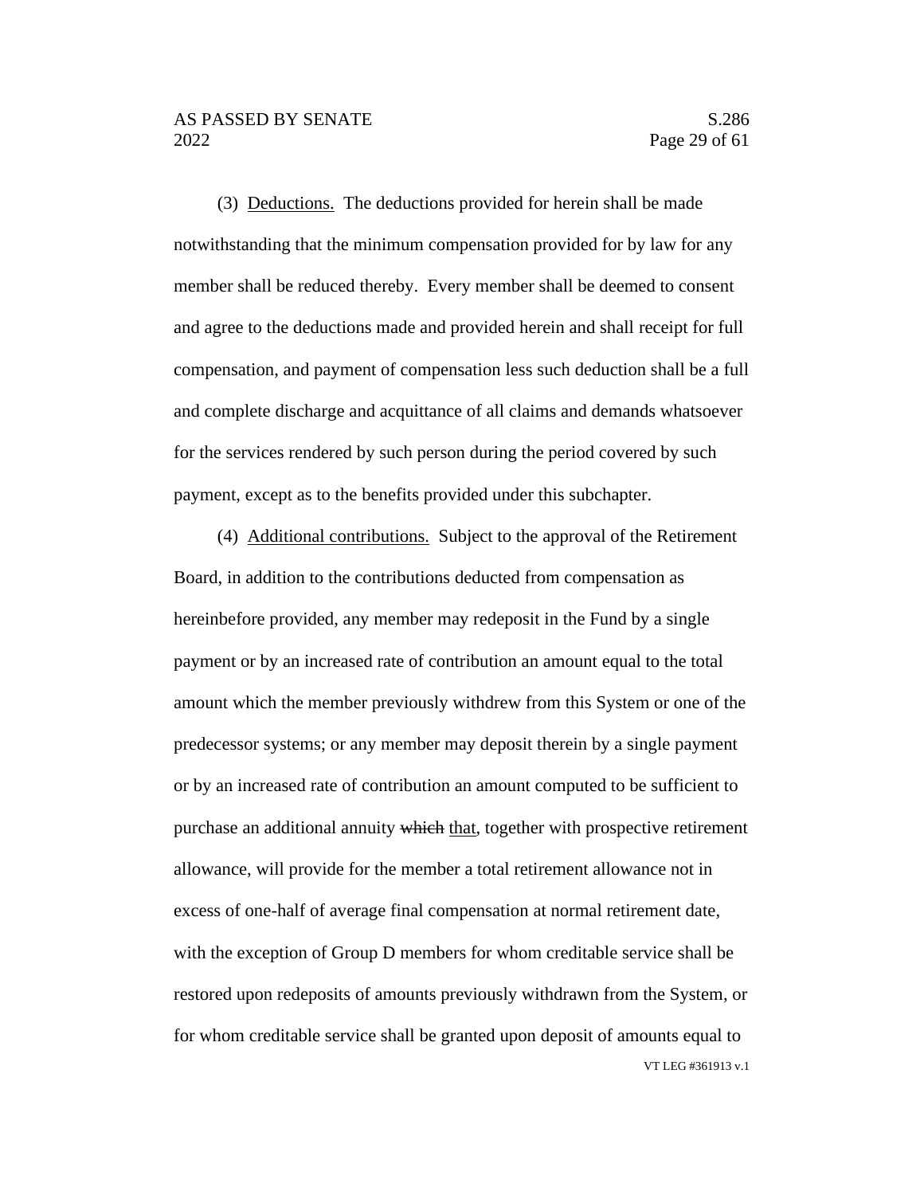(3) Deductions. The deductions provided for herein shall be made notwithstanding that the minimum compensation provided for by law for any member shall be reduced thereby. Every member shall be deemed to consent and agree to the deductions made and provided herein and shall receipt for full compensation, and payment of compensation less such deduction shall be a full and complete discharge and acquittance of all claims and demands whatsoever for the services rendered by such person during the period covered by such payment, except as to the benefits provided under this subchapter.

(4) Additional contributions. Subject to the approval of the Retirement Board, in addition to the contributions deducted from compensation as hereinbefore provided, any member may redeposit in the Fund by a single payment or by an increased rate of contribution an amount equal to the total amount which the member previously withdrew from this System or one of the predecessor systems; or any member may deposit therein by a single payment or by an increased rate of contribution an amount computed to be sufficient to purchase an additional annuity ~~which~~ that, together with prospective retirement allowance, will provide for the member a total retirement allowance not in excess of one-half of average final compensation at normal retirement date, with the exception of Group D members for whom creditable service shall be restored upon redeposits of amounts previously withdrawn from the System, or for whom creditable service shall be granted upon deposit of amounts equal to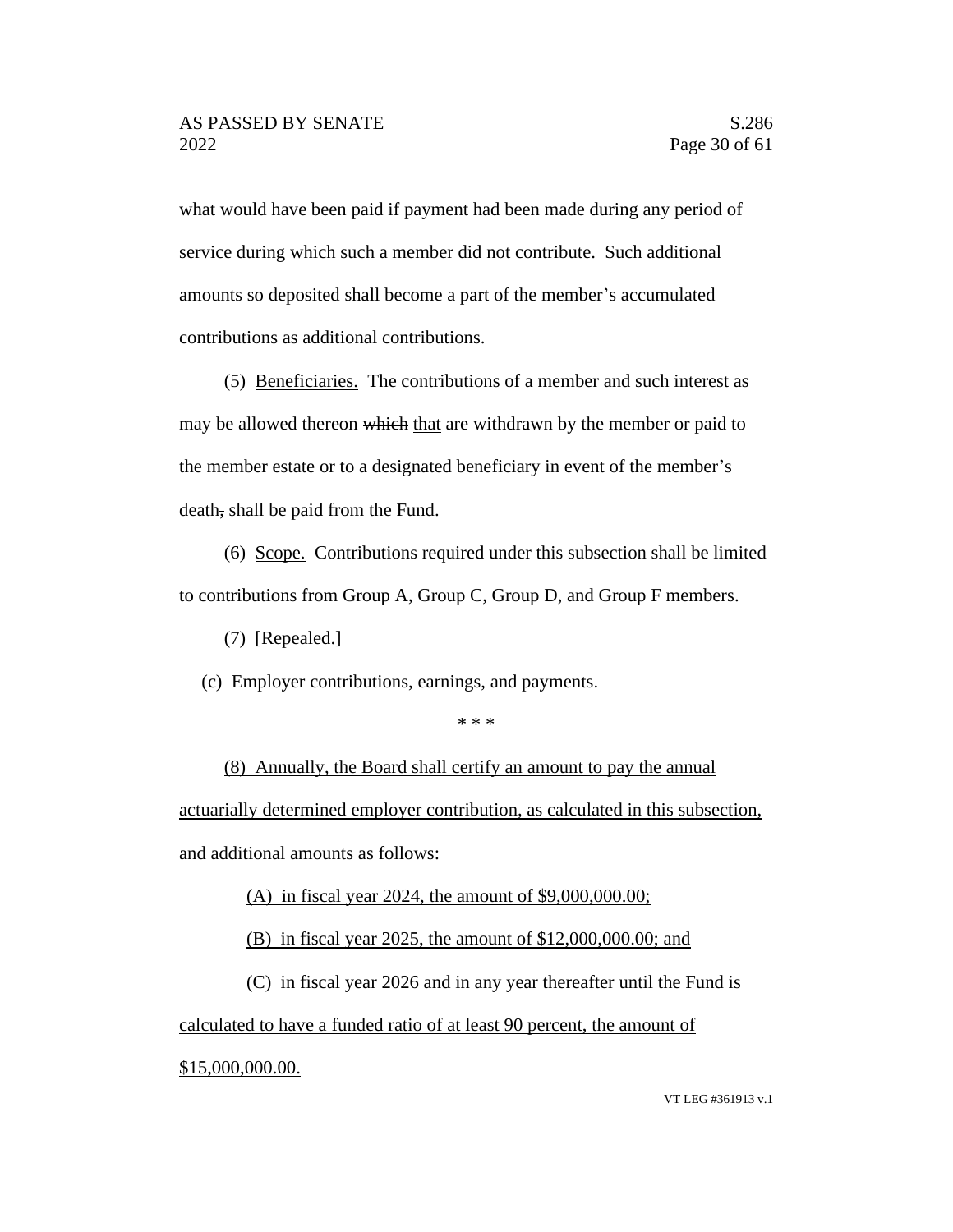what would have been paid if payment had been made during any period of service during which such a member did not contribute. Such additional amounts so deposited shall become a part of the member's accumulated contributions as additional contributions.

(5) Beneficiaries. The contributions of a member and such interest as may be allowed thereon ~~which~~ that are withdrawn by the member or paid to the member estate or to a designated beneficiary in event of the member's death~~,~~ shall be paid from the Fund.

(6) Scope. Contributions required under this subsection shall be limited to contributions from Group A, Group C, Group D, and Group F members.

(7) [Repealed.]

(c) Employer contributions, earnings, and payments.

\* \* \*

(8) Annually, the Board shall certify an amount to pay the annual actuarially determined employer contribution, as calculated in this subsection, and additional amounts as follows:

(A) in fiscal year 2024, the amount of $9,000,000.00;

(B) in fiscal year 2025, the amount of $12,000,000.00; and

(C) in fiscal year 2026 and in any year thereafter until the Fund is calculated to have a funded ratio of at least 90 percent, the amount of $15,000,000.00.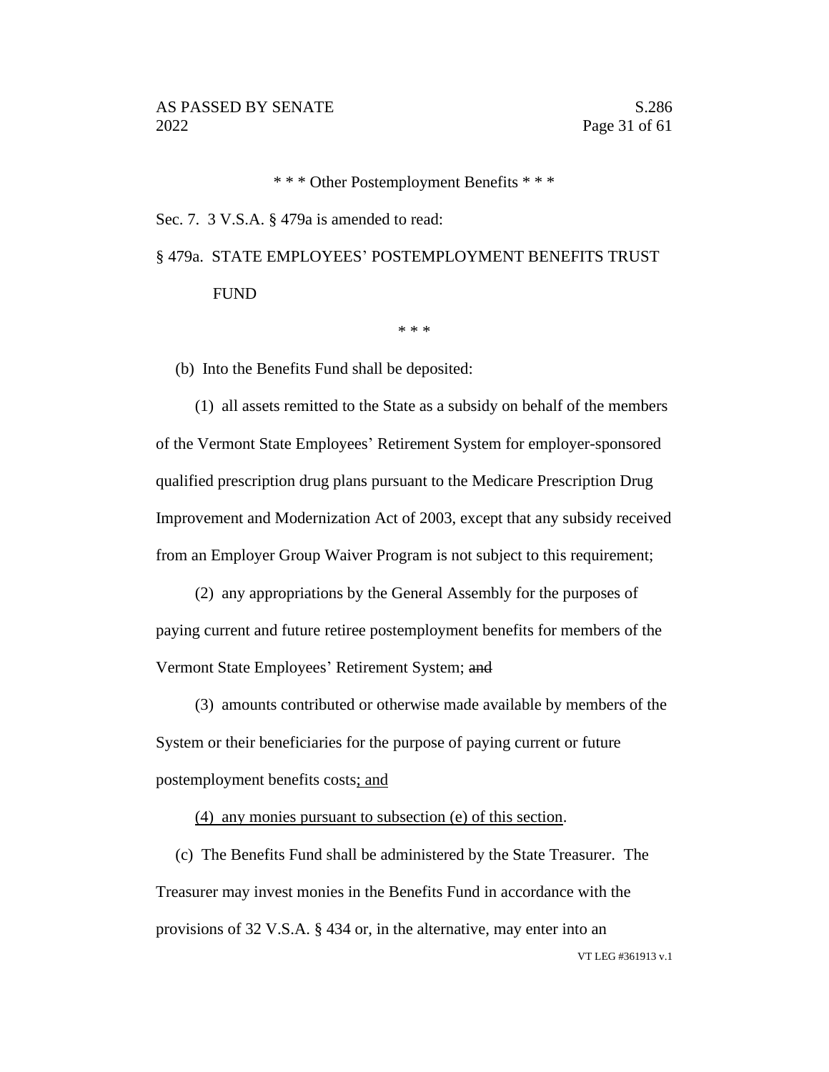\* \* \* Other Postemployment Benefits \* \* \*

Sec. 7. 3 V.S.A. § 479a is amended to read:

§ 479a. STATE EMPLOYEES' POSTEMPLOYMENT BENEFITS TRUST FUND

\* \* \*

(b) Into the Benefits Fund shall be deposited:

(1) all assets remitted to the State as a subsidy on behalf of the members of the Vermont State Employees' Retirement System for employer-sponsored qualified prescription drug plans pursuant to the Medicare Prescription Drug Improvement and Modernization Act of 2003, except that any subsidy received from an Employer Group Waiver Program is not subject to this requirement;

(2) any appropriations by the General Assembly for the purposes of paying current and future retiree postemployment benefits for members of the Vermont State Employees' Retirement System; ~~and~~

(3) amounts contributed or otherwise made available by members of the System or their beneficiaries for the purpose of paying current or future postemployment benefits costs<u>; and</u>

<u>(4) any monies pursuant to subsection (e) of this section</u>.

(c) The Benefits Fund shall be administered by the State Treasurer. The Treasurer may invest monies in the Benefits Fund in accordance with the provisions of 32 V.S.A. § 434 or, in the alternative, may enter into an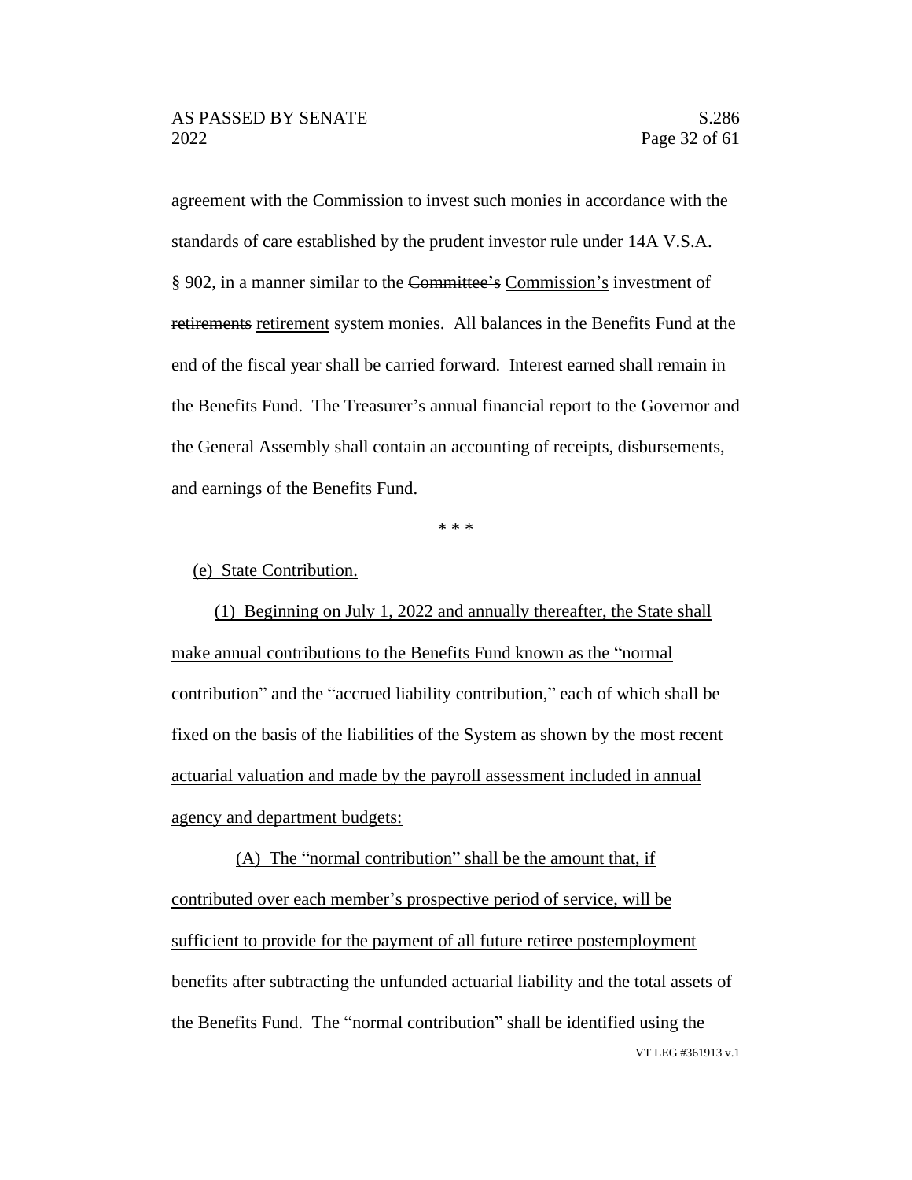agreement with the Commission to invest such monies in accordance with the standards of care established by the prudent investor rule under 14A V.S.A. § 902, in a manner similar to the ~~Committee's~~ Commission's investment of ~~retirements~~ retirement system monies. All balances in the Benefits Fund at the end of the fiscal year shall be carried forward. Interest earned shall remain in the Benefits Fund. The Treasurer's annual financial report to the Governor and the General Assembly shall contain an accounting of receipts, disbursements, and earnings of the Benefits Fund.

\* \* \*

(e) State Contribution.

(1) Beginning on July 1, 2022 and annually thereafter, the State shall make annual contributions to the Benefits Fund known as the "normal contribution" and the "accrued liability contribution," each of which shall be fixed on the basis of the liabilities of the System as shown by the most recent actuarial valuation and made by the payroll assessment included in annual agency and department budgets:

(A) The "normal contribution" shall be the amount that, if contributed over each member's prospective period of service, will be sufficient to provide for the payment of all future retiree postemployment benefits after subtracting the unfunded actuarial liability and the total assets of the Benefits Fund. The "normal contribution" shall be identified using the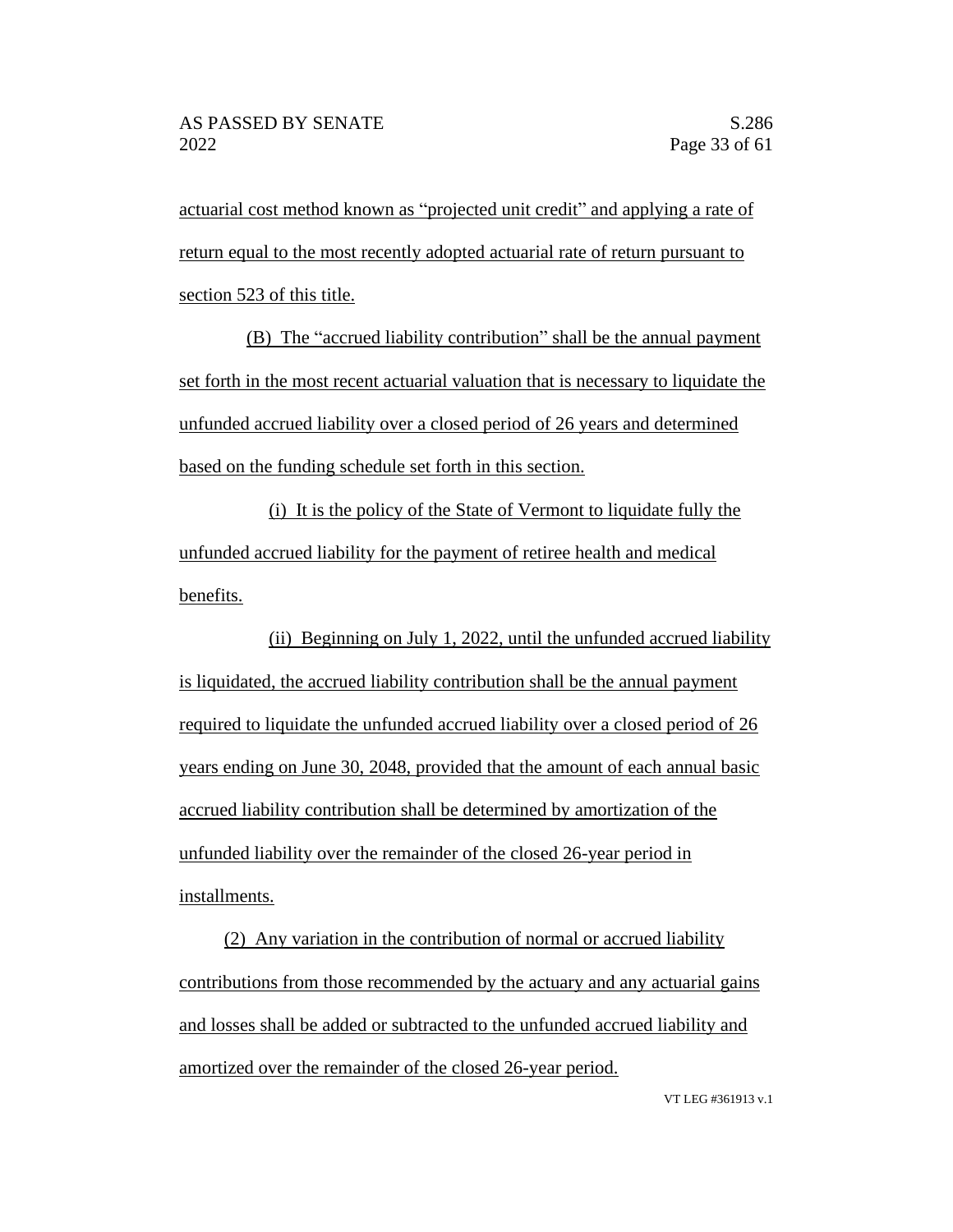actuarial cost method known as "projected unit credit" and applying a rate of return equal to the most recently adopted actuarial rate of return pursuant to section 523 of this title.

(B) The "accrued liability contribution" shall be the annual payment set forth in the most recent actuarial valuation that is necessary to liquidate the unfunded accrued liability over a closed period of 26 years and determined based on the funding schedule set forth in this section.

(i) It is the policy of the State of Vermont to liquidate fully the unfunded accrued liability for the payment of retiree health and medical benefits.

(ii) Beginning on July 1, 2022, until the unfunded accrued liability is liquidated, the accrued liability contribution shall be the annual payment required to liquidate the unfunded accrued liability over a closed period of 26 years ending on June 30, 2048, provided that the amount of each annual basic accrued liability contribution shall be determined by amortization of the unfunded liability over the remainder of the closed 26-year period in installments.

(2) Any variation in the contribution of normal or accrued liability contributions from those recommended by the actuary and any actuarial gains and losses shall be added or subtracted to the unfunded accrued liability and amortized over the remainder of the closed 26-year period.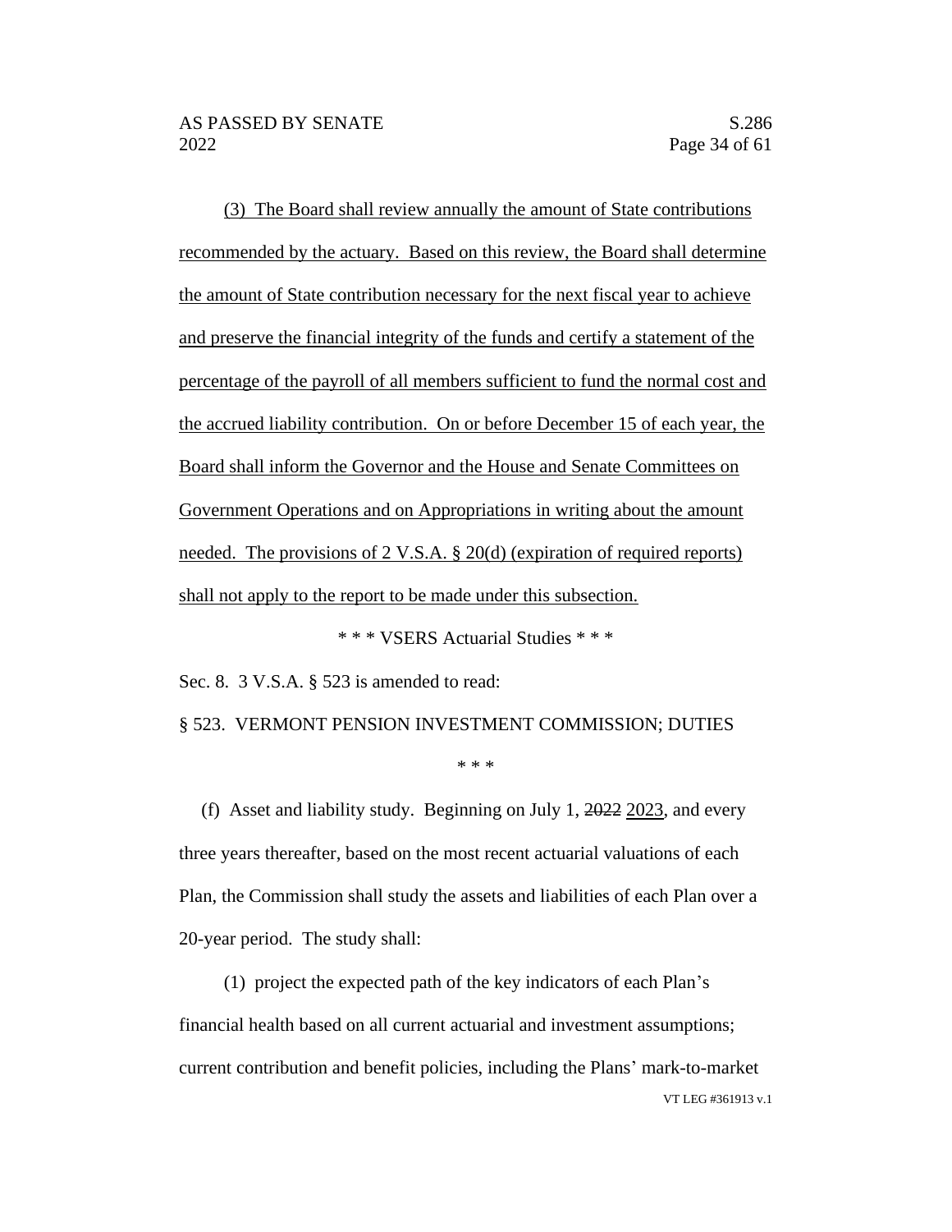(3) The Board shall review annually the amount of State contributions recommended by the actuary. Based on this review, the Board shall determine the amount of State contribution necessary for the next fiscal year to achieve and preserve the financial integrity of the funds and certify a statement of the percentage of the payroll of all members sufficient to fund the normal cost and the accrued liability contribution. On or before December 15 of each year, the Board shall inform the Governor and the House and Senate Committees on Government Operations and on Appropriations in writing about the amount needed. The provisions of 2 V.S.A. § 20(d) (expiration of required reports) shall not apply to the report to be made under this subsection.

\* \* \* VSERS Actuarial Studies \* \* \*

Sec. 8. 3 V.S.A. § 523 is amended to read:

§ 523. VERMONT PENSION INVESTMENT COMMISSION; DUTIES

\* \* \*

(f) Asset and liability study. Beginning on July 1, ~~2022~~ 2023, and every three years thereafter, based on the most recent actuarial valuations of each Plan, the Commission shall study the assets and liabilities of each Plan over a 20-year period. The study shall:

(1) project the expected path of the key indicators of each Plan's financial health based on all current actuarial and investment assumptions; current contribution and benefit policies, including the Plans' mark-to-market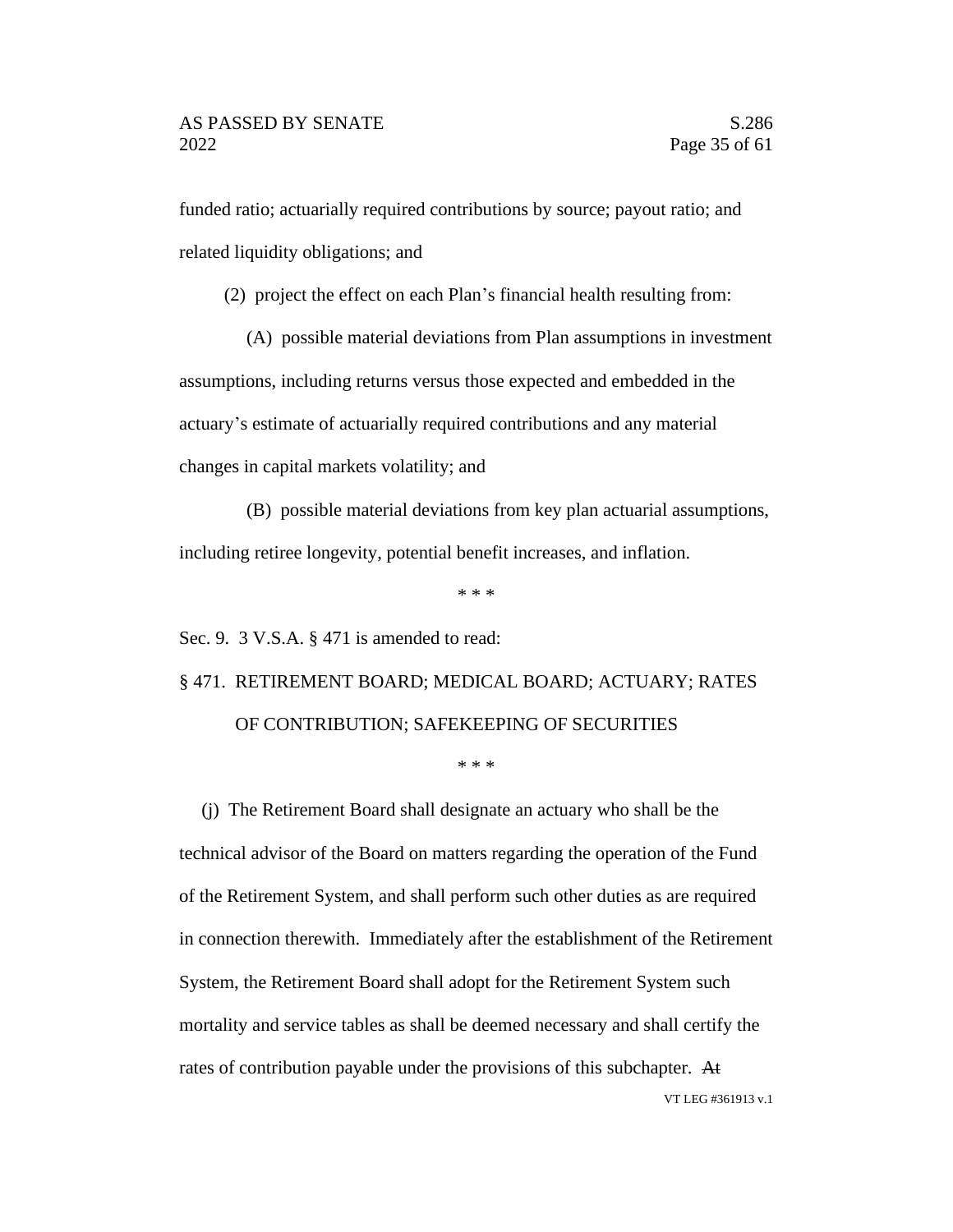funded ratio; actuarially required contributions by source; payout ratio; and related liquidity obligations; and

(2) project the effect on each Plan's financial health resulting from:

(A) possible material deviations from Plan assumptions in investment assumptions, including returns versus those expected and embedded in the actuary's estimate of actuarially required contributions and any material changes in capital markets volatility; and

(B) possible material deviations from key plan actuarial assumptions, including retiree longevity, potential benefit increases, and inflation.

\* \* \*

Sec. 9. 3 V.S.A. § 471 is amended to read:

§ 471. RETIREMENT BOARD; MEDICAL BOARD; ACTUARY; RATES OF CONTRIBUTION; SAFEKEEPING OF SECURITIES

\* \* \*

(j) The Retirement Board shall designate an actuary who shall be the technical advisor of the Board on matters regarding the operation of the Fund of the Retirement System, and shall perform such other duties as are required in connection therewith. Immediately after the establishment of the Retirement System, the Retirement Board shall adopt for the Retirement System such mortality and service tables as shall be deemed necessary and shall certify the rates of contribution payable under the provisions of this subchapter. ~~At~~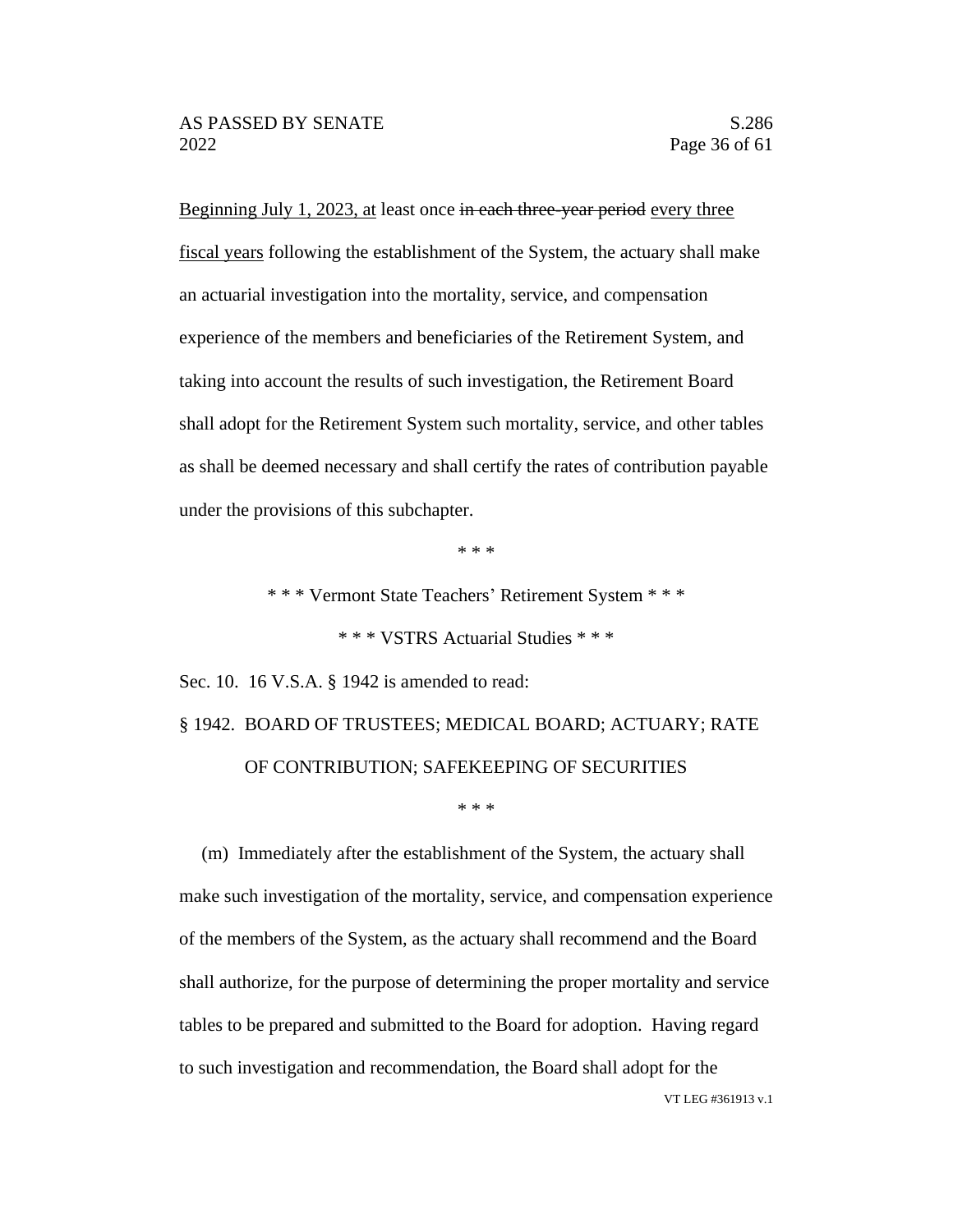Beginning July 1, 2023, at least once ~~in each three-year period~~ every three fiscal years following the establishment of the System, the actuary shall make an actuarial investigation into the mortality, service, and compensation experience of the members and beneficiaries of the Retirement System, and taking into account the results of such investigation, the Retirement Board shall adopt for the Retirement System such mortality, service, and other tables as shall be deemed necessary and shall certify the rates of contribution payable under the provisions of this subchapter.

\* \* \*

\* \* \* Vermont State Teachers' Retirement System \* \* \*

\* \* \* VSTRS Actuarial Studies \* \* \*

Sec. 10. 16 V.S.A. § 1942 is amended to read:

§ 1942. BOARD OF TRUSTEES; MEDICAL BOARD; ACTUARY; RATE OF CONTRIBUTION; SAFEKEEPING OF SECURITIES

\* \* \*

(m) Immediately after the establishment of the System, the actuary shall make such investigation of the mortality, service, and compensation experience of the members of the System, as the actuary shall recommend and the Board shall authorize, for the purpose of determining the proper mortality and service tables to be prepared and submitted to the Board for adoption. Having regard to such investigation and recommendation, the Board shall adopt for the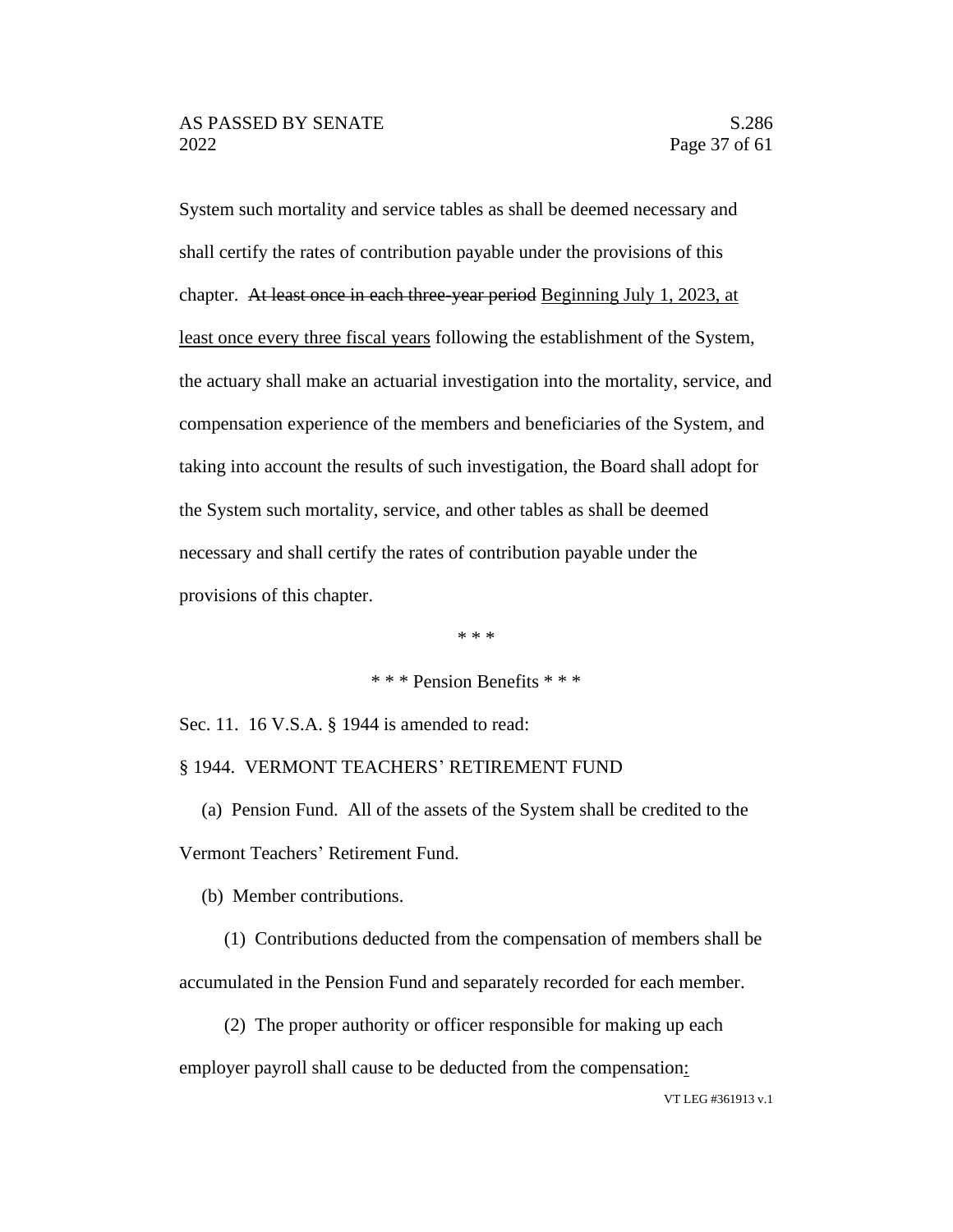System such mortality and service tables as shall be deemed necessary and shall certify the rates of contribution payable under the provisions of this chapter. ~~At least once in each three-year period~~ <u>Beginning July 1, 2023, at least once every three fiscal years</u> following the establishment of the System, the actuary shall make an actuarial investigation into the mortality, service, and compensation experience of the members and beneficiaries of the System, and taking into account the results of such investigation, the Board shall adopt for the System such mortality, service, and other tables as shall be deemed necessary and shall certify the rates of contribution payable under the provisions of this chapter.

\* \* \*

\* \* \* Pension Benefits \* \* \*

Sec. 11. 16 V.S.A. § 1944 is amended to read:

§ 1944. VERMONT TEACHERS' RETIREMENT FUND

(a) Pension Fund. All of the assets of the System shall be credited to the Vermont Teachers' Retirement Fund.

(b) Member contributions.

(1) Contributions deducted from the compensation of members shall be accumulated in the Pension Fund and separately recorded for each member.

(2) The proper authority or officer responsible for making up each employer payroll shall cause to be deducted from the compensation<u>:</u>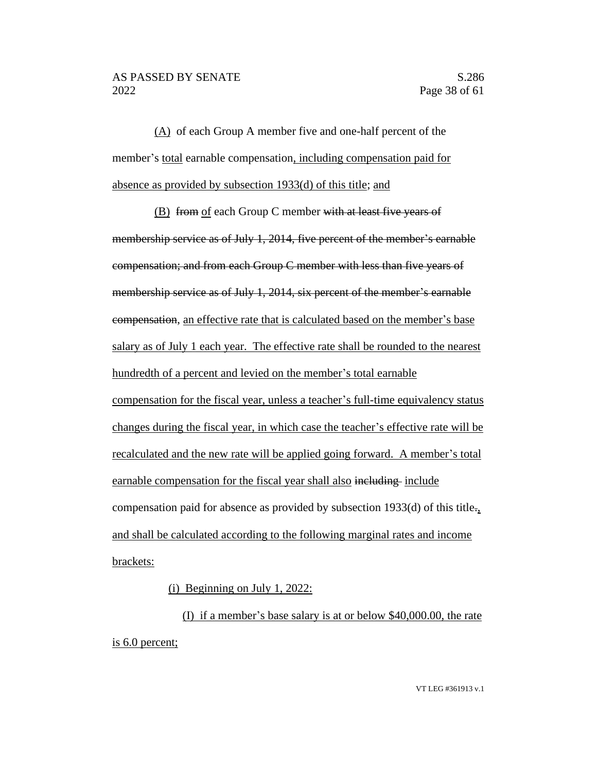(A) of each Group A member five and one-half percent of the member's total earnable compensation, including compensation paid for absence as provided by subsection 1933(d) of this title; and

(B) ~~from~~ of each Group C member ~~with at least five years of membership service as of July 1, 2014, five percent of the member's earnable compensation; and from each Group C member with less than five years of membership service as of July 1, 2014, six percent of the member's earnable compensation~~, an effective rate that is calculated based on the member's base salary as of July 1 each year. The effective rate shall be rounded to the nearest hundredth of a percent and levied on the member's total earnable compensation for the fiscal year, unless a teacher's full-time equivalency status changes during the fiscal year, in which case the teacher's effective rate will be recalculated and the new rate will be applied going forward. A member's total earnable compensation for the fiscal year shall also ~~including~~ include compensation paid for absence as provided by subsection 1933(d) of this title~~.~~, and shall be calculated according to the following marginal rates and income brackets:

(i) Beginning on July 1, 2022:

(I) if a member's base salary is at or below $40,000.00, the rate is 6.0 percent;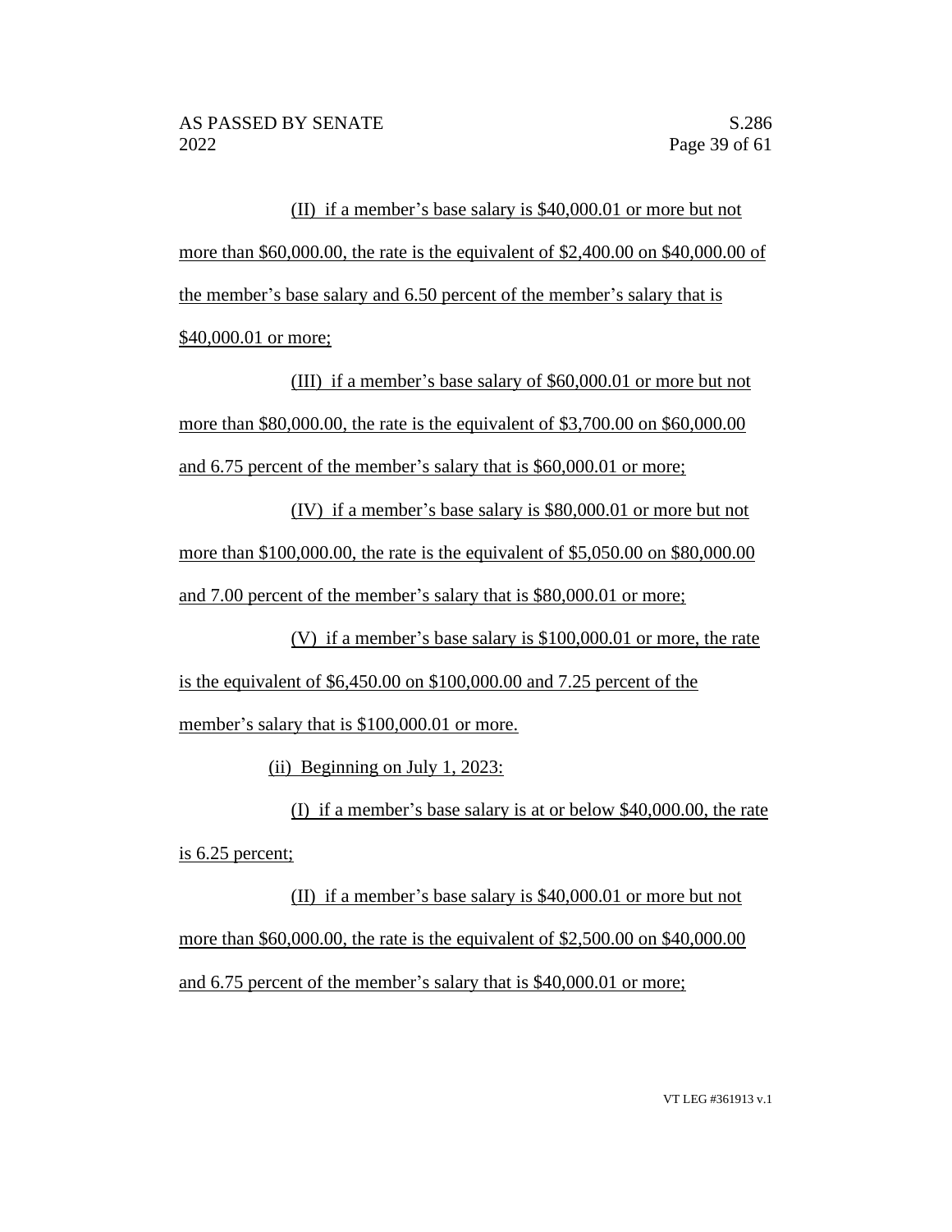(II) if a member's base salary is $40,000.01 or more but not more than $60,000.00, the rate is the equivalent of $2,400.00 on $40,000.00 of the member's base salary and 6.50 percent of the member's salary that is $40,000.01 or more;

(III) if a member's base salary of $60,000.01 or more but not more than $80,000.00, the rate is the equivalent of $3,700.00 on $60,000.00 and 6.75 percent of the member's salary that is $60,000.01 or more;

(IV) if a member's base salary is $80,000.01 or more but not more than $100,000.00, the rate is the equivalent of $5,050.00 on $80,000.00 and 7.00 percent of the member's salary that is $80,000.01 or more;

(V) if a member's base salary is $100,000.01 or more, the rate is the equivalent of $6,450.00 on $100,000.00 and 7.25 percent of the member's salary that is $100,000.01 or more.

(ii) Beginning on July 1, 2023:

(I) if a member's base salary is at or below $40,000.00, the rate is 6.25 percent;

(II) if a member's base salary is $40,000.01 or more but not more than $60,000.00, the rate is the equivalent of $2,500.00 on $40,000.00 and 6.75 percent of the member's salary that is $40,000.01 or more;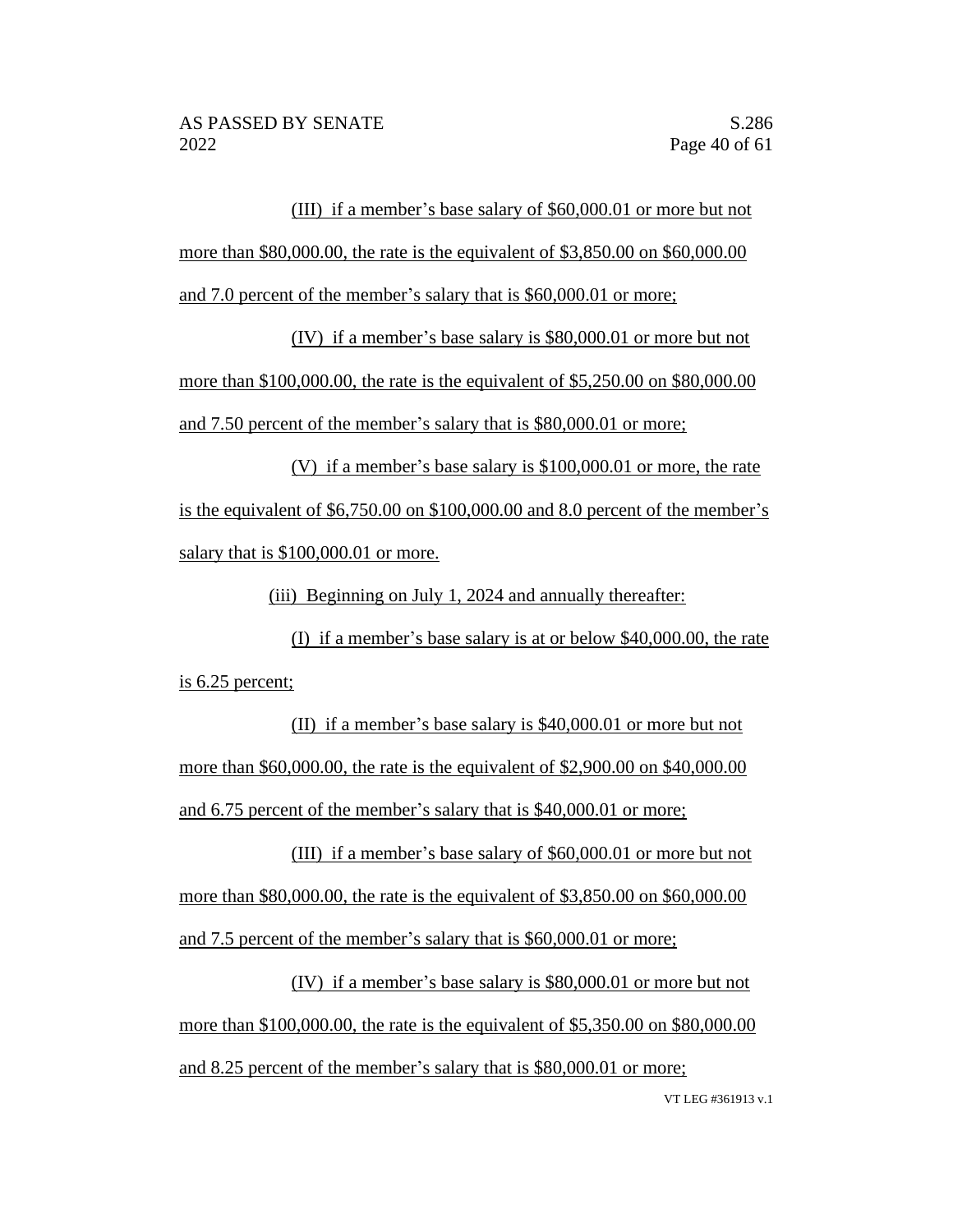(III) if a member's base salary of $60,000.01 or more but not more than $80,000.00, the rate is the equivalent of $3,850.00 on $60,000.00 and 7.0 percent of the member's salary that is $60,000.01 or more;

(IV) if a member's base salary is $80,000.01 or more but not more than $100,000.00, the rate is the equivalent of $5,250.00 on $80,000.00 and 7.50 percent of the member's salary that is $80,000.01 or more;

(V) if a member's base salary is $100,000.01 or more, the rate is the equivalent of $6,750.00 on $100,000.00 and 8.0 percent of the member's salary that is $100,000.01 or more.

(iii) Beginning on July 1, 2024 and annually thereafter:

(I) if a member's base salary is at or below $40,000.00, the rate is 6.25 percent;

(II) if a member's base salary is $40,000.01 or more but not more than $60,000.00, the rate is the equivalent of $2,900.00 on $40,000.00 and 6.75 percent of the member's salary that is $40,000.01 or more;

(III) if a member's base salary of $60,000.01 or more but not more than $80,000.00, the rate is the equivalent of $3,850.00 on $60,000.00 and 7.5 percent of the member's salary that is $60,000.01 or more;

(IV) if a member's base salary is $80,000.01 or more but not more than $100,000.00, the rate is the equivalent of $5,350.00 on $80,000.00 and 8.25 percent of the member's salary that is $80,000.01 or more;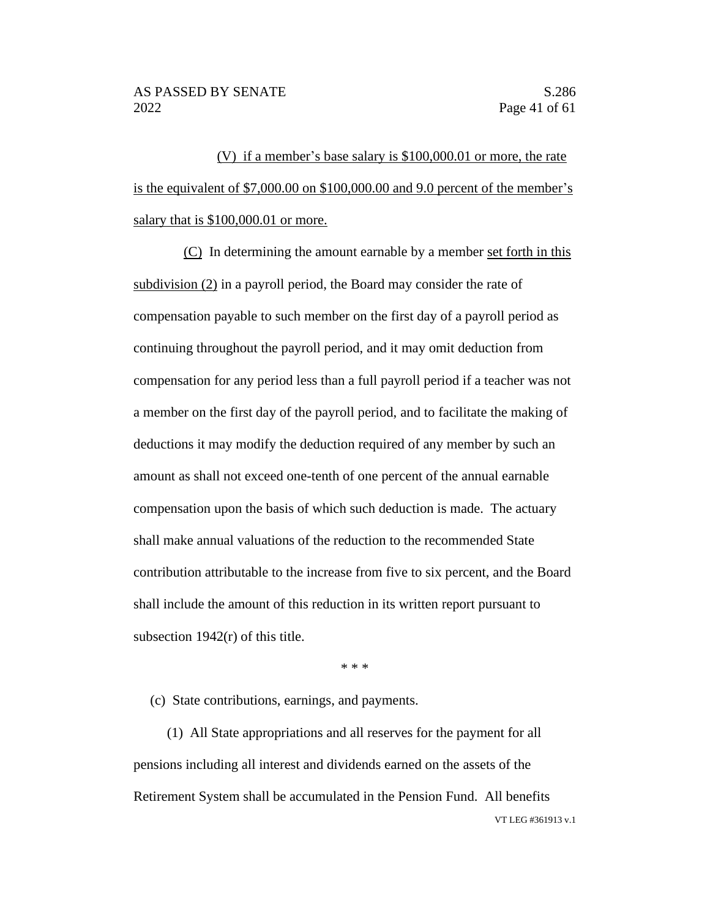(V) if a member's base salary is $100,000.01 or more, the rate is the equivalent of $7,000.00 on $100,000.00 and 9.0 percent of the member's salary that is $100,000.01 or more.

(C) In determining the amount earnable by a member set forth in this subdivision (2) in a payroll period, the Board may consider the rate of compensation payable to such member on the first day of a payroll period as continuing throughout the payroll period, and it may omit deduction from compensation for any period less than a full payroll period if a teacher was not a member on the first day of the payroll period, and to facilitate the making of deductions it may modify the deduction required of any member by such an amount as shall not exceed one-tenth of one percent of the annual earnable compensation upon the basis of which such deduction is made. The actuary shall make annual valuations of the reduction to the recommended State contribution attributable to the increase from five to six percent, and the Board shall include the amount of this reduction in its written report pursuant to subsection 1942(r) of this title.

\* \* \*

(c) State contributions, earnings, and payments.

(1) All State appropriations and all reserves for the payment for all pensions including all interest and dividends earned on the assets of the Retirement System shall be accumulated in the Pension Fund. All benefits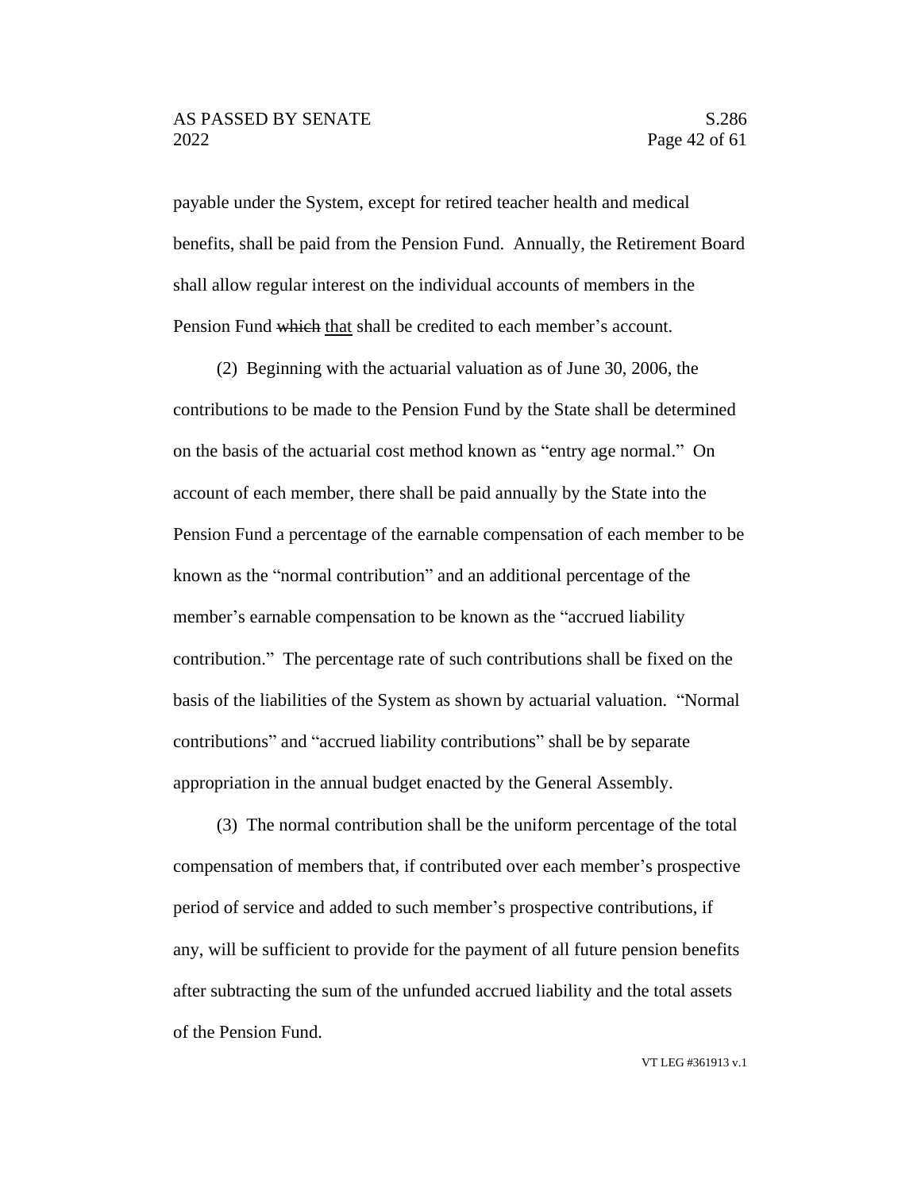payable under the System, except for retired teacher health and medical benefits, shall be paid from the Pension Fund. Annually, the Retirement Board shall allow regular interest on the individual accounts of members in the Pension Fund ~~which~~ <u>that</u> shall be credited to each member's account.

(2) Beginning with the actuarial valuation as of June 30, 2006, the contributions to be made to the Pension Fund by the State shall be determined on the basis of the actuarial cost method known as "entry age normal." On account of each member, there shall be paid annually by the State into the Pension Fund a percentage of the earnable compensation of each member to be known as the "normal contribution" and an additional percentage of the member's earnable compensation to be known as the "accrued liability contribution." The percentage rate of such contributions shall be fixed on the basis of the liabilities of the System as shown by actuarial valuation. "Normal contributions" and "accrued liability contributions" shall be by separate appropriation in the annual budget enacted by the General Assembly.

(3) The normal contribution shall be the uniform percentage of the total compensation of members that, if contributed over each member's prospective period of service and added to such member's prospective contributions, if any, will be sufficient to provide for the payment of all future pension benefits after subtracting the sum of the unfunded accrued liability and the total assets of the Pension Fund.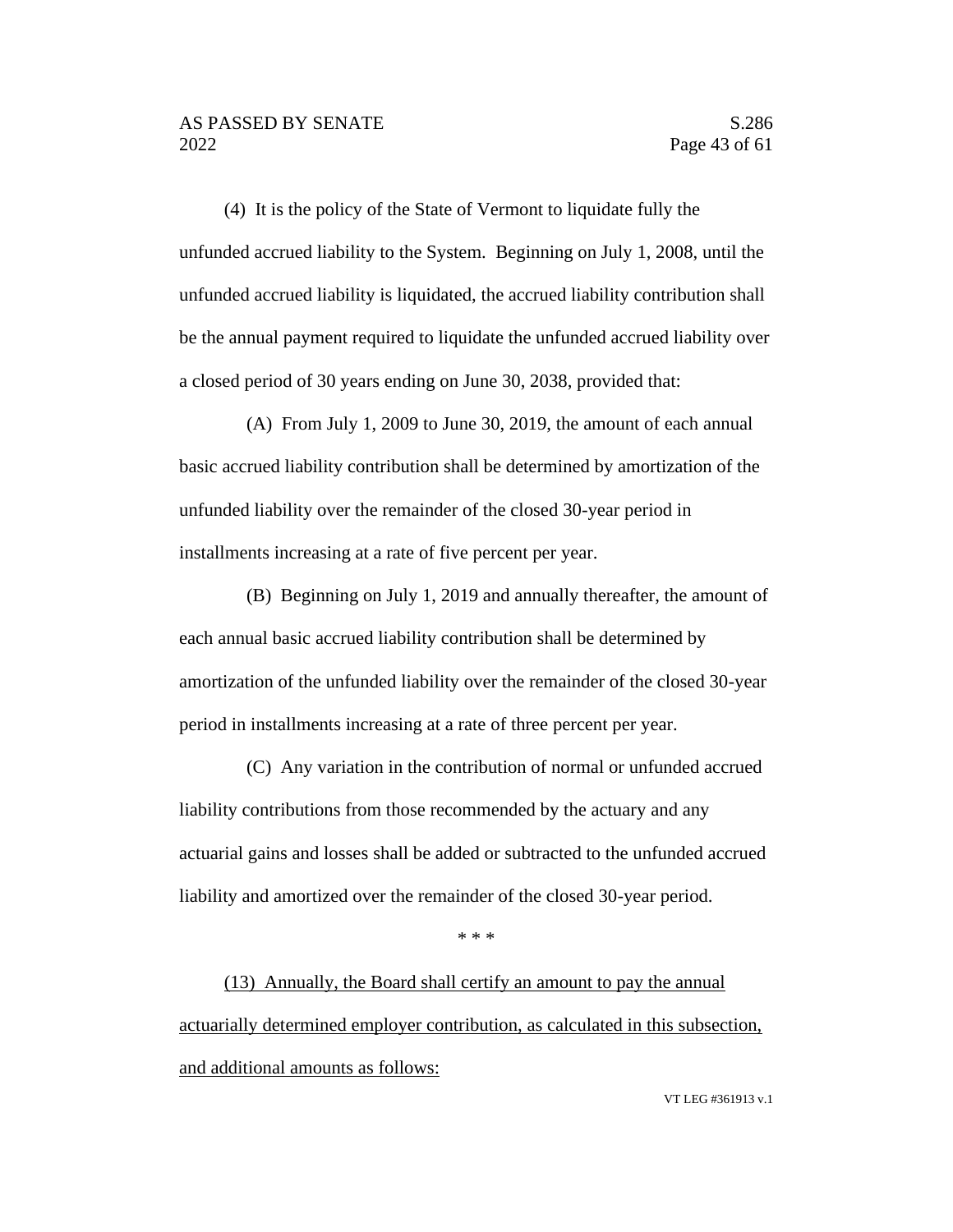(4) It is the policy of the State of Vermont to liquidate fully the unfunded accrued liability to the System. Beginning on July 1, 2008, until the unfunded accrued liability is liquidated, the accrued liability contribution shall be the annual payment required to liquidate the unfunded accrued liability over a closed period of 30 years ending on June 30, 2038, provided that:

(A) From July 1, 2009 to June 30, 2019, the amount of each annual basic accrued liability contribution shall be determined by amortization of the unfunded liability over the remainder of the closed 30-year period in installments increasing at a rate of five percent per year.

(B) Beginning on July 1, 2019 and annually thereafter, the amount of each annual basic accrued liability contribution shall be determined by amortization of the unfunded liability over the remainder of the closed 30-year period in installments increasing at a rate of three percent per year.

(C) Any variation in the contribution of normal or unfunded accrued liability contributions from those recommended by the actuary and any actuarial gains and losses shall be added or subtracted to the unfunded accrued liability and amortized over the remainder of the closed 30-year period.

\* \* \*

<u>(13) Annually, the Board shall certify an amount to pay the annual actuarially determined employer contribution, as calculated in this subsection, and additional amounts as follows:</u>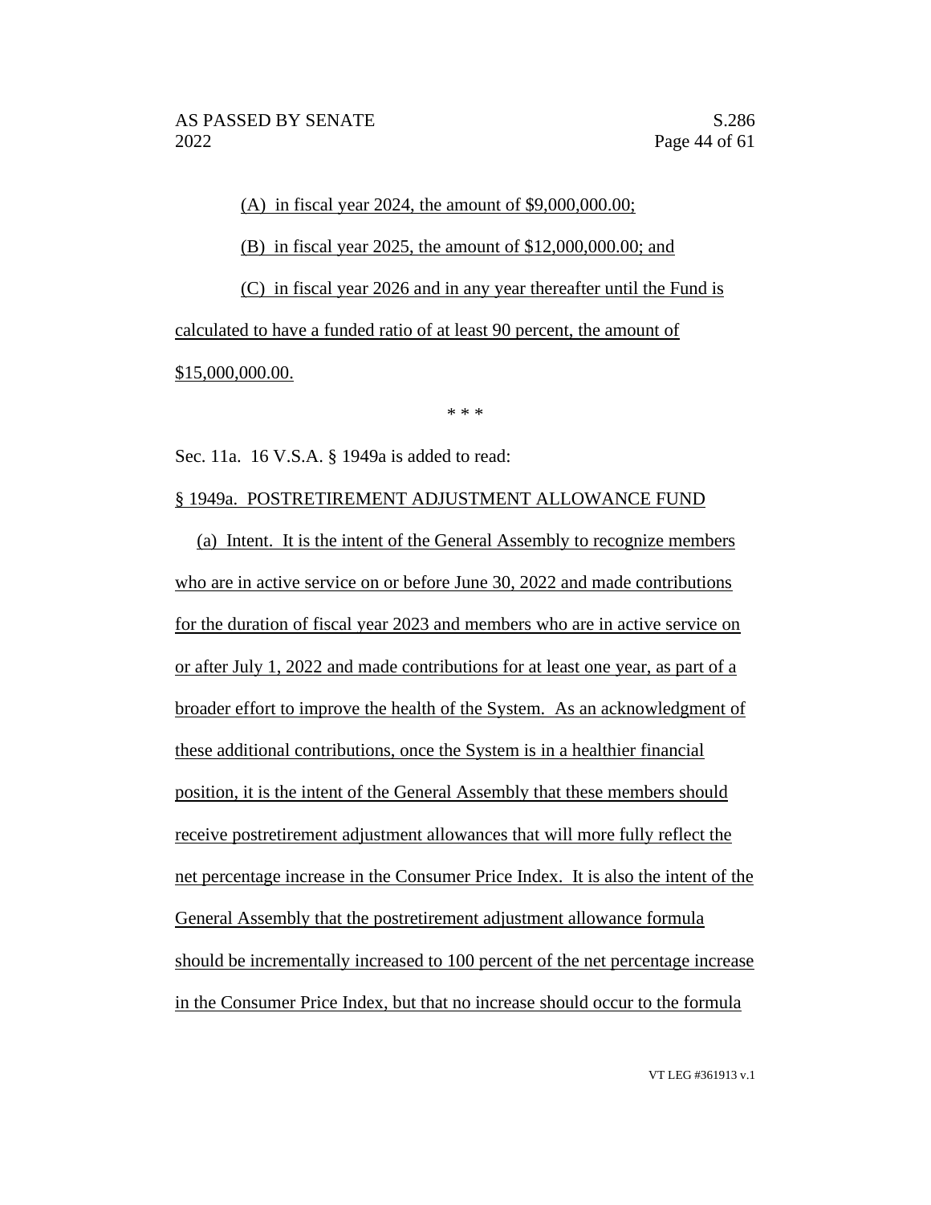(A) in fiscal year 2024, the amount of $9,000,000.00;

(B) in fiscal year 2025, the amount of $12,000,000.00; and

(C) in fiscal year 2026 and in any year thereafter until the Fund is calculated to have a funded ratio of at least 90 percent, the amount of $15,000,000.00.

\* \* \*

Sec. 11a. 16 V.S.A. § 1949a is added to read:

§ 1949a. POSTRETIREMENT ADJUSTMENT ALLOWANCE FUND

(a) Intent. It is the intent of the General Assembly to recognize members who are in active service on or before June 30, 2022 and made contributions for the duration of fiscal year 2023 and members who are in active service on or after July 1, 2022 and made contributions for at least one year, as part of a broader effort to improve the health of the System. As an acknowledgment of these additional contributions, once the System is in a healthier financial position, it is the intent of the General Assembly that these members should receive postretirement adjustment allowances that will more fully reflect the net percentage increase in the Consumer Price Index. It is also the intent of the General Assembly that the postretirement adjustment allowance formula should be incrementally increased to 100 percent of the net percentage increase in the Consumer Price Index, but that no increase should occur to the formula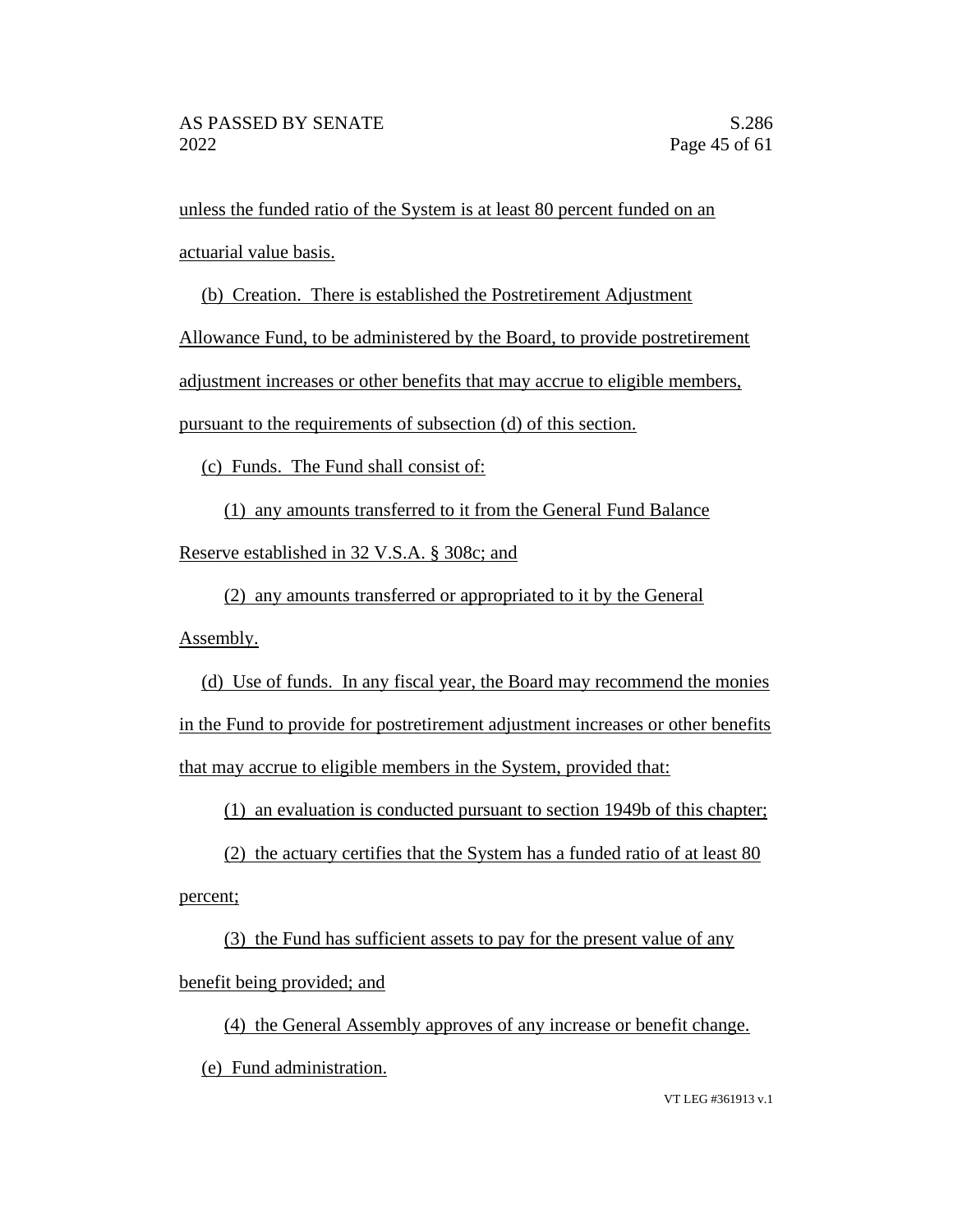unless the funded ratio of the System is at least 80 percent funded on an actuarial value basis.

(b) Creation. There is established the Postretirement Adjustment Allowance Fund, to be administered by the Board, to provide postretirement adjustment increases or other benefits that may accrue to eligible members, pursuant to the requirements of subsection (d) of this section.

(c) Funds. The Fund shall consist of:

(1) any amounts transferred to it from the General Fund Balance Reserve established in 32 V.S.A. § 308c; and

(2) any amounts transferred or appropriated to it by the General Assembly.

(d) Use of funds. In any fiscal year, the Board may recommend the monies in the Fund to provide for postretirement adjustment increases or other benefits that may accrue to eligible members in the System, provided that:

(1) an evaluation is conducted pursuant to section 1949b of this chapter;

(2) the actuary certifies that the System has a funded ratio of at least 80 percent;

(3) the Fund has sufficient assets to pay for the present value of any benefit being provided; and

(4) the General Assembly approves of any increase or benefit change.

(e) Fund administration.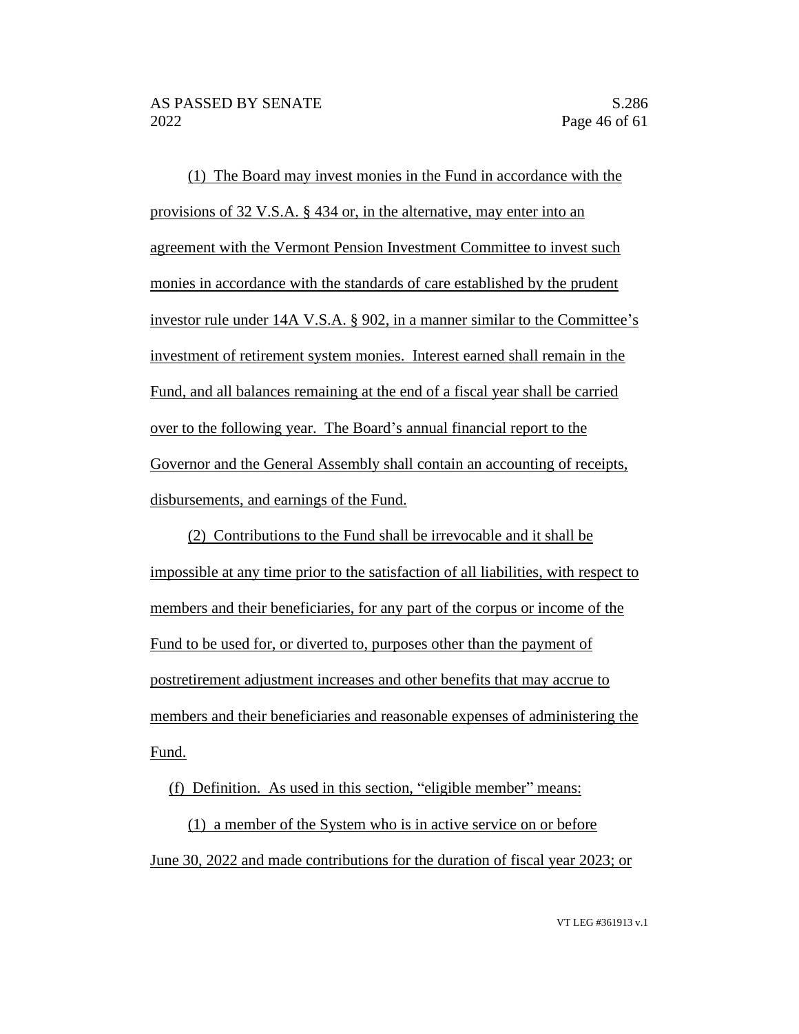(1) The Board may invest monies in the Fund in accordance with the provisions of 32 V.S.A. § 434 or, in the alternative, may enter into an agreement with the Vermont Pension Investment Committee to invest such monies in accordance with the standards of care established by the prudent investor rule under 14A V.S.A. § 902, in a manner similar to the Committee's investment of retirement system monies. Interest earned shall remain in the Fund, and all balances remaining at the end of a fiscal year shall be carried over to the following year. The Board's annual financial report to the Governor and the General Assembly shall contain an accounting of receipts, disbursements, and earnings of the Fund.

(2) Contributions to the Fund shall be irrevocable and it shall be impossible at any time prior to the satisfaction of all liabilities, with respect to members and their beneficiaries, for any part of the corpus or income of the Fund to be used for, or diverted to, purposes other than the payment of postretirement adjustment increases and other benefits that may accrue to members and their beneficiaries and reasonable expenses of administering the Fund.

(f) Definition. As used in this section, "eligible member" means:

(1) a member of the System who is in active service on or before June 30, 2022 and made contributions for the duration of fiscal year 2023; or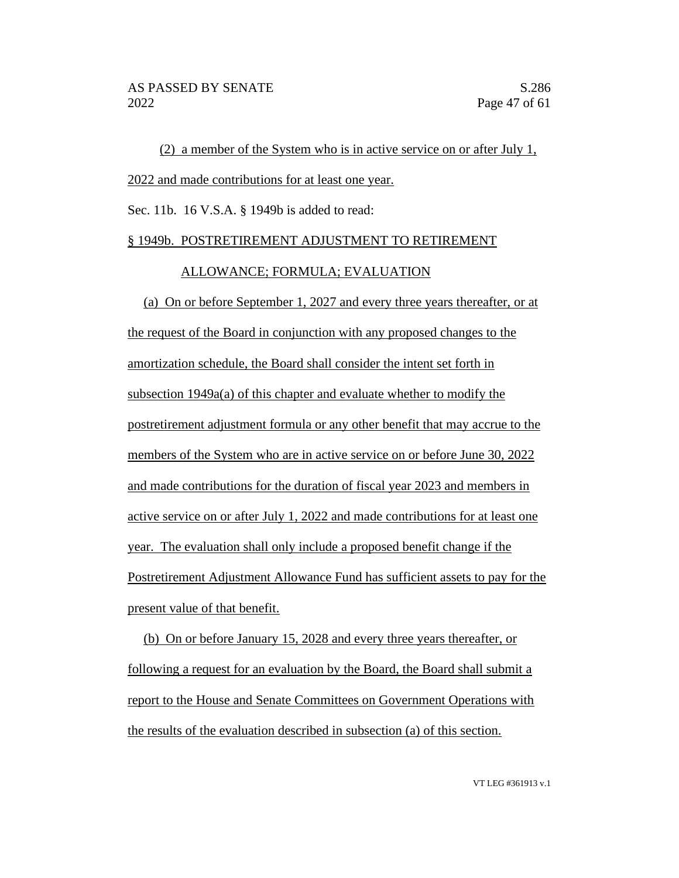(2) a member of the System who is in active service on or after July 1, 2022 and made contributions for at least one year.

Sec. 11b. 16 V.S.A. § 1949b is added to read:

§ 1949b. POSTRETIREMENT ADJUSTMENT TO RETIREMENT ALLOWANCE; FORMULA; EVALUATION

(a) On or before September 1, 2027 and every three years thereafter, or at the request of the Board in conjunction with any proposed changes to the amortization schedule, the Board shall consider the intent set forth in subsection 1949a(a) of this chapter and evaluate whether to modify the postretirement adjustment formula or any other benefit that may accrue to the members of the System who are in active service on or before June 30, 2022 and made contributions for the duration of fiscal year 2023 and members in active service on or after July 1, 2022 and made contributions for at least one year. The evaluation shall only include a proposed benefit change if the Postretirement Adjustment Allowance Fund has sufficient assets to pay for the present value of that benefit.

(b) On or before January 15, 2028 and every three years thereafter, or following a request for an evaluation by the Board, the Board shall submit a report to the House and Senate Committees on Government Operations with the results of the evaluation described in subsection (a) of this section.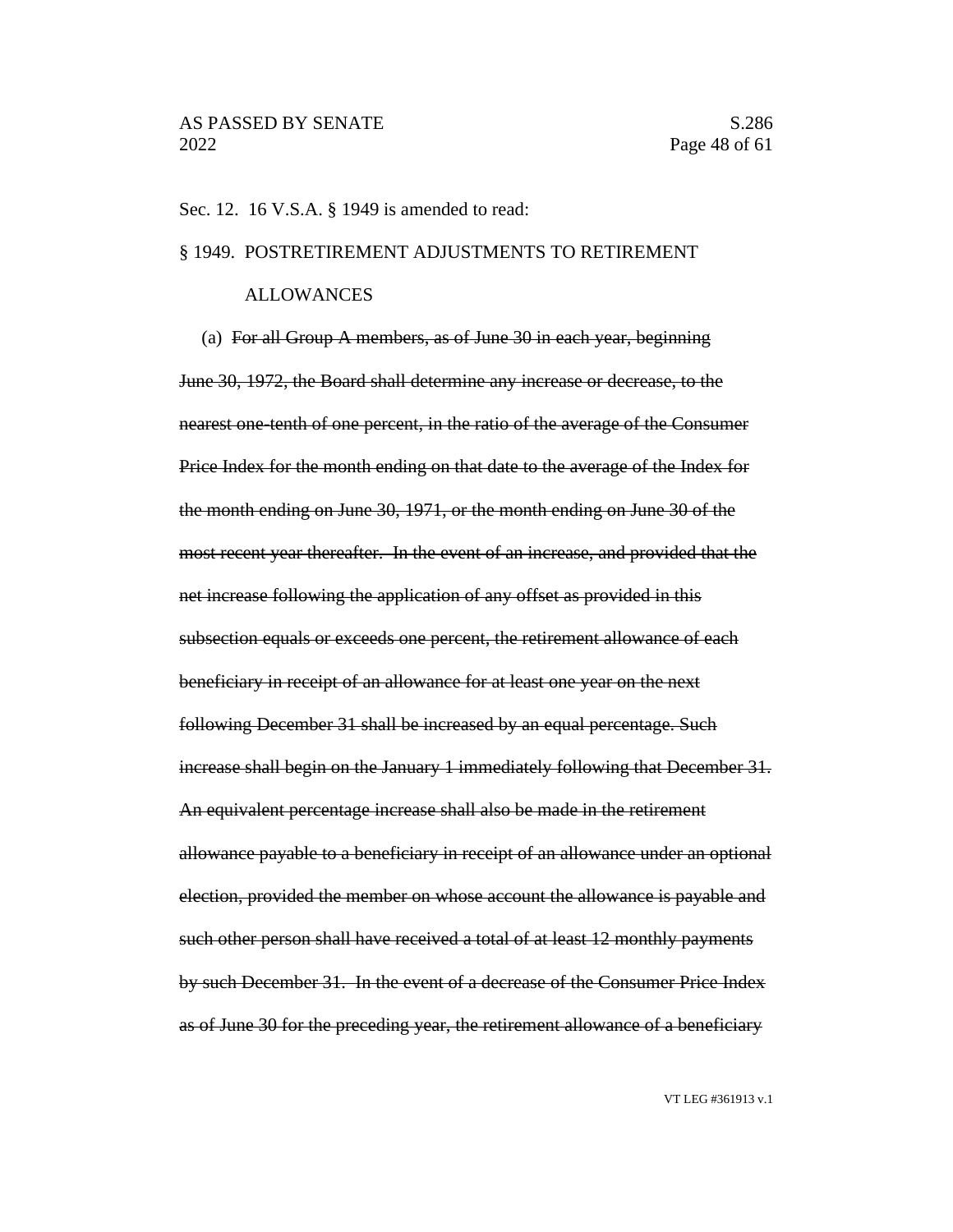Sec. 12. 16 V.S.A. § 1949 is amended to read:

§ 1949. POSTRETIREMENT ADJUSTMENTS TO RETIREMENT ALLOWANCES

(a) ~~For all Group A members, as of June 30 in each year, beginning June 30, 1972, the Board shall determine any increase or decrease, to the nearest one-tenth of one percent, in the ratio of the average of the Consumer Price Index for the month ending on that date to the average of the Index for the month ending on June 30, 1971, or the month ending on June 30 of the most recent year thereafter. In the event of an increase, and provided that the net increase following the application of any offset as provided in this subsection equals or exceeds one percent, the retirement allowance of each beneficiary in receipt of an allowance for at least one year on the next following December 31 shall be increased by an equal percentage. Such increase shall begin on the January 1 immediately following that December 31. An equivalent percentage increase shall also be made in the retirement allowance payable to a beneficiary in receipt of an allowance under an optional election, provided the member on whose account the allowance is payable and such other person shall have received a total of at least 12 monthly payments by such December 31. In the event of a decrease of the Consumer Price Index as of June 30 for the preceding year, the retirement allowance of a beneficiary~~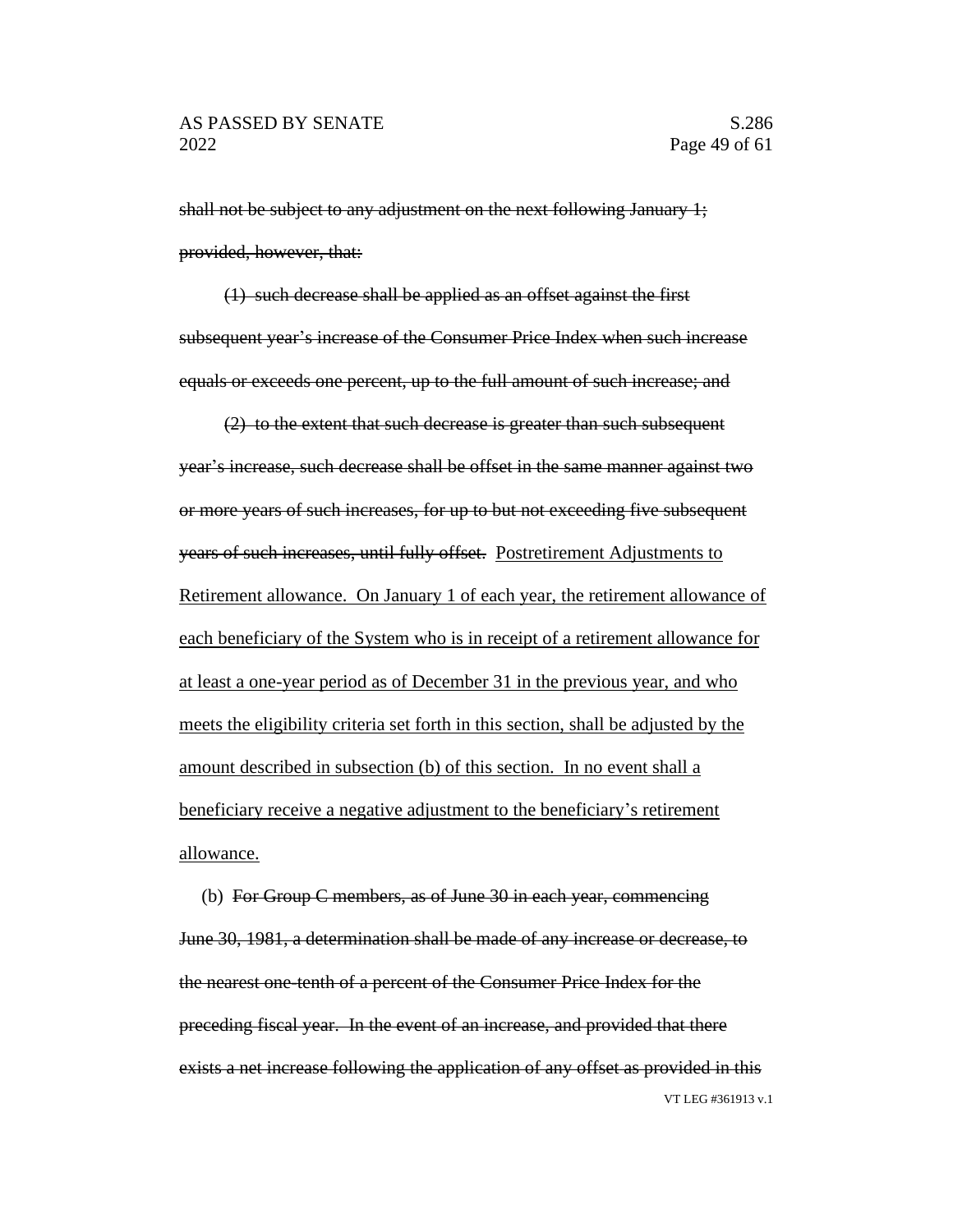~~shall not be subject to any adjustment on the next following January 1; provided, however, that:~~

~~(1) such decrease shall be applied as an offset against the first subsequent year's increase of the Consumer Price Index when such increase equals or exceeds one percent, up to the full amount of such increase; and~~

~~(2) to the extent that such decrease is greater than such subsequent year's increase, such decrease shall be offset in the same manner against two or more years of such increases, for up to but not exceeding five subsequent years of such increases, until fully offset.~~ <u>Postretirement Adjustments to Retirement allowance. On January 1 of each year, the retirement allowance of each beneficiary of the System who is in receipt of a retirement allowance for at least a one-year period as of December 31 in the previous year, and who meets the eligibility criteria set forth in this section, shall be adjusted by the amount described in subsection (b) of this section. In no event shall a beneficiary receive a negative adjustment to the beneficiary's retirement allowance.</u>

(b) ~~For Group C members, as of June 30 in each year, commencing June 30, 1981, a determination shall be made of any increase or decrease, to the nearest one-tenth of a percent of the Consumer Price Index for the preceding fiscal year. In the event of an increase, and provided that there exists a net increase following the application of any offset as provided in this~~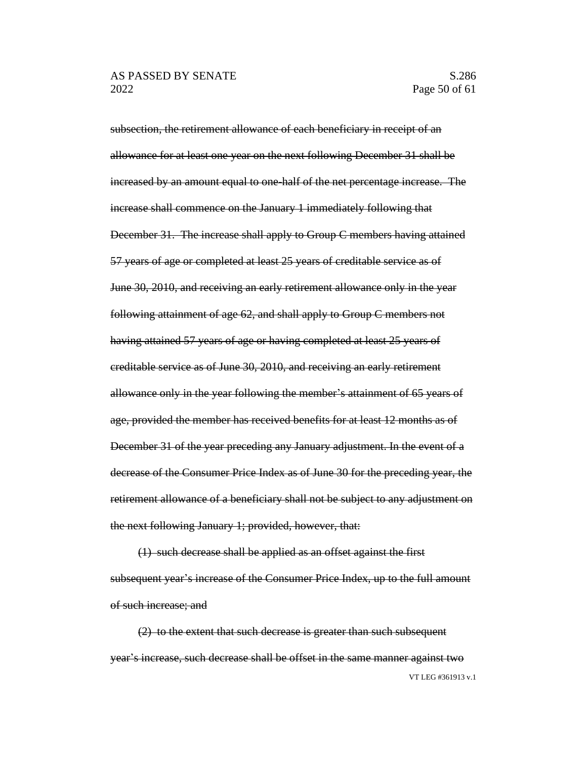~~subsection, the retirement allowance of each beneficiary in receipt of an allowance for at least one year on the next following December 31 shall be increased by an amount equal to one-half of the net percentage increase. The increase shall commence on the January 1 immediately following that December 31. The increase shall apply to Group C members having attained 57 years of age or completed at least 25 years of creditable service as of June 30, 2010, and receiving an early retirement allowance only in the year following attainment of age 62, and shall apply to Group C members not having attained 57 years of age or having completed at least 25 years of creditable service as of June 30, 2010, and receiving an early retirement allowance only in the year following the member's attainment of 65 years of age, provided the member has received benefits for at least 12 months as of December 31 of the year preceding any January adjustment. In the event of a decrease of the Consumer Price Index as of June 30 for the preceding year, the retirement allowance of a beneficiary shall not be subject to any adjustment on the next following January 1; provided, however, that:~~

~~(1) such decrease shall be applied as an offset against the first subsequent year's increase of the Consumer Price Index, up to the full amount of such increase; and~~

~~(2) to the extent that such decrease is greater than such subsequent year's increase, such decrease shall be offset in the same manner against two~~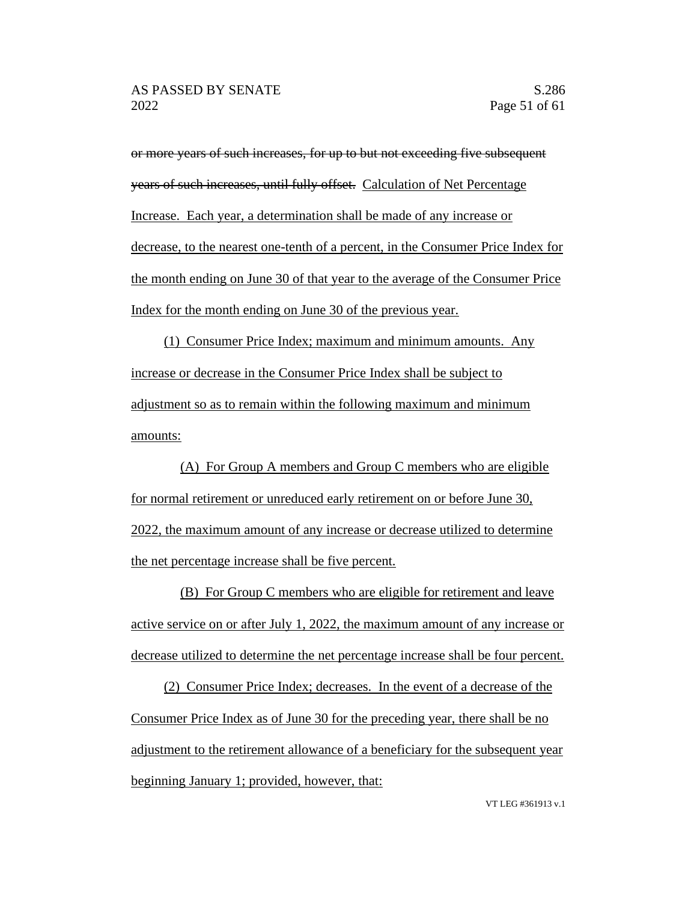~~or more years of such increases, for up to but not exceeding five subsequent years of such increases, until fully offset.~~ <u>Calculation of Net Percentage Increase. Each year, a determination shall be made of any increase or decrease, to the nearest one-tenth of a percent, in the Consumer Price Index for the month ending on June 30 of that year to the average of the Consumer Price Index for the month ending on June 30 of the previous year.</u>

<u>(1) Consumer Price Index; maximum and minimum amounts. Any increase or decrease in the Consumer Price Index shall be subject to adjustment so as to remain within the following maximum and minimum amounts:</u>

<u>(A) For Group A members and Group C members who are eligible for normal retirement or unreduced early retirement on or before June 30, 2022, the maximum amount of any increase or decrease utilized to determine the net percentage increase shall be five percent.</u>

<u>(B) For Group C members who are eligible for retirement and leave active service on or after July 1, 2022, the maximum amount of any increase or decrease utilized to determine the net percentage increase shall be four percent.</u>

<u>(2) Consumer Price Index; decreases. In the event of a decrease of the Consumer Price Index as of June 30 for the preceding year, there shall be no adjustment to the retirement allowance of a beneficiary for the subsequent year beginning January 1; provided, however, that:</u>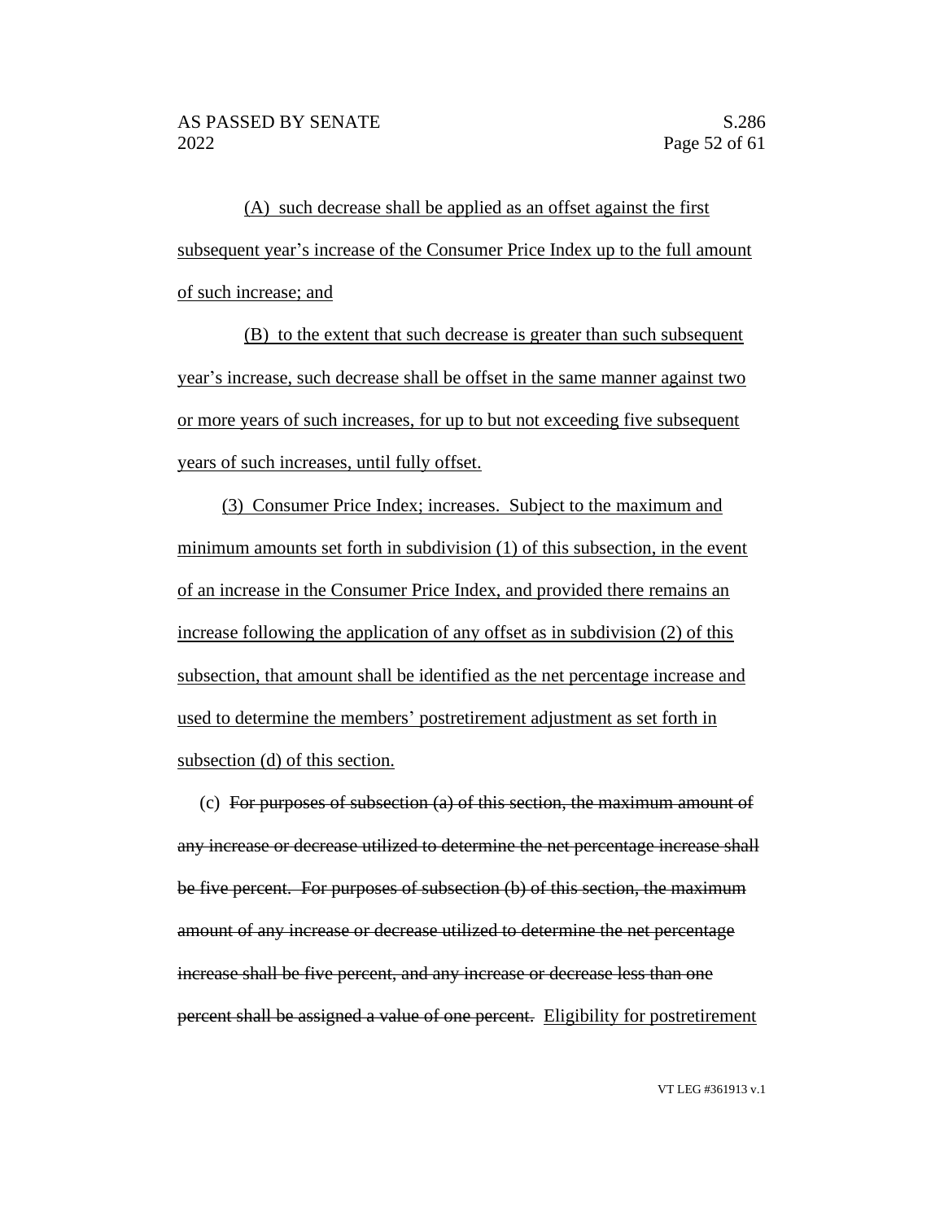(A) such decrease shall be applied as an offset against the first subsequent year's increase of the Consumer Price Index up to the full amount of such increase; and

(B) to the extent that such decrease is greater than such subsequent year's increase, such decrease shall be offset in the same manner against two or more years of such increases, for up to but not exceeding five subsequent years of such increases, until fully offset.

(3) Consumer Price Index; increases. Subject to the maximum and minimum amounts set forth in subdivision (1) of this subsection, in the event of an increase in the Consumer Price Index, and provided there remains an increase following the application of any offset as in subdivision (2) of this subsection, that amount shall be identified as the net percentage increase and used to determine the members' postretirement adjustment as set forth in subsection (d) of this section.

(c) ~~For purposes of subsection (a) of this section, the maximum amount of any increase or decrease utilized to determine the net percentage increase shall be five percent. For purposes of subsection (b) of this section, the maximum amount of any increase or decrease utilized to determine the net percentage increase shall be five percent, and any increase or decrease less than one percent shall be assigned a value of one percent.~~ Eligibility for postretirement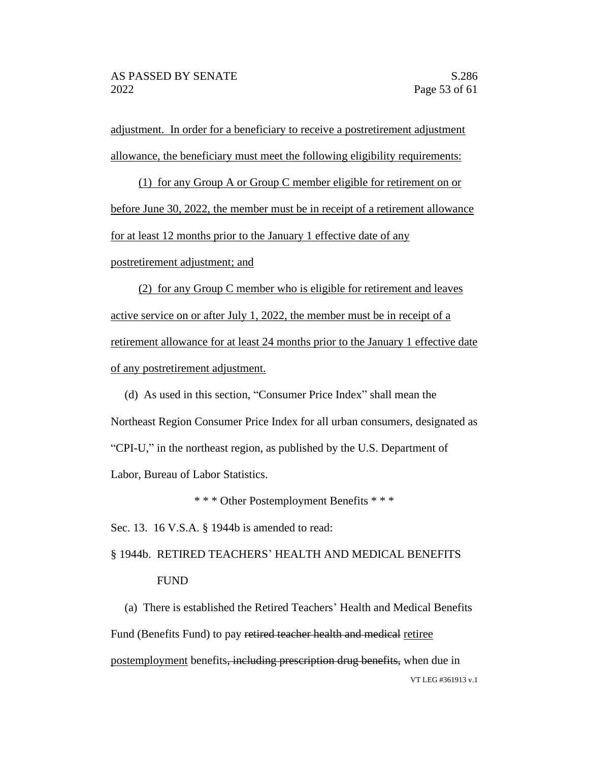adjustment. In order for a beneficiary to receive a postretirement adjustment allowance, the beneficiary must meet the following eligibility requirements:

(1) for any Group A or Group C member eligible for retirement on or before June 30, 2022, the member must be in receipt of a retirement allowance for at least 12 months prior to the January 1 effective date of any postretirement adjustment; and

(2) for any Group C member who is eligible for retirement and leaves active service on or after July 1, 2022, the member must be in receipt of a retirement allowance for at least 24 months prior to the January 1 effective date of any postretirement adjustment.

(d) As used in this section, "Consumer Price Index" shall mean the Northeast Region Consumer Price Index for all urban consumers, designated as "CPI-U," in the northeast region, as published by the U.S. Department of Labor, Bureau of Labor Statistics.

\* \* \* Other Postemployment Benefits \* \* \*

Sec. 13. 16 V.S.A. § 1944b is amended to read:

§ 1944b. RETIRED TEACHERS' HEALTH AND MEDICAL BENEFITS FUND

(a) There is established the Retired Teachers' Health and Medical Benefits Fund (Benefits Fund) to pay ~~retired teacher health and medical~~ retiree postemployment benefits~~, including prescription drug benefits,~~ when due in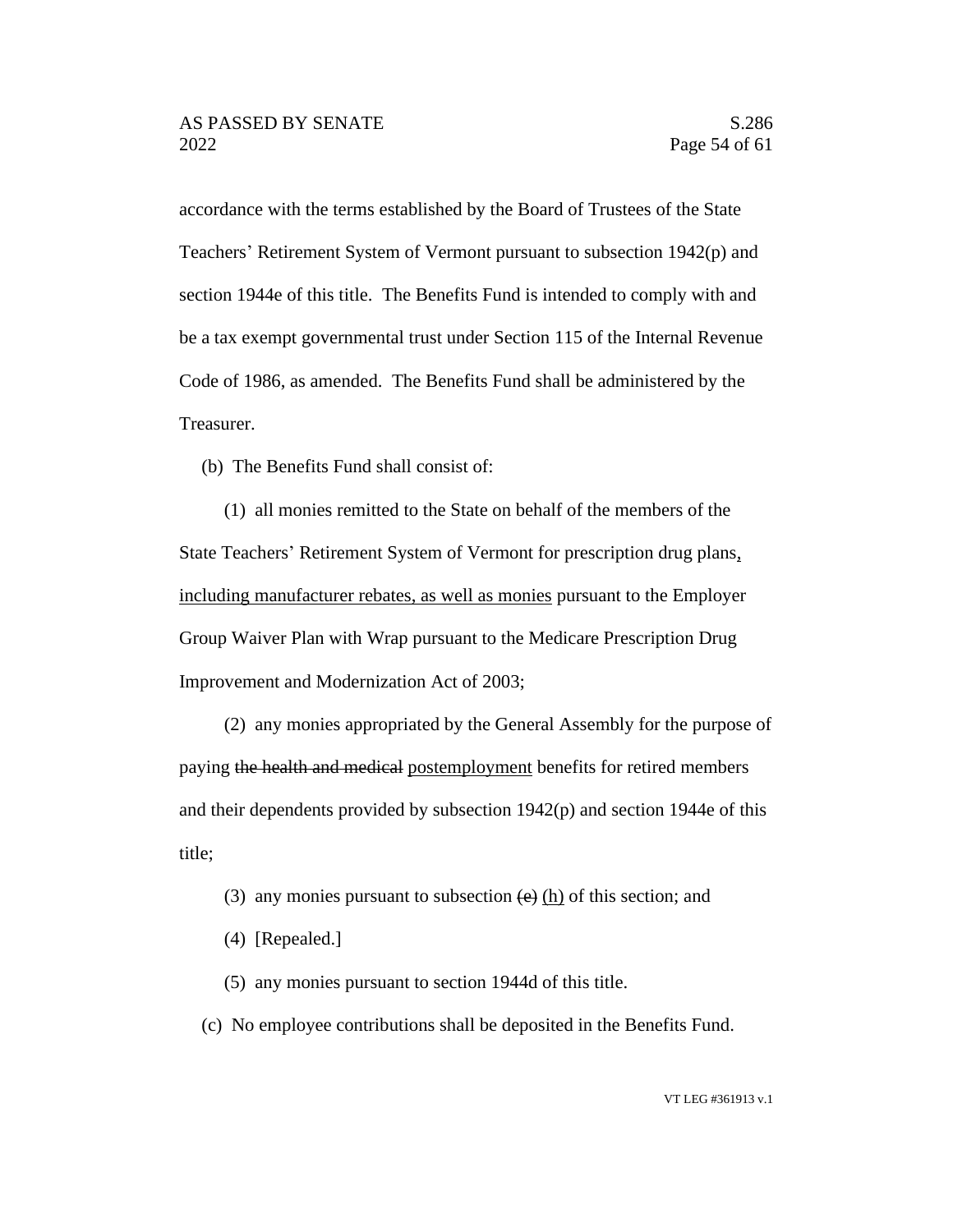accordance with the terms established by the Board of Trustees of the State Teachers' Retirement System of Vermont pursuant to subsection 1942(p) and section 1944e of this title. The Benefits Fund is intended to comply with and be a tax exempt governmental trust under Section 115 of the Internal Revenue Code of 1986, as amended. The Benefits Fund shall be administered by the Treasurer.

(b) The Benefits Fund shall consist of:

(1) all monies remitted to the State on behalf of the members of the State Teachers' Retirement System of Vermont for prescription drug plans, including manufacturer rebates, as well as monies pursuant to the Employer Group Waiver Plan with Wrap pursuant to the Medicare Prescription Drug Improvement and Modernization Act of 2003;

(2) any monies appropriated by the General Assembly for the purpose of paying ~~the health and medical~~ postemployment benefits for retired members and their dependents provided by subsection 1942(p) and section 1944e of this title;

(3) any monies pursuant to subsection ~~(e)~~ (h) of this section; and

(4) [Repealed.]

(5) any monies pursuant to section 1944d of this title.

(c) No employee contributions shall be deposited in the Benefits Fund.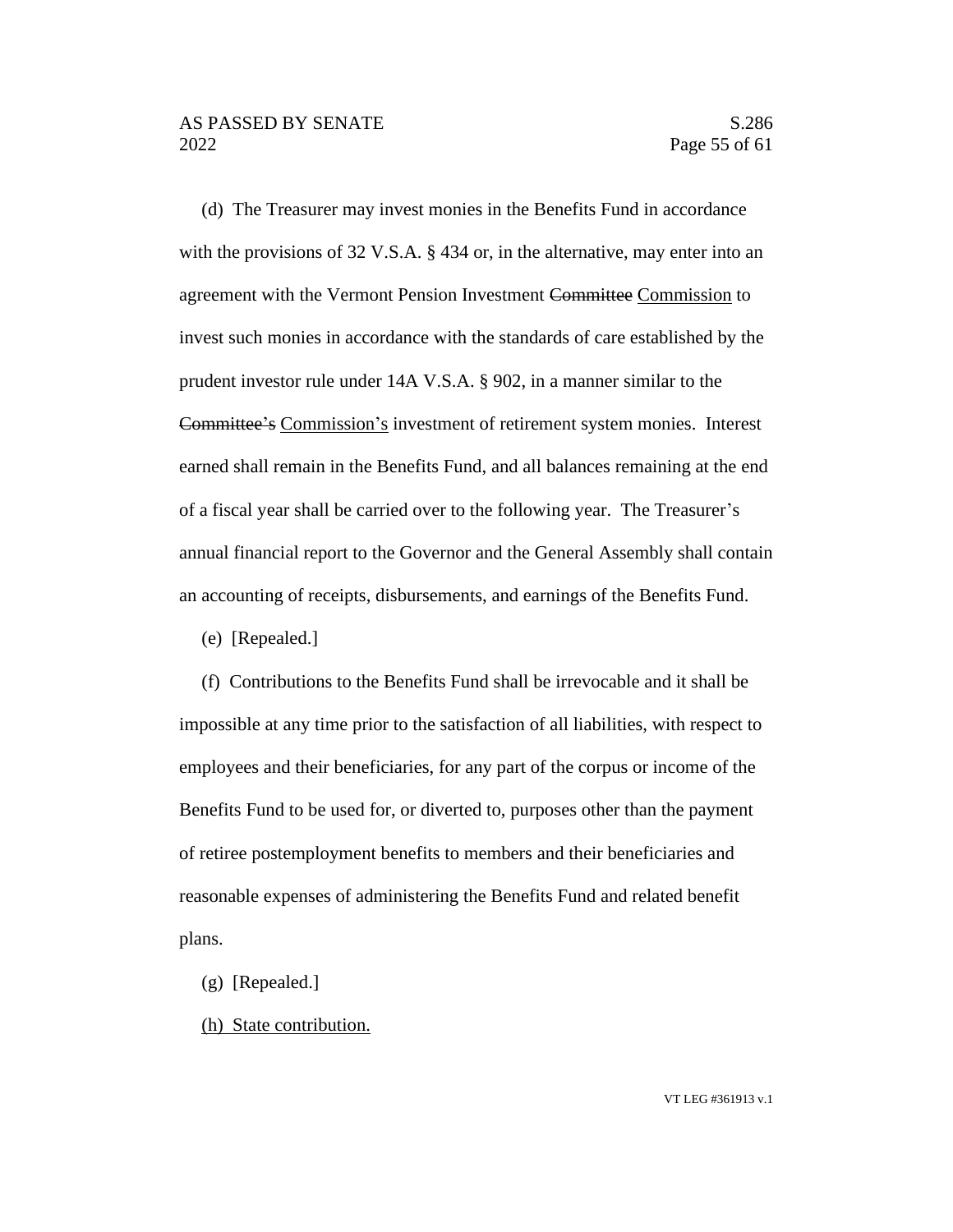(d) The Treasurer may invest monies in the Benefits Fund in accordance with the provisions of 32 V.S.A. § 434 or, in the alternative, may enter into an agreement with the Vermont Pension Investment ~~Committee~~ <u>Commission</u> to invest such monies in accordance with the standards of care established by the prudent investor rule under 14A V.S.A. § 902, in a manner similar to the ~~Committee's~~ <u>Commission's</u> investment of retirement system monies. Interest earned shall remain in the Benefits Fund, and all balances remaining at the end of a fiscal year shall be carried over to the following year. The Treasurer's annual financial report to the Governor and the General Assembly shall contain an accounting of receipts, disbursements, and earnings of the Benefits Fund.

(e) [Repealed.]

(f) Contributions to the Benefits Fund shall be irrevocable and it shall be impossible at any time prior to the satisfaction of all liabilities, with respect to employees and their beneficiaries, for any part of the corpus or income of the Benefits Fund to be used for, or diverted to, purposes other than the payment of retiree postemployment benefits to members and their beneficiaries and reasonable expenses of administering the Benefits Fund and related benefit plans.

(g) [Repealed.]

<u>(h) State contribution.</u>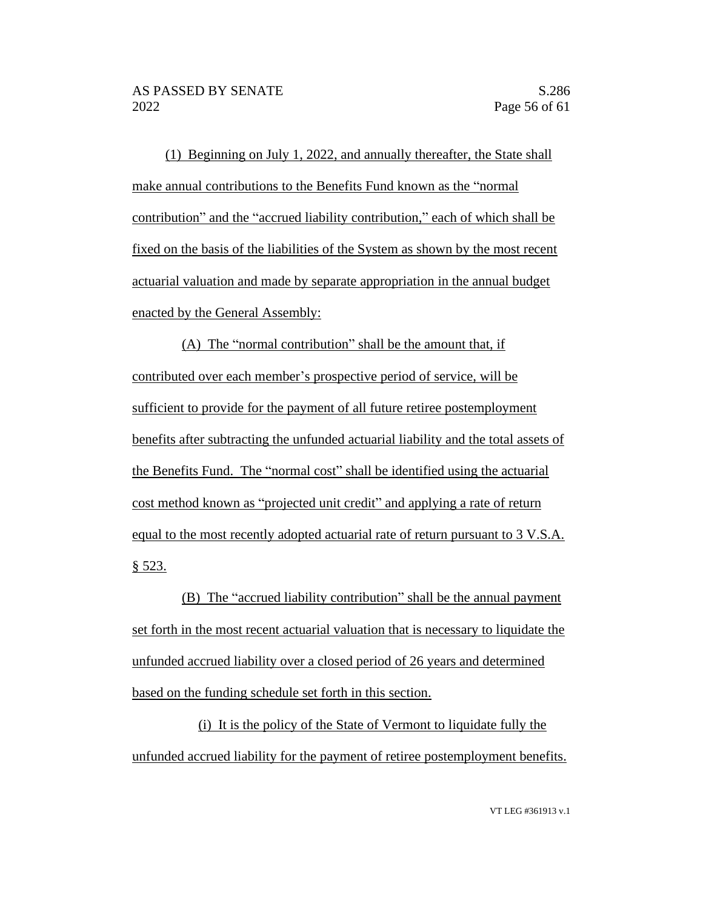(1) Beginning on July 1, 2022, and annually thereafter, the State shall make annual contributions to the Benefits Fund known as the "normal contribution" and the "accrued liability contribution," each of which shall be fixed on the basis of the liabilities of the System as shown by the most recent actuarial valuation and made by separate appropriation in the annual budget enacted by the General Assembly:

(A) The "normal contribution" shall be the amount that, if contributed over each member's prospective period of service, will be sufficient to provide for the payment of all future retiree postemployment benefits after subtracting the unfunded actuarial liability and the total assets of the Benefits Fund. The "normal cost" shall be identified using the actuarial cost method known as "projected unit credit" and applying a rate of return equal to the most recently adopted actuarial rate of return pursuant to 3 V.S.A. § 523.

(B) The "accrued liability contribution" shall be the annual payment set forth in the most recent actuarial valuation that is necessary to liquidate the unfunded accrued liability over a closed period of 26 years and determined based on the funding schedule set forth in this section.

(i) It is the policy of the State of Vermont to liquidate fully the unfunded accrued liability for the payment of retiree postemployment benefits.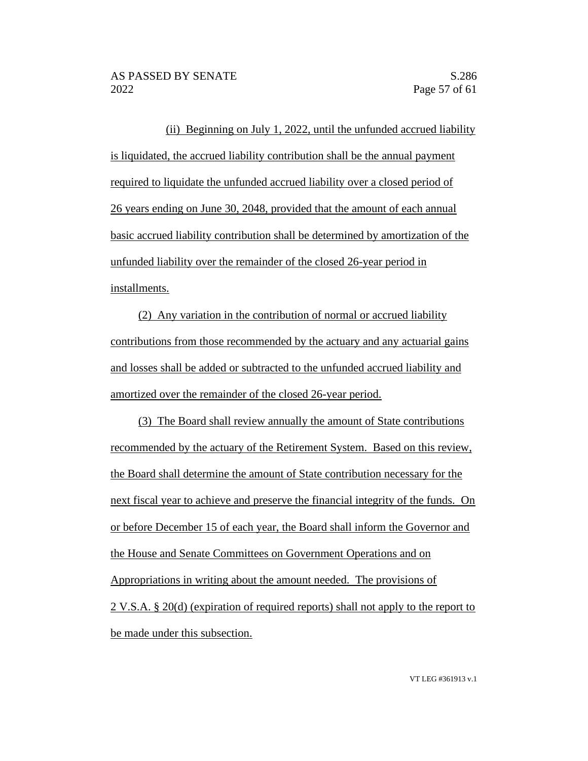(ii) Beginning on July 1, 2022, until the unfunded accrued liability is liquidated, the accrued liability contribution shall be the annual payment required to liquidate the unfunded accrued liability over a closed period of 26 years ending on June 30, 2048, provided that the amount of each annual basic accrued liability contribution shall be determined by amortization of the unfunded liability over the remainder of the closed 26-year period in installments.

(2) Any variation in the contribution of normal or accrued liability contributions from those recommended by the actuary and any actuarial gains and losses shall be added or subtracted to the unfunded accrued liability and amortized over the remainder of the closed 26-year period.

(3) The Board shall review annually the amount of State contributions recommended by the actuary of the Retirement System. Based on this review, the Board shall determine the amount of State contribution necessary for the next fiscal year to achieve and preserve the financial integrity of the funds. On or before December 15 of each year, the Board shall inform the Governor and the House and Senate Committees on Government Operations and on Appropriations in writing about the amount needed. The provisions of 2 V.S.A. § 20(d) (expiration of required reports) shall not apply to the report to be made under this subsection.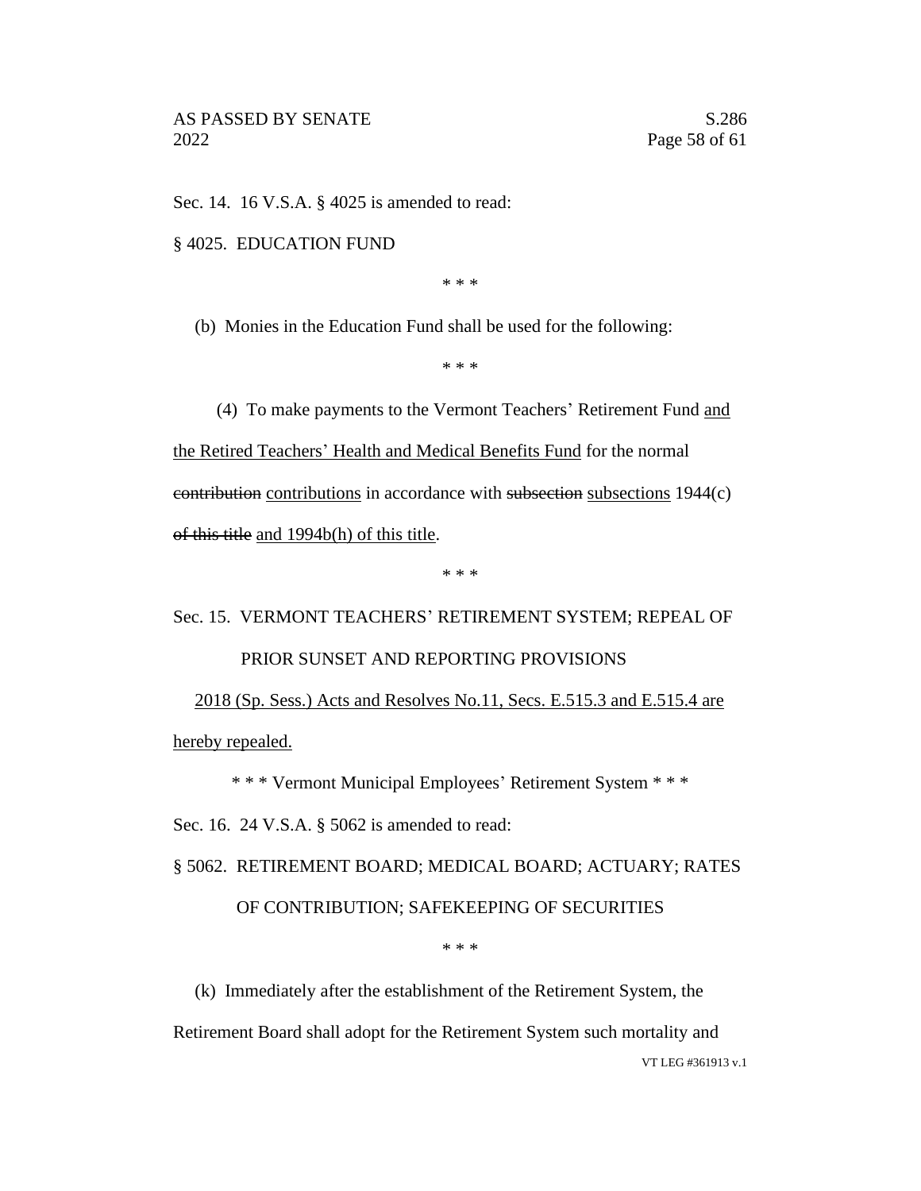Sec. 14. 16 V.S.A. § 4025 is amended to read:

§ 4025. EDUCATION FUND

\* \* \*

(b) Monies in the Education Fund shall be used for the following:

\* \* \*

(4) To make payments to the Vermont Teachers' Retirement Fund <u>and the Retired Teachers' Health and Medical Benefits Fund</u> for the normal ~~contribution~~ <u>contributions</u> in accordance with ~~subsection~~ <u>subsections</u> 1944(c) ~~of this title~~ <u>and 1994b(h) of this title</u>.

\* \* \*

Sec. 15. VERMONT TEACHERS' RETIREMENT SYSTEM; REPEAL OF PRIOR SUNSET AND REPORTING PROVISIONS

<u>2018 (Sp. Sess.) Acts and Resolves No.11, Secs. E.515.3 and E.515.4 are hereby repealed.</u>

\* \* \* Vermont Municipal Employees' Retirement System \* \* \*

Sec. 16. 24 V.S.A. § 5062 is amended to read:

§ 5062. RETIREMENT BOARD; MEDICAL BOARD; ACTUARY; RATES OF CONTRIBUTION; SAFEKEEPING OF SECURITIES

\* \* \*

(k) Immediately after the establishment of the Retirement System, the Retirement Board shall adopt for the Retirement System such mortality and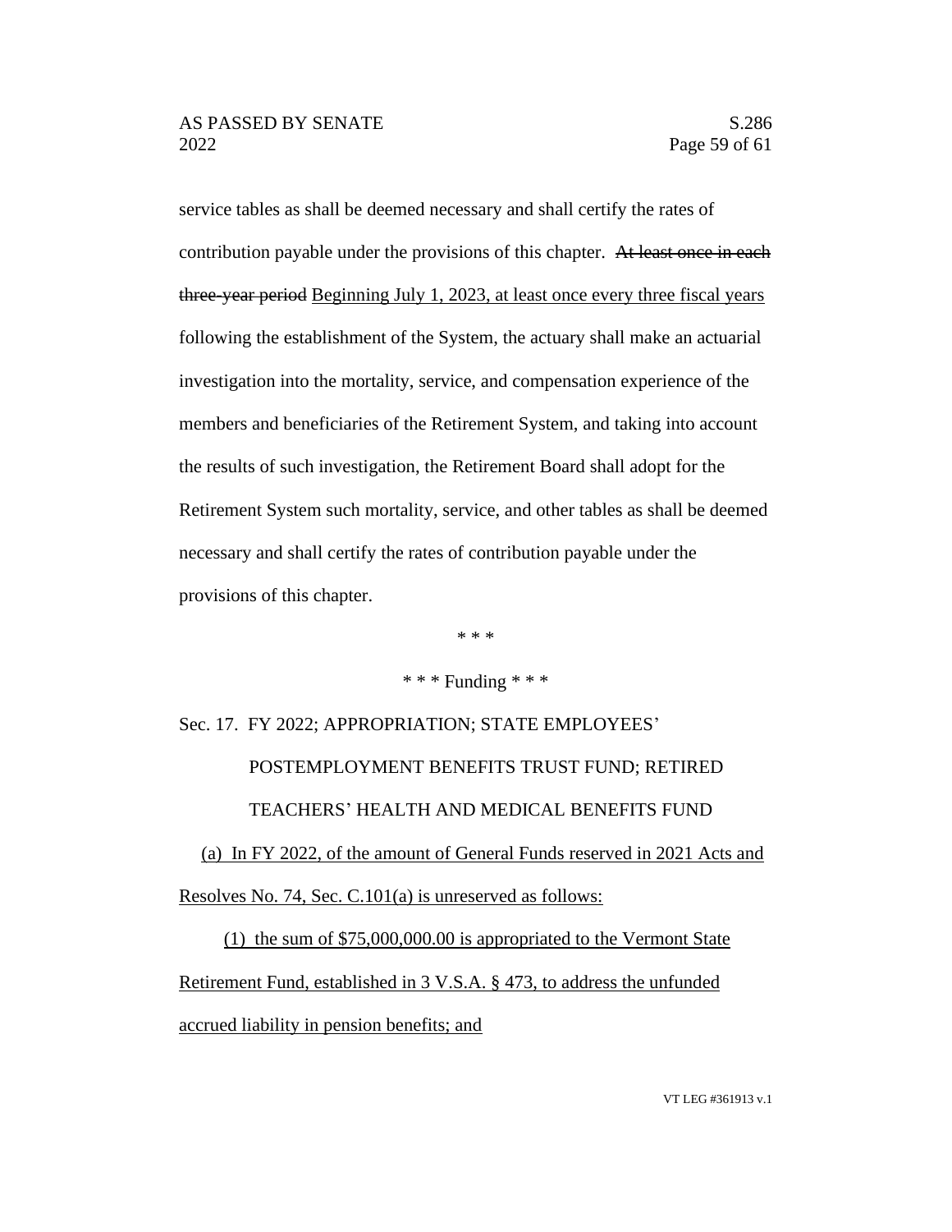service tables as shall be deemed necessary and shall certify the rates of contribution payable under the provisions of this chapter. ~~At least once in each three-year period~~ <u>Beginning July 1, 2023, at least once every three fiscal years</u> following the establishment of the System, the actuary shall make an actuarial investigation into the mortality, service, and compensation experience of the members and beneficiaries of the Retirement System, and taking into account the results of such investigation, the Retirement Board shall adopt for the Retirement System such mortality, service, and other tables as shall be deemed necessary and shall certify the rates of contribution payable under the provisions of this chapter.

\* \* \*

\* \* \* Funding \* \* \*

Sec. 17. FY 2022; APPROPRIATION; STATE EMPLOYEES' POSTEMPLOYMENT BENEFITS TRUST FUND; RETIRED TEACHERS' HEALTH AND MEDICAL BENEFITS FUND

<u>(a) In FY 2022, of the amount of General Funds reserved in 2021 Acts and Resolves No. 74, Sec. C.101(a) is unreserved as follows:</u>

<u>(1) the sum of $75,000,000.00 is appropriated to the Vermont State Retirement Fund, established in 3 V.S.A. § 473, to address the unfunded accrued liability in pension benefits; and</u>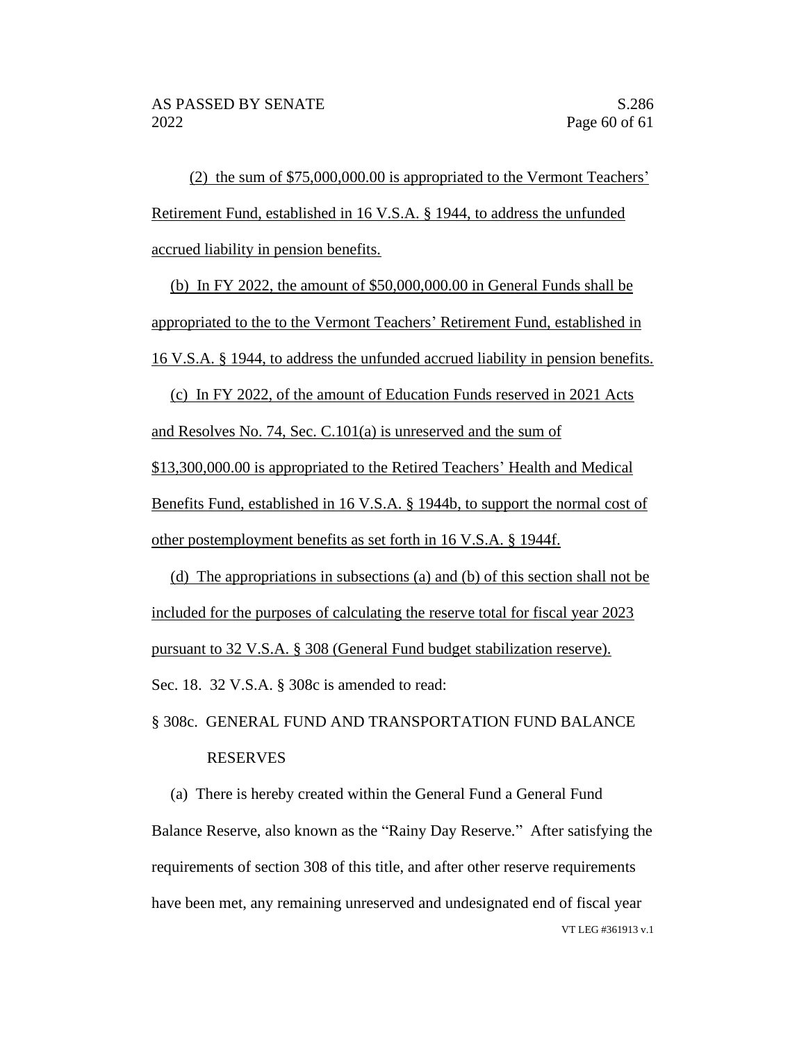(2) the sum of $75,000,000.00 is appropriated to the Vermont Teachers' Retirement Fund, established in 16 V.S.A. § 1944, to address the unfunded accrued liability in pension benefits.

(b) In FY 2022, the amount of $50,000,000.00 in General Funds shall be appropriated to the to the Vermont Teachers' Retirement Fund, established in 16 V.S.A. § 1944, to address the unfunded accrued liability in pension benefits.

(c) In FY 2022, of the amount of Education Funds reserved in 2021 Acts and Resolves No. 74, Sec. C.101(a) is unreserved and the sum of $13,300,000.00 is appropriated to the Retired Teachers' Health and Medical Benefits Fund, established in 16 V.S.A. § 1944b, to support the normal cost of other postemployment benefits as set forth in 16 V.S.A. § 1944f.

(d) The appropriations in subsections (a) and (b) of this section shall not be included for the purposes of calculating the reserve total for fiscal year 2023 pursuant to 32 V.S.A. § 308 (General Fund budget stabilization reserve).

Sec. 18. 32 V.S.A. § 308c is amended to read:

§ 308c. GENERAL FUND AND TRANSPORTATION FUND BALANCE RESERVES

(a) There is hereby created within the General Fund a General Fund Balance Reserve, also known as the "Rainy Day Reserve." After satisfying the requirements of section 308 of this title, and after other reserve requirements have been met, any remaining unreserved and undesignated end of fiscal year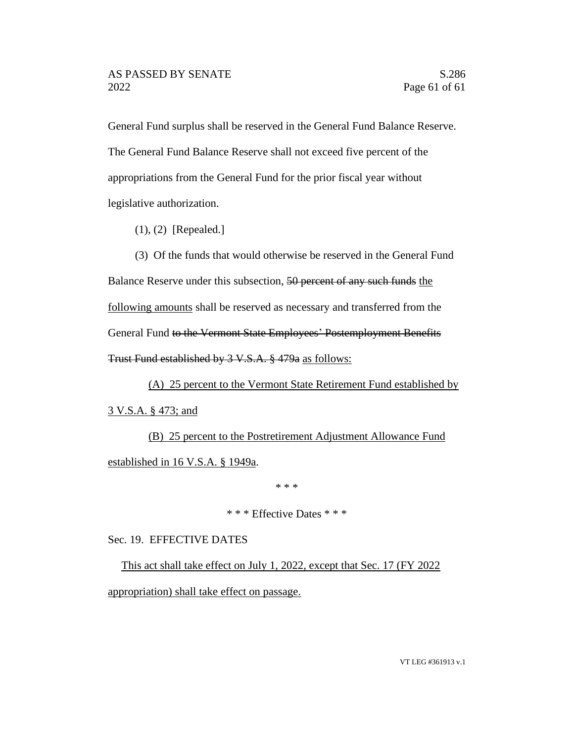General Fund surplus shall be reserved in the General Fund Balance Reserve. The General Fund Balance Reserve shall not exceed five percent of the appropriations from the General Fund for the prior fiscal year without legislative authorization.

(1), (2) [Repealed.]

(3) Of the funds that would otherwise be reserved in the General Fund Balance Reserve under this subsection, ~~50 percent of any such funds~~ <u>the following amounts</u> shall be reserved as necessary and transferred from the General Fund ~~to the Vermont State Employees' Postemployment Benefits Trust Fund established by 3 V.S.A. § 479a~~ <u>as follows:</u>

<u>(A) 25 percent to the Vermont State Retirement Fund established by 3 V.S.A. § 473; and</u>

<u>(B) 25 percent to the Postretirement Adjustment Allowance Fund established in 16 V.S.A. § 1949a</u>.

\* \* \*

\* \* \* Effective Dates \* \* \*

Sec. 19. EFFECTIVE DATES

<u>This act shall take effect on July 1, 2022, except that Sec. 17 (FY 2022 appropriation) shall take effect on passage.</u>